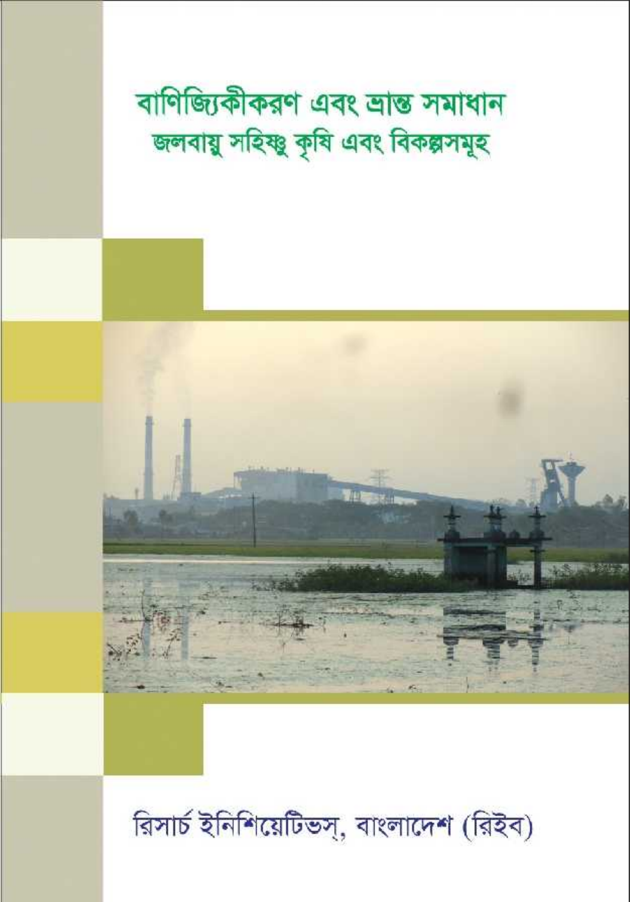# বাণিজ্যিকীকরণ এবং ভ্রান্ত সমাধান

## জলবায়ু সহিষ্ণু কৃষি এবং বিকল্পসমূহ

রিসার্চ ইনিশিয়েটিভস্, বাংলাদেশ (রিইব)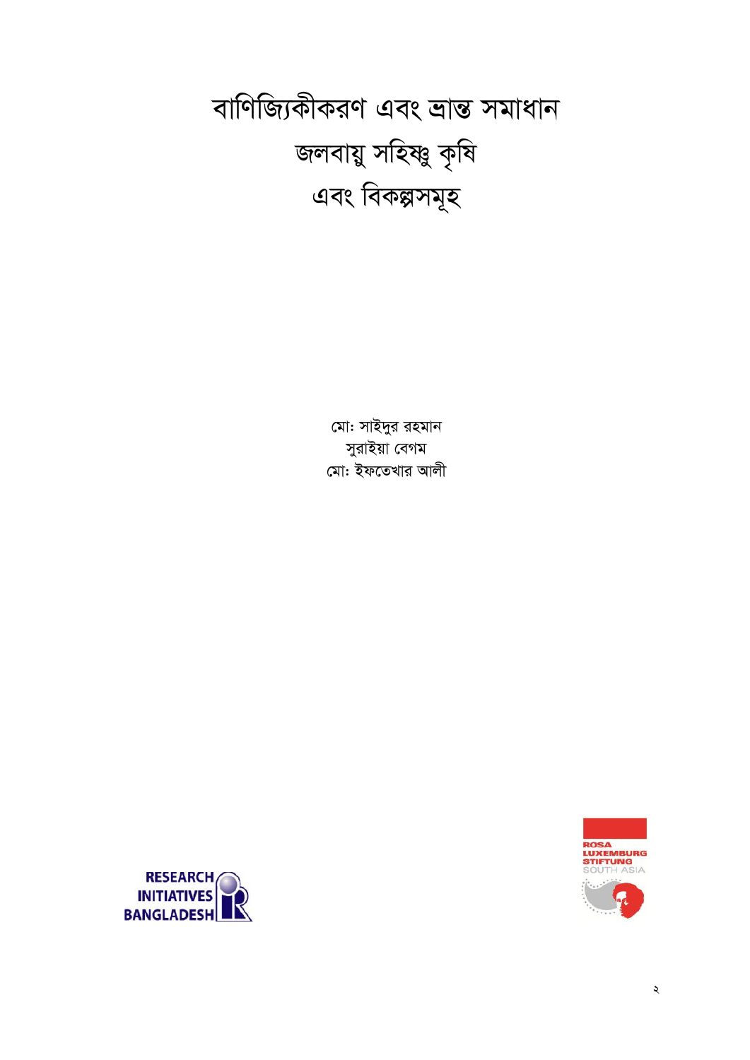# বাণিজ্যিকীকরণ এবং ভ্রান্ত সমাধান
# জলবায়ু সহিষ্ণু কৃষি
# এবং বিকল্পসমূহ

মো: সাইদুর রহমান

সুরাইয়া বেগম

মো: ইফতেখার আলী

RESEARCH INITIATIVES BANGLADESH

ROSA LUXEMBURG STIFTUNG SOUTH ASIA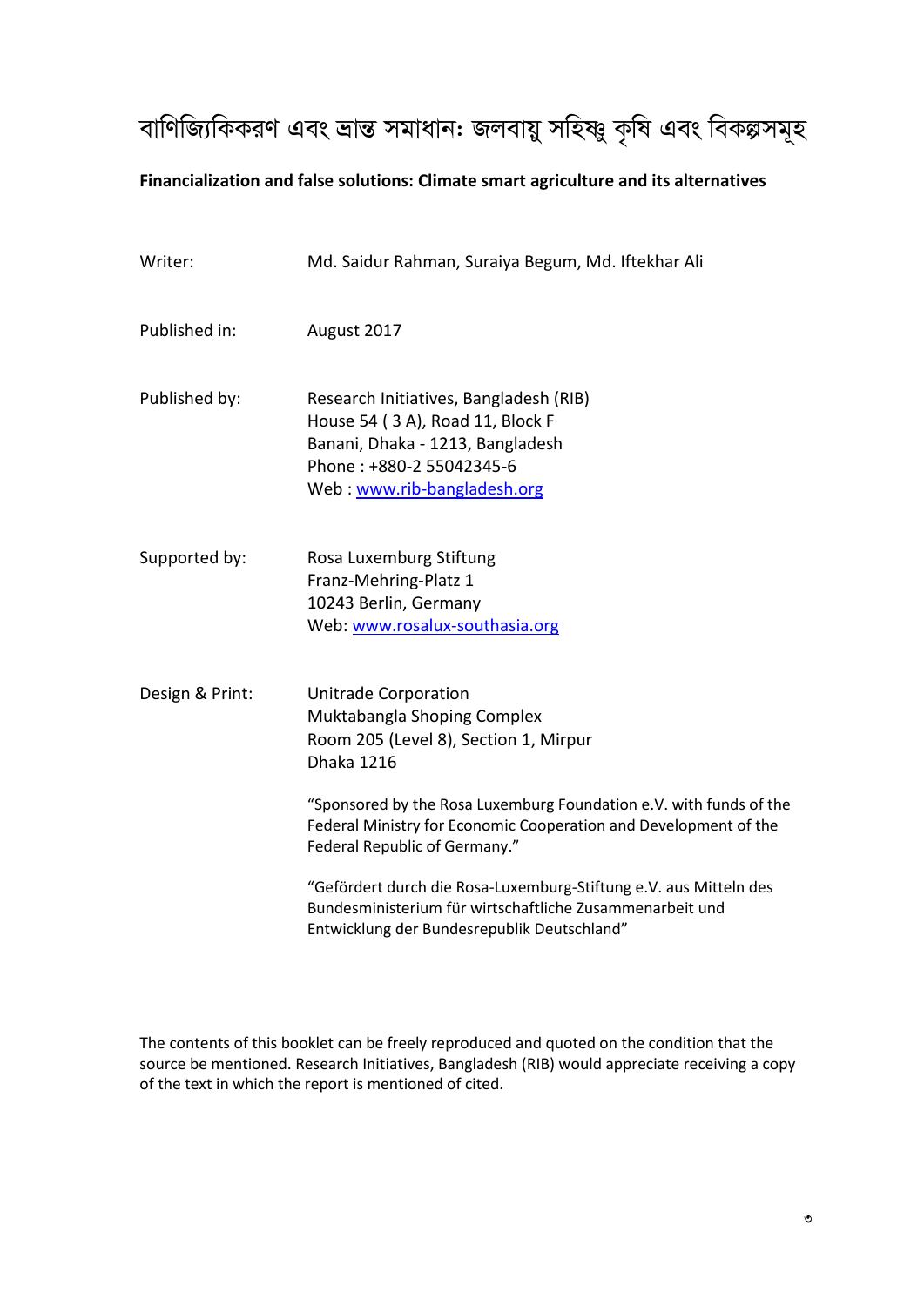# বাণিজ্যিকিকরণ এবং ভ্রান্ত সমাধান: জলবায়ু সহিষ্ণু কৃষি এবং বিকল্পসমূহ

**Financialization and false solutions: Climate smart agriculture and its alternatives**

| | |
|---|---|
| Writer: | Md. Saidur Rahman, Suraiya Begum, Md. Iftekhar Ali |
| Published in: | August 2017 |
| Published by: | Research Initiatives, Bangladesh (RIB)<br>House 54 ( 3 A), Road 11, Block F<br>Banani, Dhaka - 1213, Bangladesh<br>Phone : +880-2 55042345-6<br>Web : www.rib-bangladesh.org |
| Supported by: | Rosa Luxemburg Stiftung<br>Franz-Mehring-Platz 1<br>10243 Berlin, Germany<br>Web: www.rosalux-southasia.org |
| Design & Print: | Unitrade Corporation<br>Muktabangla Shoping Complex<br>Room 205 (Level 8), Section 1, Mirpur<br>Dhaka 1216 |

"Sponsored by the Rosa Luxemburg Foundation e.V. with funds of the Federal Ministry for Economic Cooperation and Development of the Federal Republic of Germany."

"Gefördert durch die Rosa-Luxemburg-Stiftung e.V. aus Mitteln des Bundesministerium für wirtschaftliche Zusammenarbeit und Entwicklung der Bundesrepublik Deutschland"

The contents of this booklet can be freely reproduced and quoted on the condition that the source be mentioned. Research Initiatives, Bangladesh (RIB) would appreciate receiving a copy of the text in which the report is mentioned of cited.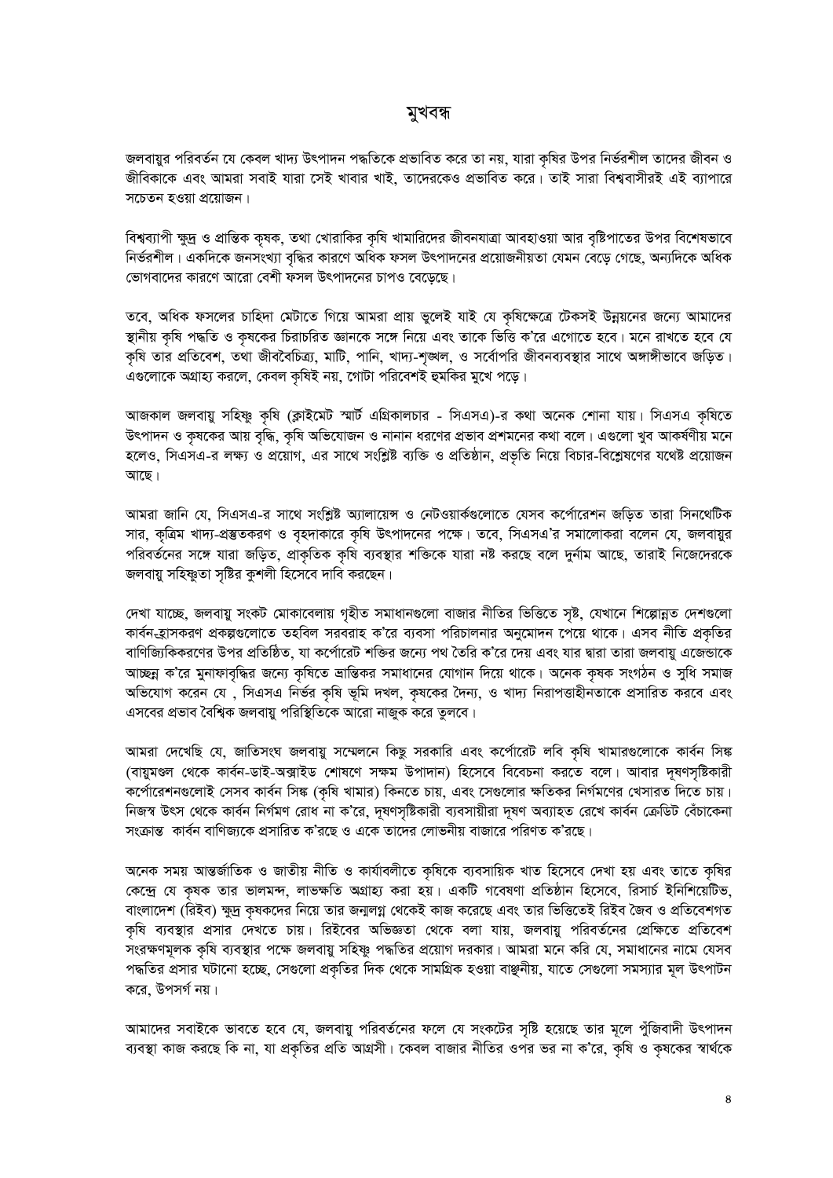# মুখবন্ধ

জলবায়ুর পরিবর্তন যে কেবল খাদ্য উৎপাদন পদ্ধতিকে প্রভাবিত করে তা নয়, যারা কৃষির উপর নির্ভরশীল তাদের জীবন ও জীবিকাকে এবং আমরা সবাই যারা সেই খাবার খাই, তাদেরকেও প্রভাবিত করে। তাই সারা বিশ্ববাসীরই এই ব্যাপারে সচেতন হওয়া প্রয়োজন।

বিশ্বব্যাপী ক্ষুদ্র ও প্রান্তিক কৃষক, তথা খোরাকির কৃষি খামারিদের জীবনযাত্রা আবহাওয়া আর বৃষ্টিপাতের উপর বিশেষভাবে নির্ভরশীল। একদিকে জনসংখ্যা বৃদ্ধির কারণে অধিক ফসল উৎপাদনের প্রয়োজনীয়তা যেমন বেড়ে গেছে, অন্যদিকে অধিক ভোগবাদের কারণে আরো বেশী ফসল উৎপাদনের চাপও বেড়েছে।

তবে, অধিক ফসলের চাহিদা মেটাতে গিয়ে আমরা প্রায় ভুলেই যাই যে কৃষিক্ষেত্রে টেকসই উন্নয়নের জন্যে আমাদের স্থানীয় কৃষি পদ্ধতি ও কৃষকের চিরাচরিত জ্ঞানকে সঙ্গে নিয়ে এবং তাকে ভিত্তি ক'রে এগোতে হবে। মনে রাখতে হবে যে কৃষি তার প্রতিবেশ, তথা জীববৈচিত্র্য, মাটি, পানি, খাদ্য-শৃঙ্খল, ও সর্বোপরি জীবনব্যবস্থার সাথে অঙ্গাঙ্গীভাবে জড়িত। এগুলোকে অগ্রাহ্য করলে, কেবল কৃষিই নয়, গোটা পরিবেশই হুমকির মুখে পড়ে।

আজকাল জলবায়ু সহিষ্ণু কৃষি (ক্লাইমেট স্মার্ট এগ্রিকালচার - সিএসএ)-র কথা অনেক শোনা যায়। সিএসএ কৃষিতে উৎপাদন ও কৃষকের আয় বৃদ্ধি, কৃষি অভিযোজন ও নানান ধরণের প্রভাব প্রশমনের কথা বলে। এগুলো খুব আকর্ষণীয় মনে হলেও, সিএসএ-র লক্ষ্য ও প্রয়োগ, এর সাথে সংশ্লিষ্ট ব্যক্তি ও প্রতিষ্ঠান, প্রভৃতি নিয়ে বিচার-বিশ্লেষণের যথেষ্ট প্রয়োজন আছে।

আমরা জানি যে, সিএসএ-র সাথে সংশ্লিষ্ট অ্যালায়েন্স ও নেটওয়ার্কগুলোতে যেসব কর্পোরেশন জড়িত তারা সিনথেটিক সার, কৃত্রিম খাদ্য-প্রস্তুতকরণ ও বৃহদাকারে কৃষি উৎপাদনের পক্ষে। তবে, সিএসএ'র সমালোকরা বলেন যে, জলবায়ুর পরিবর্তনের সঙ্গে যারা জড়িত, প্রাকৃতিক কৃষি ব্যবস্থার শক্তিকে যারা নষ্ট করছে বলে দুর্নাম আছে, তারাই নিজেদেরকে জলবায়ু সহিষ্ণুতা সৃষ্টির কুশলী হিসেবে দাবি করছেন।

দেখা যাচ্ছে, জলবায়ু সংকট মোকাবেলায় গৃহীত সমাধানগুলো বাজার নীতির ভিত্তিতে সৃষ্ট, যেখানে শিল্পোন্নত দেশগুলো কার্বন-হ্রাসকরণ প্রকল্পগুলোতে তহবিল সরবরাহ ক'রে ব্যবসা পরিচালনার অনুমোদন পেয়ে থাকে। এসব নীতি প্রকৃতির বাণিজ্যিকিকরণের উপর প্রতিষ্ঠিত, যা কর্পোরেট শক্তির জন্যে পথ তৈরি ক'রে দেয় এবং যার দ্বারা তারা জলবায়ু এজেন্ডাকে আচ্ছন্ন ক'রে মুনাফাবৃদ্ধির জন্যে কৃষিতে ভ্রান্তিকর সমাধানের যোগান দিয়ে থাকে। অনেক কৃষক সংগঠন ও সুধি সমাজ অভিযোগ করেন যে , সিএসএ নির্ভর কৃষি ভূমি দখল, কৃষকের দৈন্য, ও খাদ্য নিরাপত্তাহীনতাকে প্রসারিত করবে এবং এসবের প্রভাব বৈশ্বিক জলবায়ু পরিস্থিতিকে আরো নাজুক করে তুলবে।

আমরা দেখেছি যে, জাতিসংঘ জলবায়ু সম্মেলনে কিছু সরকারি এবং কর্পোরেট লবি কৃষি খামারগুলোকে কার্বন সিঙ্ক (বায়ুমণ্ডল থেকে কার্বন-ডাই-অক্সাইড শোষণে সক্ষম উপাদান) হিসেবে বিবেচনা করতে বলে। আবার দূষণসৃষ্টিকারী কর্পোরেশনগুলোই সেসব কার্বন সিঙ্ক (কৃষি খামার) কিনতে চায়, এবং সেগুলোর ক্ষতিকর নির্গমণের খেসারত দিতে চায়। নিজস্ব উৎস থেকে কার্বন নির্গমণ রোধ না ক'রে, দূষণসৃষ্টিকারী ব্যবসায়ীরা দূষণ অব্যাহত রেখে কার্বন ক্রেডিট বেঁচাকেনা সংক্রান্ত কার্বন বাণিজ্যকে প্রসারিত ক'রছে ও একে তাদের লোভনীয় বাজারে পরিণত ক'রছে।

অনেক সময় আন্তর্জাতিক ও জাতীয় নীতি ও কার্যাবলীতে কৃষিকে ব্যবসায়িক খাত হিসেবে দেখা হয় এবং তাতে কৃষির কেন্দ্রে যে কৃষক তার ভালমন্দ, লাভক্ষতি অগ্রাহ্য করা হয়। একটি গবেষণা প্রতিষ্ঠান হিসেবে, রিসার্চ ইনিশিয়েটিভ, বাংলাদেশ (রিইব) ক্ষুদ্র কৃষকদের নিয়ে তার জন্মলগ্ন থেকেই কাজ করেছে এবং তার ভিত্তিতেই রিইব জৈব ও প্রতিবেশগত কৃষি ব্যবস্থার প্রসার দেখতে চায়। রিইবের অভিজ্ঞতা থেকে বলা যায়, জলবায়ু পরিবর্তনের প্রেক্ষিতে প্রতিবেশ সংরক্ষণমূলক কৃষি ব্যবস্থার পক্ষে জলবায়ু সহিষ্ণু পদ্ধতির প্রয়োগ দরকার। আমরা মনে করি যে, সমাধানের নামে যেসব পদ্ধতির প্রসার ঘটানো হচ্ছে, সেগুলো প্রকৃতির দিক থেকে সামগ্রিক হওয়া বাঞ্ছনীয়, যাতে সেগুলো সমস্যার মূল উৎপাটন করে, উপসর্গ নয়।

আমাদের সবাইকে ভাবতে হবে যে, জলবায়ু পরিবর্তনের ফলে যে সংকটের সৃষ্টি হয়েছে তার মূলে পুঁজিবাদী উৎপাদন ব্যবস্থা কাজ করছে কি না, যা প্রকৃতির প্রতি আগ্রসী। কেবল বাজার নীতির ওপর ভর না ক'রে, কৃষি ও কৃষকের স্বার্থকে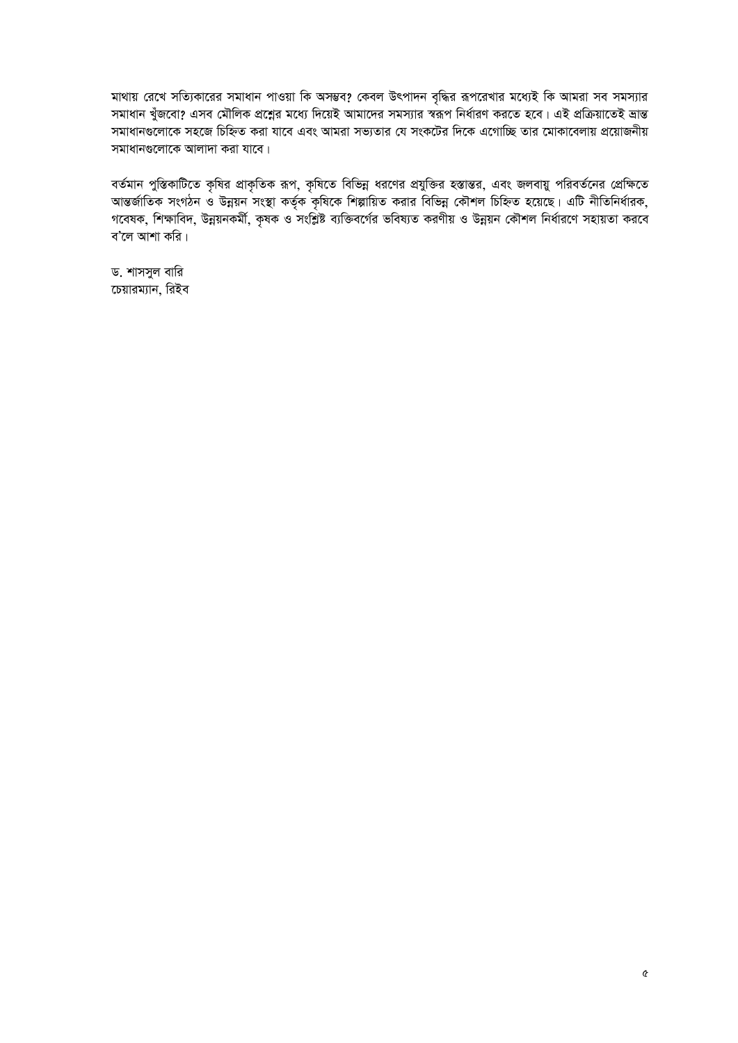মাথায় রেখে সত্যিকারের সমাধান পাওয়া কি অসম্ভব? কেবল উৎপাদন বৃদ্ধির রূপরেখার মধ্যেই কি আমরা সব সমস্যার সমাধান খুঁজবো? এসব মৌলিক প্রশ্নের মধ্যে দিয়েই আমাদের সমস্যার স্বরূপ নির্ধারণ করতে হবে। এই প্রক্রিয়াতেই ভ্রান্ত সমাধানগুলোকে সহজে চিহ্নিত করা যাবে এবং আমরা সভ্যতার যে সংকটের দিকে এগোচ্ছি তার মোকাবেলায় প্রয়োজনীয় সমাধানগুলোকে আলাদা করা যাবে।

বর্তমান পুস্তিকাটিতে কৃষির প্রাকৃতিক রূপ, কৃষিতে বিভিন্ন ধরণের প্রযুক্তির হস্তান্তর, এবং জলবায়ু পরিবর্তনের প্রেক্ষিতে আন্তর্জাতিক সংগঠন ও উন্নয়ন সংস্থা কর্তৃক কৃষিকে শিল্পায়িত করার বিভিন্ন কৌশল চিহ্নিত হয়েছে। এটি নীতিনির্ধারক, গবেষক, শিক্ষাবিদ, উন্নয়নকর্মী, কৃষক ও সংশ্লিষ্ট ব্যক্তিবর্গের ভবিষ্যত করণীয় ও উন্নয়ন কৌশল নির্ধারণে সহায়তা করবে ব'লে আশা করি।

ড. শামসুল বারি
চেয়ারম্যান, রিইব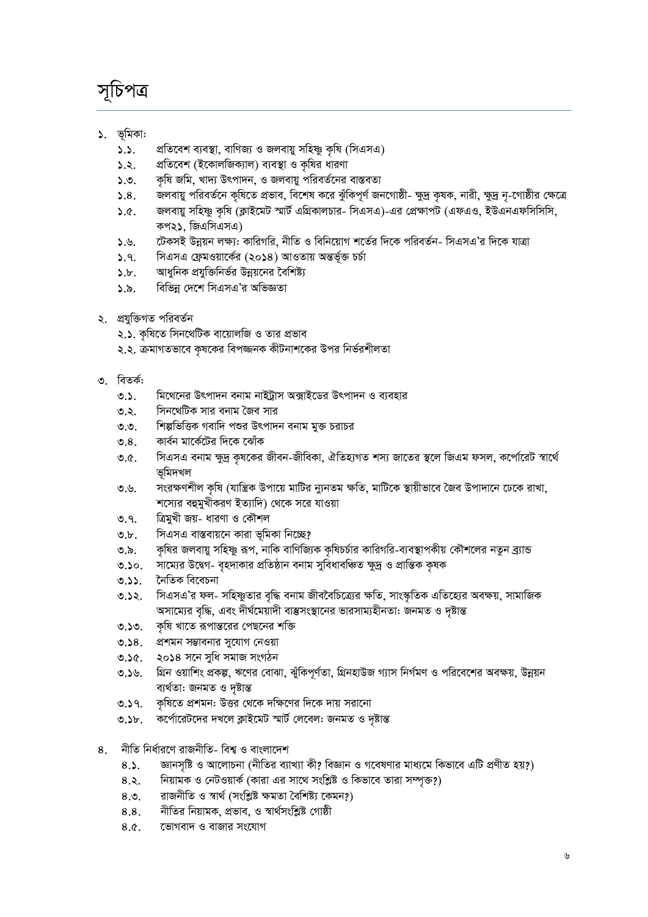# সূচিপত্র

১. ভূমিকা:
   - ১.১. প্রতিবেশ ব্যবস্থা, বাণিজ্য ও জলবায়ু সহিষ্ণু কৃষি (সিএসএ)
   - ১.২. প্রতিবেশ (ইকোলজিক্যাল) ব্যবস্থা ও কৃষির ধারণা
   - ১.৩. কৃষি জমি, খাদ্য উৎপাদন, ও জলবায়ু পরিবর্তনের বাস্তবতা
   - ১.৪. জলবায়ু পরিবর্তনে কৃষিতে প্রভাব, বিশেষ করে ঝুঁকিপূর্ণ জনগোষ্ঠী- ক্ষুদ্র কৃষক, নারী, ক্ষুদ্র নৃ-গোষ্ঠীর ক্ষেত্রে
   - ১.৫. জলবায়ু সহিষ্ণু কৃষি (ক্লাইমেট স্মার্ট এগ্রিকালচার- সিএসএ)-এর প্রেক্ষাপট (এফএও, ইউএনএফসিসিসি, কপ২১, জিএসিএসএ)
   - ১.৬. টেকসই উন্নয়ন লক্ষ্য: কারিগরি, নীতি ও বিনিয়োগ শর্তের দিকে পরিবর্তন- সিএসএ'র দিকে যাত্রা
   - ১.৭. সিএসএ ফ্রেমওয়ার্কের (২০১৪) আওতায় অন্তর্ভূক্ত চর্চা
   - ১.৮. আধুনিক প্রযুক্তিনির্ভর উন্নয়নের বৈশিষ্ট্য
   - ১.৯. বিভিন্ন দেশে সিএসএ'র অভিজ্ঞতা

২. প্রযুক্তিগত পরিবর্তন
   - ২.১. কৃষিতে সিনথেটিক বায়োলজি ও তার প্রভাব
   - ২.২. ক্রমাগতভাবে কৃষকের বিপজ্জনক কীটনাশকের উপর নির্ভরশীলতা

৩. বিতর্ক:
   - ৩.১. মিথেনের উৎপাদন বনাম নাইট্রাস অক্সাইডের উৎপাদন ও ব্যবহার
   - ৩.২. সিনথেটিক সার বনাম জৈব সার
   - ৩.৩. শিল্পভিত্তিক গবাদি পশুর উৎপাদন বনাম মুক্ত চরাচর
   - ৩.৪. কার্বন মার্কেটের দিকে ঝোঁক
   - ৩.৫. সিএসএ বনাম ক্ষুদ্র কৃষকের জীবন-জীবিকা, ঐতিহ্যগত শস্য জাতের স্থলে জিএম ফসল, কর্পোরেট স্বার্থে ভূমিদখল
   - ৩.৬. সংরক্ষণশীল কৃষি (যান্ত্রিক উপায়ে মাটির ন্যূনতম ক্ষতি, মাটিকে স্থায়ীভাবে জৈব উপাদানে ঢেকে রাখা, শস্যের বহুমুখীকরণ ইত্যাদি) থেকে সরে যাওয়া
   - ৩.৭. ত্রিমুখী জয়- ধারণা ও কৌশল
   - ৩.৮. সিএসএ বাস্তবায়নে কারা ভূমিকা নিচ্ছে?
   - ৩.৯. কৃষির জলবায়ু সহিষ্ণু রূপ, নাকি বাণিজ্যিক কৃষিচর্চার কারিগরি-ব্যবস্থাপকীয় কৌশলের নতুন ব্র্যান্ড
   - ৩.১০. সাম্যের উদ্বেগ- বৃহদাকার প্রতিষ্ঠান বনাম সুবিধাবঞ্চিত ক্ষুদ্র ও প্রান্তিক কৃষক
   - ৩.১১. নৈতিক বিবেচনা
   - ৩.১২. সিএসএ'র ফল- সহিষ্ণুতার বৃদ্ধি বনাম জীববৈচিত্র্যের ক্ষতি, সাংস্কৃতিক এতিহ্যের অবক্ষয়, সামাজিক অসাম্যের বৃদ্ধি, এবং দীর্ঘমেয়াদী বাস্তুসংস্থানের ভারসাম্যহীনতা: জনমত ও দৃষ্টান্ত
   - ৩.১৩. কৃষি খাতে রূপান্তরের পেছনের শক্তি
   - ৩.১৪. প্রশমন সম্ভাবনার সুযোগ নেওয়া
   - ৩.১৫. ২০১৪ সনে সুধি সমাজ সংগঠন
   - ৩.১৬. গ্রিন ওয়াশিং প্রকল্প, ঋণের বোঝা, ঝুঁকিপূর্ণতা, গ্রিনহাউজ গ্যাস নির্গমণ ও পরিবেশের অবক্ষয়, উন্নয়ন ব্যর্থতা: জনমত ও দৃষ্টান্ত
   - ৩.১৭. কৃষিতে প্রশমন: উত্তর থেকে দক্ষিণের দিকে দায় সরানো
   - ৩.১৮. কর্পোরেটদের দখলে ক্লাইমেট স্মার্ট লেবেল: জনমত ও দৃষ্টান্ত

৪. নীতি নির্ধারণে রাজনীতি- বিশ্ব ও বাংলাদেশ
   - ৪.১. জ্ঞানসৃষ্টি ও আলোচনা (নীতির ব্যাখ্যা কী? বিজ্ঞান ও গবেষণার মাধ্যমে কিভাবে এটি প্রণীত হয়?)
   - ৪.২. নিয়ামক ও নেটওয়ার্ক (কারা এর সাথে সংশ্লিষ্ট ও কিভাবে তারা সম্পৃক্ত?)
   - ৪.৩. রাজনীতি ও স্বার্থ (সংশ্লিষ্ট ক্ষমতা বৈশিষ্ট্য কেমন?)
   - ৪.৪. নীতির নিয়ামক, প্রভাব, ও স্বার্থসংশ্লিষ্ট গোষ্ঠী
   - ৪.৫. ভোগবাদ ও বাজার সংযোগ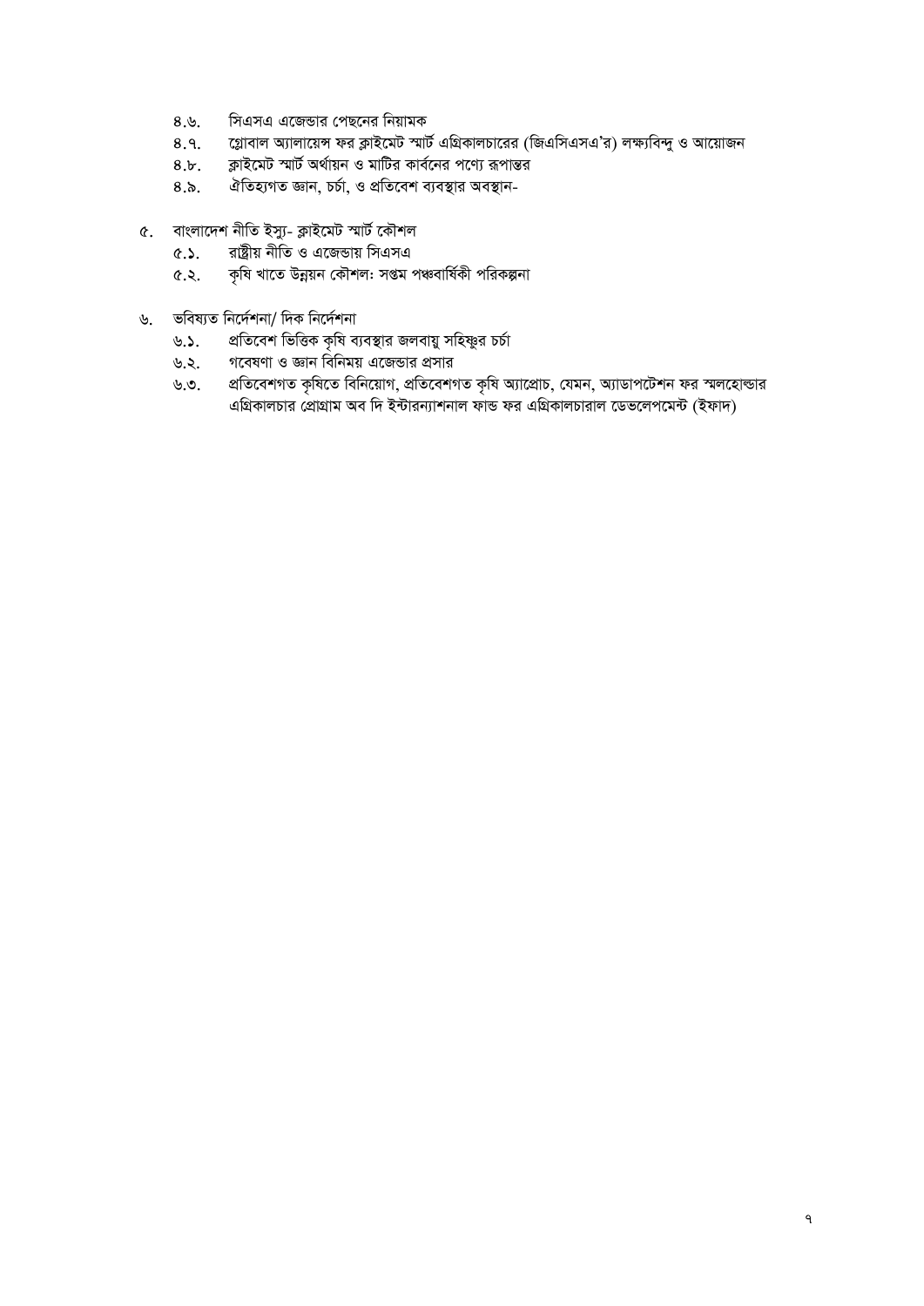- ৪.৬. সিএসএ এজেন্ডার পেছনের নিয়ামক
- ৪.৭. গ্লোবাল অ্যালায়েন্স ফর ক্লাইমেট স্মার্ট এগ্রিকালচারের (জিএসিএসএ'র) লক্ষ্যবিন্দু ও আয়োজন
- ৪.৮. ক্লাইমেট স্মার্ট অর্থায়ন ও মাটির কার্বনের পণ্যে রূপান্তর
- ৪.৯. ঐতিহ্যগত জ্ঞান, চর্চা, ও প্রতিবেশ ব্যবস্থার অবস্থান-

৫. বাংলাদেশ নীতি ইস্যু- ক্লাইমেট স্মার্ট কৌশল
- ৫.১. রাষ্ট্রীয় নীতি ও এজেন্ডায় সিএসএ
- ৫.২. কৃষি খাতে উন্নয়ন কৌশল: সপ্তম পঞ্চবার্ষিকী পরিকল্পনা

৬. ভবিষ্যত নির্দেশনা/ দিক নির্দেশনা
- ৬.১. প্রতিবেশ ভিত্তিক কৃষি ব্যবস্থার জলবায়ু সহিষ্ণুর চর্চা
- ৬.২. গবেষণা ও জ্ঞান বিনিময় এজেন্ডার প্রসার
- ৬.৩. প্রতিবেশগত কৃষিতে বিনিয়োগ, প্রতিবেশগত কৃষি অ্যাপ্রোচ, যেমন, অ্যাডাপটেশন ফর স্মলহোল্ডার এগ্রিকালচার প্রোগ্রাম অব দি ইন্টারন্যাশনাল ফান্ড ফর এগ্রিকালচারাল ডেভেলপমেন্ট (ইফাদ)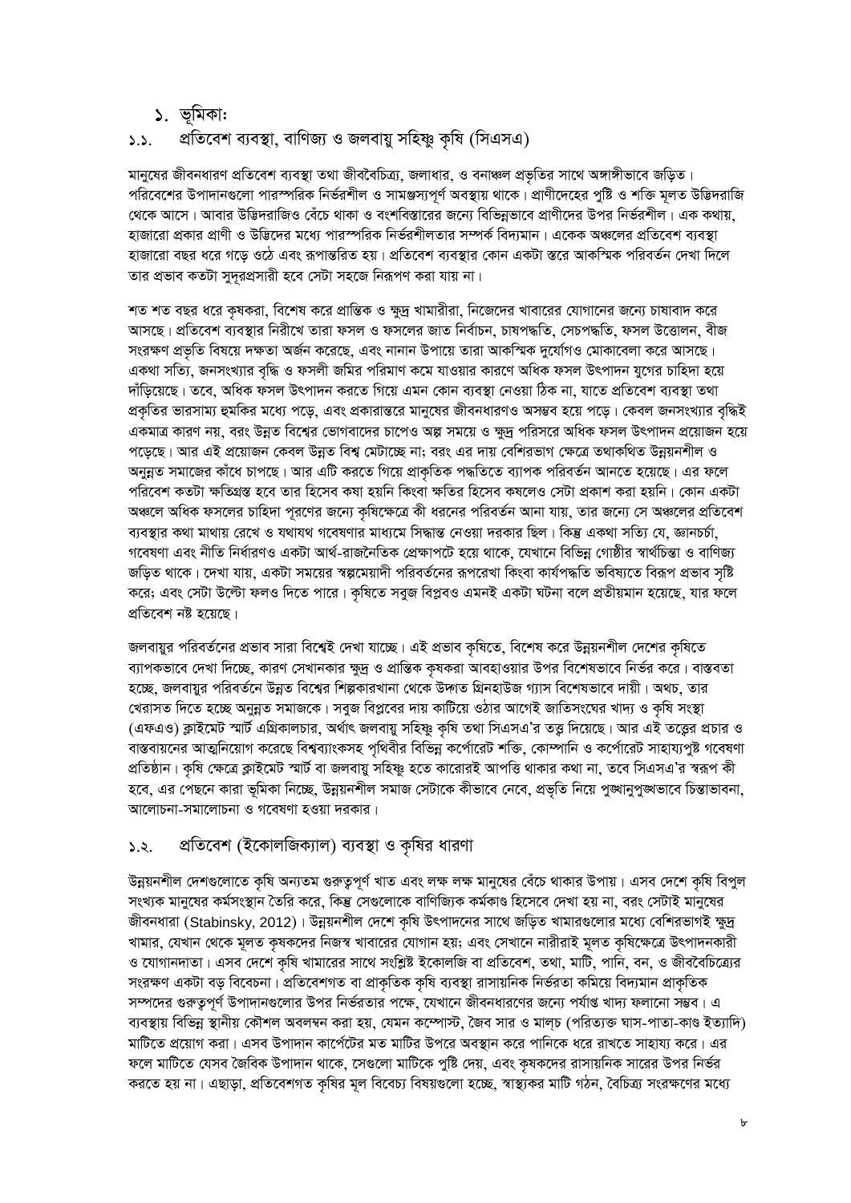# ১. ভূমিকা:

## ১.১. প্রতিবেশ ব্যবস্থা, বাণিজ্য ও জলবায়ু সহিষ্ণু কৃষি (সিএসএ)

মানুষের জীবনধারণ প্রতিবেশ ব্যবস্থা তথা জীববৈচিত্র্য, জলাধার, ও বনাঞ্চল প্রভৃতির সাথে অঙ্গাঙ্গীভাবে জড়িত। পরিবেশের উপাদানগুলো পারস্পরিক নির্ভরশীল ও সামঞ্জস্যপূর্ণ অবস্থায় থাকে। প্রাণীদেহের পুষ্টি ও শক্তি মূলত উদ্ভিদরাজি থেকে আসে। আবার উদ্ভিদরাজিও বেঁচে থাকা ও বংশবিস্তারের জন্যে বিভিন্নভাবে প্রাণীদের উপর নির্ভরশীল। এক কথায়, হাজারো প্রকার প্রাণী ও উদ্ভিদের মধ্যে পারস্পরিক নির্ভরশীলতার সম্পর্ক বিদ্যমান। একেক অঞ্চলের প্রতিবেশ ব্যবস্থা হাজারো বছর ধরে গড়ে ওঠে এবং রূপান্তরিত হয়। প্রতিবেশ ব্যবস্থার কোন একটা স্তরে আকস্মিক পরিবর্তন দেখা দিলে তার প্রভাব কতটা সুদূরপ্রসারী হবে সেটা সহজে নিরূপণ করা যায় না।

শত শত বছর ধরে কৃষকরা, বিশেষ করে প্রান্তিক ও ক্ষুদ্র খামারীরা, নিজেদের খাবারের যোগানের জন্যে চাষাবাদ করে আসছে। প্রতিবেশ ব্যবস্থার নিরীখে তারা ফসল ও ফসলের জাত নির্বাচন, চাষপদ্ধতি, সেচপদ্ধতি, ফসল উত্তোলন, বীজ সংরক্ষণ প্রভৃতি বিষয়ে দক্ষতা অর্জন করেছে, এবং নানান উপায়ে তারা আকস্মিক দুর্যোগও মোকাবেলা করে আসছে। একথা সত্যি, জনসংখ্যার বৃদ্ধি ও ফসলী জমির পরিমাণ কমে যাওয়ার কারণে অধিক ফসল উৎপাদন যুগের চাহিদা হয়ে দাঁড়িয়েছে। তবে, অধিক ফসল উৎপাদন করতে গিয়ে এমন কোন ব্যবস্থা নেওয়া ঠিক না, যাতে প্রতিবেশ ব্যবস্থা তথা প্রকৃতির ভারসাম্য হুমকির মধ্যে পড়ে, এবং প্রকারান্তরে মানুষের জীবনধারণও অসম্ভব হয়ে পড়ে। কেবল জনসংখ্যার বৃদ্ধিই একমাত্র কারণ নয়, বরং উন্নত বিশ্বের ভোগবাদের চাপেও অল্প সময়ে ও ক্ষুদ্র পরিসরে অধিক ফসল উৎপাদন প্রয়োজন হয়ে পড়েছে। আর এই প্রয়োজন কেবল উন্নত বিশ্ব মেটাচ্ছে না; বরং এর দায় বেশিরভাগ ক্ষেত্রে তথাকথিত উন্নয়নশীল ও অনুন্নত সমাজের কাঁধে চাপছে। আর এটি করতে গিয়ে প্রাকৃতিক পদ্ধতিতে ব্যাপক পরিবর্তন আনতে হয়েছে। এর ফলে পরিবেশ কতটা ক্ষতিগ্রস্ত হবে তার হিসেব কষা হয়নি কিংবা ক্ষতির হিসেব কষলেও সেটা প্রকাশ করা হয়নি। কোন একটা অঞ্চলে অধিক ফসলের চাহিদা পূরণের জন্যে কৃষিক্ষেত্রে কী ধরনের পরিবর্তন আনা যায়, তার জন্যে সে অঞ্চলের প্রতিবেশ ব্যবস্থার কথা মাথায় রেখে ও যথাযথ গবেষণার মাধ্যমে সিদ্ধান্ত নেওয়া দরকার ছিল। কিন্তু একথা সত্যি যে, জ্ঞানচর্চা, গবেষণা এবং নীতি নির্ধারণও একটা আর্থ-রাজনৈতিক প্রেক্ষাপটে হয়ে থাকে, যেখানে বিভিন্ন গোষ্ঠীর স্বার্থচিন্তা ও বাণিজ্য জড়িত থাকে। দেখা যায়, একটা সময়ের স্বল্পমেয়াদী পরিবর্তনের রূপরেখা কিংবা কার্যপদ্ধতি ভবিষ্যতে বিরূপ প্রভাব সৃষ্টি করে; এবং সেটা উল্টো ফলও দিতে পারে। কৃষিতে সবুজ বিপ্লবও এমনই একটা ঘটনা বলে প্রতীয়মান হয়েছে, যার ফলে প্রতিবেশ নষ্ট হয়েছে।

জলবায়ুর পরিবর্তনের প্রভাব সারা বিশ্বেই দেখা যাচ্ছে। এই প্রভাব কৃষিতে, বিশেষ করে উন্নয়নশীল দেশের কৃষিতে ব্যাপকভাবে দেখা দিচ্ছে, কারণ সেখানকার ক্ষুদ্র ও প্রান্তিক কৃষকরা আবহাওয়ার উপর বিশেষভাবে নির্ভর করে। বাস্তবতা হচ্ছে, জলবায়ুর পরিবর্তনে উন্নত বিশ্বের শিল্পকারখানা থেকে উদ্গত গ্রিনহাউজ গ্যাস বিশেষভাবে দায়ী। অথচ, তার খেরাসত দিতে হচ্ছে অনুন্নত সমাজকে। সবুজ বিপ্লবের দায় কাটিয়ে ওঠার আগেই জাতিসংঘের খাদ্য ও কৃষি সংস্থা (এফএও) ক্লাইমেট স্মার্ট এগ্রিকালচার, অর্থাৎ জলবায়ু সহিষ্ণু কৃষি তথা সিএসএ'র তত্ত্ব দিয়েছে। আর এই তত্ত্বের প্রচার ও বাস্তবায়নের আত্মনিয়োগ করেছে বিশ্বব্যাংকসহ পৃথিবীর বিভিন্ন কর্পোরেট শক্তি, কোম্পানি ও কর্পোরেট সাহায্যপুষ্ট গবেষণা প্রতিষ্ঠান। কৃষি ক্ষেত্রে ক্লাইমেট স্মার্ট বা জলবায়ু সহিষ্ণু হতে কারোরই আপত্তি থাকার কথা না, তবে সিএসএ'র স্বরূপ কী হবে, এর পেছনে কারা ভূমিকা নিচ্ছে, উন্নয়নশীল সমাজ সেটাকে কীভাবে নেবে, প্রভৃতি নিয়ে পুঙ্খানুপুঙ্খভাবে চিন্তাভাবনা, আলোচনা-সমালোচনা ও গবেষণা হওয়া দরকার।

## ১.২. প্রতিবেশ (ইকোলজিক্যাল) ব্যবস্থা ও কৃষির ধারণা

উন্নয়নশীল দেশগুলোতে কৃষি অন্যতম গুরুত্বপূর্ণ খাত এবং লক্ষ লক্ষ মানুষের বেঁচে থাকার উপায়। এসব দেশে কৃষি বিপুল সংখ্যক মানুষের কর্মসংস্থান তৈরি করে, কিন্তু সেগুলোকে বাণিজ্যিক কর্মকাণ্ড হিসেবে দেখা হয় না, বরং সেটাই মানুষের জীবনধারা (Stabinsky, 2012)। উন্নয়নশীল দেশে কৃষি উৎপাদনের সাথে জড়িত খামারগুলোর মধ্যে বেশিরভাগই ক্ষুদ্র খামার, যেখান থেকে মূলত কৃষকদের নিজস্ব খাবারের যোগান হয়; এবং সেখানে নারীরাই মূলত কৃষিক্ষেত্রে উৎপাদনকারী ও যোগানদাতা। এসব দেশে কৃষি খামারের সাথে সংশ্লিষ্ট ইকোলজি বা প্রতিবেশ, তথা, মাটি, পানি, বন, ও জীববৈচিত্র্যের সংরক্ষণ একটা বড় বিবেচনা। প্রতিবেশগত বা প্রাকৃতিক কৃষি ব্যবস্থা রাসায়নিক নির্ভরতা কমিয়ে বিদ্যমান প্রাকৃতিক সম্পদের গুরুত্বপূর্ণ উপাদানগুলোর উপর নির্ভরতার পক্ষে, যেখানে জীবনধারণের জন্যে পর্যাপ্ত খাদ্য ফলানো সম্ভব। এ ব্যবস্থায় বিভিন্ন স্থানীয় কৌশল অবলম্বন করা হয়, যেমন কম্পোস্ট, জৈব সার ও মালচ (পরিত্যক্ত ঘাস-পাতা-কাণ্ড ইত্যাদি) মাটিতে প্রয়োগ করা। এসব উপাদান কার্পেটের মত মাটির উপরে অবস্থান করে পানিকে ধরে রাখতে সাহায্য করে। এর ফলে মাটিতে যেসব জৈবিক উপাদান থাকে, সেগুলো মাটিকে পুষ্টি দেয়, এবং কৃষকদের রাসায়নিক সারের উপর নির্ভর করতে হয় না। এছাড়া, প্রতিবেশগত কৃষির মূল বিবেচ্য বিষয়গুলো হচ্ছে, স্বাস্থ্যকর মাটি গঠন, বৈচিত্র্য সংরক্ষণের মধ্যে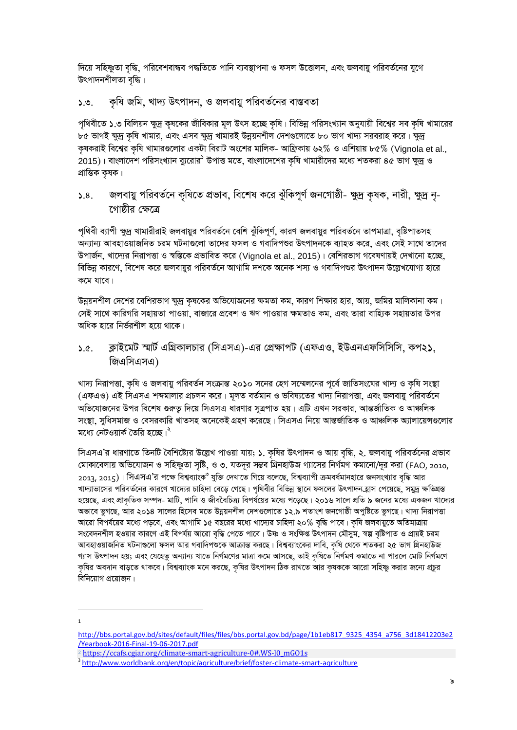দিয়ে সহিষ্ণুতা বৃদ্ধি, পরিবেশবান্ধব পদ্ধতিতে পানি ব্যবস্থাপনা ও ফসল উত্তোলন, এবং জলবায়ু পরিবর্তনের যুগে উৎপাদনশীলতা বৃদ্ধি।

## ১.৩. কৃষি জমি, খাদ্য উৎপাদন, ও জলবায়ু পরিবর্তনের বাস্তবতা

পৃথিবীতে ১.৩ বিলিয়ন ক্ষুদ্র কৃষকের জীবিকার মূল উৎস হচ্ছে কৃষি। বিভিন্ন পরিসংখ্যান অনুযায়ী বিশ্বের সব কৃষি খামারের ৮৫ ভাগই ক্ষুদ্র কৃষি খামার, এবং এসব ক্ষুদ্র খামারই উন্নয়নশীল দেশগুলোতে ৮০ ভাগ খাদ্য সরবরাহ করে। ক্ষুদ্র কৃষকরাই বিশ্বের কৃষি খামারগুলোর একটা বিরাট অংশের মালিক- আফ্রিকায় ৬২% ও এশিয়ায় ৮৫% (Vignola et al., 2015)। বাংলাদেশ পরিসংখ্যান ব্যুরোর[1] উপাত্ত মতে, বাংলাদেশের কৃষি খামারীদের মধ্যে শতকরা ৪৫ ভাগ ক্ষুদ্র ও প্রান্তিক কৃষক।

## ১.৪. জলবায়ু পরিবর্তনে কৃষিতে প্রভাব, বিশেষ করে ঝুঁকিপূর্ণ জনগোষ্ঠী- ক্ষুদ্র কৃষক, নারী, ক্ষুদ্র নৃ-গোষ্ঠীর ক্ষেত্রে

পৃথিবী ব্যাপী ক্ষুদ্র খামারীরাই জলবায়ুর পরিবর্তনে বেশি ঝুঁকিপূর্ণ, কারণ জলবায়ুর পরিবর্তনে তাপমাত্রা, বৃষ্টিপাতসহ অন্যান্য আবহাওয়াজনিত চরম ঘটনাগুলো তাদের ফসল ও গবাদিপশুর উৎপাদনকে ব্যাহত করে, এবং সেই সাথে তাদের উপার্জন, খাদ্যের নিরাপত্তা ও স্বস্তিকে প্রভাবিত করে (Vignola et al., 2015)। বেশিরভাগ গবেষণায়ই দেখানো হচ্ছে, বিভিন্ন কারণে, বিশেষ করে জলবায়ুর পরিবর্তনে আগামি দশকে অনেক শস্য ও গবাদিপশুর উৎপাদন উল্লেখযোগ্য হারে কমে যাবে।

উন্নয়নশীল দেশের বেশিরভাগ ক্ষুদ্র কৃষকের অভিযোজনের ক্ষমতা কম, কারণ শিক্ষার হার, আয়, জমির মালিকানা কম। সেই সাথে কারিগরি সহায়তা পাওয়া, বাজারে প্রবেশ ও ঋণ পাওয়ার ক্ষমতাও কম, এবং তারা বাহ্যিক সহায়তার উপর অধিক হারে নির্ভরশীল হয়ে থাকে।

## ১.৫. ক্লাইমেট স্মার্ট এগ্রিকালচার (সিএসএ)-এর প্রেক্ষাপট (এফএও, ইউএনএফসিসিসি, কপ২১, জিএসিএসএ)

খাদ্য নিরাপত্তা, কৃষি ও জলবায়ু পরিবর্তন সংক্রান্ত ২০১০ সনের হেগ সম্মেলনের পূর্বে জাতিসংঘের খাদ্য ও কৃষি সংস্থা (এফএও) এই সিএসএ শব্দমালার প্রচলন করে। মূলত বর্তমান ও ভবিষ্যতের খাদ্য নিরাপত্তা, এবং জলবায়ু পরিবর্তনে অভিযোজনের উপর বিশেষ গুরুত্ব দিয়ে সিএসএ ধারণার সূত্রপাত হয়। এটি এখন সরকার, আন্তর্জাতিক ও আঞ্চলিক সংস্থা, সুধিসমাজ ও বেসরকারি খাতসহ অনেকেই গ্রহণ করেছে। সিএসএ নিয়ে আন্তর্জাতিক ও আঞ্চলিক অ্যালায়েন্সগুলোর মধ্যে নেটওয়ার্ক তৈরি হচ্ছে।[2]

সিএসএ'র ধারণাতে তিনটি বৈশিষ্ট্যের উল্লেখ পাওয়া যায়; ১. কৃষির উৎপাদন ও আয় বৃদ্ধি, ২. জলবায়ু পরিবর্তনের প্রভাব মোকাবেলায় অভিযোজন ও সহিষ্ণুতা সৃষ্টি, ও ৩. যতদূর সম্ভব গ্রিনহাউজ গ্যাসের নির্গমণ কমানো/দূর করা (FAO, 2010, 2013, 2015)। সিএসএ'র পক্ষে বিশ্বব্যাংক[3] যুক্তি দেখাতে গিয়ে বলেছে, বিশ্বব্যাপী ক্রমবর্ধমানহারে জনসংখ্যার বৃদ্ধি আর খাদ্যাভাসের পরিবর্তনের কারণে খাদ্যের চাহিদা বেড়ে গেছে। পৃথিবীর বিভিন্ন স্থানে ফসলের উৎপাদন হ্রাস পেয়েছে, সমুদ্র ক্ষতিগ্রস্ত হয়েছে, এবং প্রাকৃতিক সম্পদ- মাটি, পানি ও জীববৈচিত্র্য বিপর্যয়ের মধ্যে পড়েছে। ২০১৬ সালে প্রতি ৯ জনের মধ্যে একজন খাদ্যের অভাবে ভুগছে, আর ২০১৪ সালের হিসেব মতে উন্নয়নশীল দেশগুলোতে ১২.৯ শতাংশ জনগোষ্ঠী অপুষ্টিতে ভুগছে। খাদ্য নিরাপত্তা আরো বিপর্যয়ের মধ্যে পড়বে, এবং আগামি ১৫ বছরের মধ্যে খাদ্যের চাহিদা ২০% বৃদ্ধি পাবে। কৃষি জলবায়ুতে অতিমাত্রায় সংবেদনশীল হওয়ার কারণে এই বিপর্যয় আরো বৃদ্ধি পেতে পাবে। উষ্ণ ও সংক্ষিপ্ত উৎপাদন মৌসুম, স্বল্প বৃষ্টিপাত ও প্রায়ই চরম আবহাওয়াজনিত ঘটনাগুলো ফসল আর গবাদিপশুকে আক্রান্ত করছে। বিশ্বব্যাংকের দাবি, কৃষি থেকে শতকরা ২৫ ভাগ গ্রিনহাউজ গ্যাস উৎপাদন হয়; এবং যেহেতু অন্যান্য খাতে নির্গমণের মাত্রা কমে আসছে, তাই কৃষিতে নির্গমণ কমাতে না পারলে মোট নির্গমণে কৃষির অবদান বাড়তে থাকবে। বিশ্বব্যাংক মনে করছে, কৃষির উৎপাদন ঠিক রাখতে আর কৃষককে আরো সহিষ্ণু করার জন্যে প্রচুর বিনিয়োগ প্রয়োজন।

---

[1] http://bbs.portal.gov.bd/sites/default/files/files/bbs.portal.gov.bd/page/1b1eb817_9325_4354_a756_3d18412203e2/Yearbook-2016-Final-19-06-2017.pdf

[2] https://ccafs.cgiar.org/climate-smart-agriculture-0#.WS-l0_mGO1s

[3] http://www.worldbank.org/en/topic/agriculture/brief/foster-climate-smart-agriculture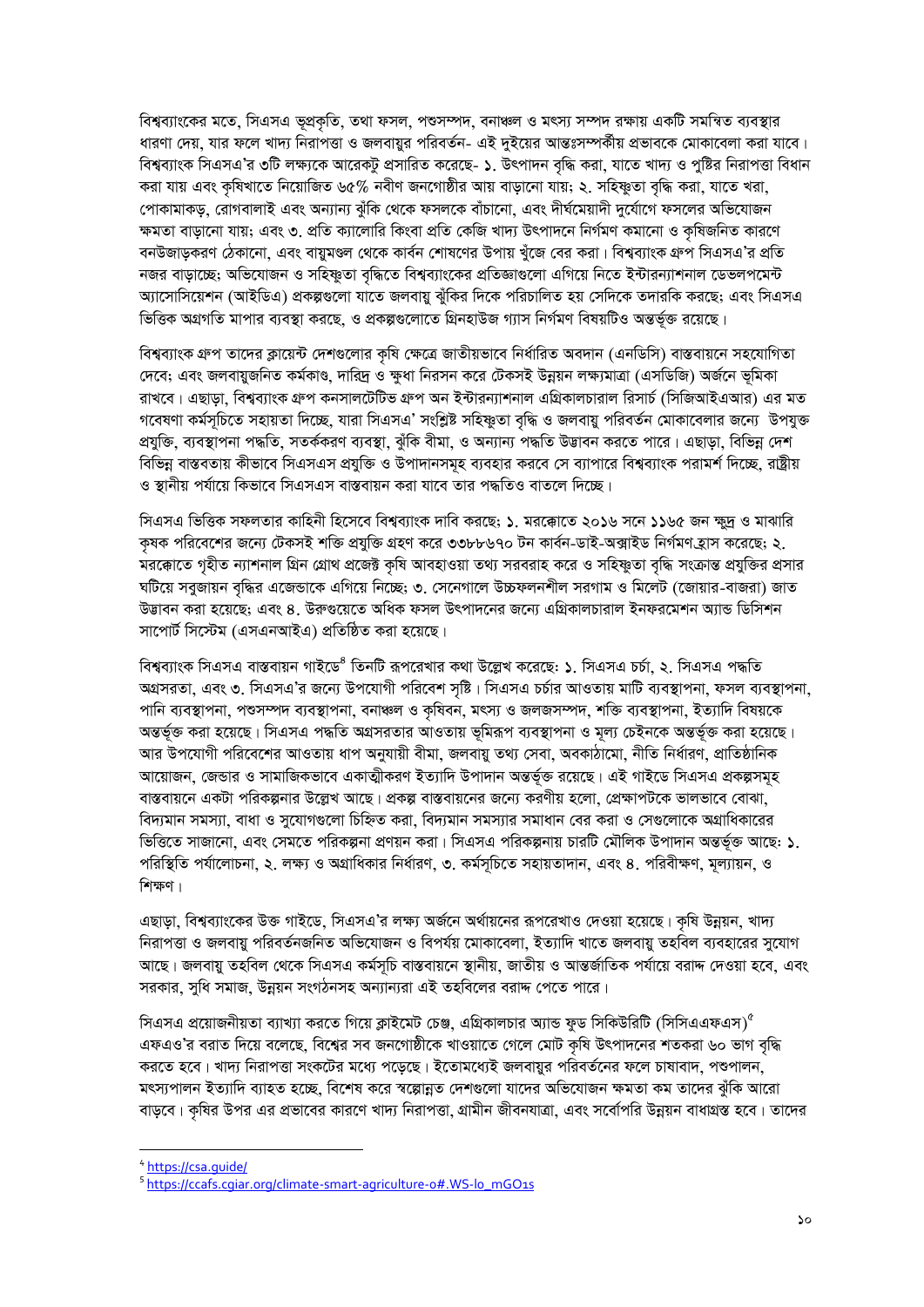বিশ্বব্যাংকের মতে, সিএসএ ভূপ্রকৃতি, তথা ফসল, পশুসম্পদ, বনাঞ্চল ও মৎস্য সম্পদ রক্ষায় একটি সমন্বিত ব্যবস্থার ধারণা দেয়, যার ফলে খাদ্য নিরাপত্তা ও জলবায়ুর পরিবর্তন- এই দুইয়ের আন্তঃসম্পর্কীয় প্রভাবকে মোকাবেলা করা যাবে। বিশ্বব্যাংক সিএসএ'র ৩টি লক্ষ্যকে আরেকটু প্রসারিত করেছে- ১. উৎপাদন বৃদ্ধি করা, যাতে খাদ্য ও পুষ্টির নিরাপত্তা বিধান করা যায় এবং কৃষিখাতে নিয়োজিত ৬৫% নবীণ জনগোষ্ঠীর আয় বাড়ানো যায়; ২. সহিষ্ণুতা বৃদ্ধি করা, যাতে খরা, পোকামাকড়, রোগবালাই এবং অন্যান্য ঝুঁকি থেকে ফসলকে বাঁচানো, এবং দীর্ঘমেয়াদী দুর্যোগে ফসলের অভিযোজন ক্ষমতা বাড়ানো যায়; এবং ৩. প্রতি ক্যালোরি কিংবা প্রতি কেজি খাদ্য উৎপাদনে নির্গমণ কমানো ও কৃষিজনিত কারণে বনউজাড়করণ ঠেকানো, এবং বায়ুমণ্ডল থেকে কার্বন শোষণের উপায় খুঁজে বের করা। বিশ্বব্যাংক গ্রুপ সিএসএ'র প্রতি নজর বাড়াচ্ছে; অভিযোজন ও সহিষ্ণুতা বৃদ্ধিতে বিশ্বব্যাংকের প্রতিজ্ঞাগুলো এগিয়ে নিতে ইন্টারন্যাশনাল ডেভলপমেন্ট অ্যাসোসিয়েশন (আইডিএ) প্রকল্পগুলো যাতে জলবায়ু ঝুঁকির দিকে পরিচালিত হয় সেদিকে তদারকি করছে; এবং সিএসএ ভিত্তিক অগ্রগতি মাপার ব্যবস্থা করছে, ও প্রকল্পগুলোতে গ্রিনহাউজ গ্যাস নির্গমণ বিষয়টিও অন্তর্ভুক্ত রয়েছে।

বিশ্বব্যাংক গ্রুপ তাদের ক্লায়েন্ট দেশগুলোর কৃষি ক্ষেত্রে জাতীয়ভাবে নির্ধারিত অবদান (এনডিসি) বাস্তবায়নে সহযোগিতা দেবে; এবং জলবায়ুজনিত কর্মকাণ্ড, দারিদ্র ও ক্ষুধা নিরসন করে টেকসই উন্নয়ন লক্ষ্যমাত্রা (এসডিজি) অর্জনে ভূমিকা রাখবে। এছাড়া, বিশ্বব্যাংক গ্রুপ কনসালটেটিভ গ্রুপ অন ইন্টারন্যাশনাল এগ্রিকালচারাল রিসার্চ (সিজিআইএআর) এর মত গবেষণা কর্মসূচিতে সহায়তা দিচ্ছে, যারা সিএসএ' সংশ্লিষ্ট সহিষ্ণুতা বৃদ্ধি ও জলবায়ু পরিবর্তন মোকাবেলার জন্যে উপযুক্ত প্রযুক্তি, ব্যবস্থাপনা পদ্ধতি, সতর্ককরণ ব্যবস্থা, ঝুঁকি বীমা, ও অন্যান্য পদ্ধতি উদ্ভাবন করতে পারে। এছাড়া, বিভিন্ন দেশ বিভিন্ন বাস্তবতায় কীভাবে সিএসএস প্রযুক্তি ও উপাদানসমূহ ব্যবহার করবে সে ব্যাপারে বিশ্বব্যাংক পরামর্শ দিচ্ছে, রাষ্ট্রীয় ও স্থানীয় পর্যায়ে কিভাবে সিএসএস বাস্তবায়ন করা যাবে তার পদ্ধতিও বাতলে দিচ্ছে।

সিএসএ ভিত্তিক সফলতার কাহিনী হিসেবে বিশ্বব্যাংক দাবি করছে; ১. মরক্কোতে ২০১৬ সনে ১১৬৫ জন ক্ষুদ্র ও মাঝারি কৃষক পরিবেশের জন্যে টেকসই শক্তি প্রযুক্তি গ্রহণ করে ৩৩৮৮৬৭০ টন কার্বন-ডাই-অক্সাইড নির্গমণ হ্রাস করেছে; ২. মরক্কোতে গৃহীত ন্যাশনাল গ্রিন গ্রোথ প্রজেক্ট কৃষি আবহাওয়া তথ্য সরবরাহ করে ও সহিষ্ণুতা বৃদ্ধি সংক্রান্ত প্রযুক্তির প্রসার ঘটিয়ে সবুজায়ন বৃদ্ধির এজেন্ডাকে এগিয়ে নিচ্ছে; ৩. সেনেগালে উচ্চফলনশীল সরগাম ও মিলেট (জোয়ার-বাজরা) জাত উদ্ভাবন করা হয়েছে; এবং ৪. উরুগুয়েতে অধিক ফসল উৎপাদনের জন্যে এগ্রিকালচারাল ইনফরমেশন অ্যান্ড ডিসিশন সাপোর্ট সিস্টেম (এসএনআইএ) প্রতিষ্ঠিত করা হয়েছে।

বিশ্বব্যাংক সিএসএ বাস্তবায়ন গাইডে[4] তিনটি রূপরেখার কথা উল্লেখ করেছে: ১. সিএসএ চর্চা, ২. সিএসএ পদ্ধতি অগ্রসরতা, এবং ৩. সিএসএ'র জন্যে উপযোগী পরিবেশ সৃষ্টি। সিএসএ চর্চার আওতায় মাটি ব্যবস্থাপনা, ফসল ব্যবস্থাপনা, পানি ব্যবস্থাপনা, পশুসম্পদ ব্যবস্থাপনা, বনাঞ্চল ও কৃষিবন, মৎস্য ও জলজসম্পদ, শক্তি ব্যবস্থাপনা, ইত্যাদি বিষয়কে অন্তর্ভূক্ত করা হয়েছে। সিএসএ পদ্ধতি অগ্রসরতার আওতায় ভূমিরূপ ব্যবস্থাপনা ও মূল্য চেইনকে অন্তর্ভুক্ত করা হয়েছে। আর উপযোগী পরিবেশের আওতায় ধাপ অনুযায়ী বীমা, জলবায়ু তথ্য সেবা, অবকাঠামো, নীতি নির্ধারণ, প্রাতিষ্ঠানিক আয়োজন, জেন্ডার ও সামাজিকভাবে একাত্মীকরণ ইত্যাদি উপাদান অন্তর্ভূক্ত রয়েছে। এই গাইডে সিএসএ প্রকল্পসমূহ বাস্তবায়নে একটা পরিকল্পনার উল্লেখ আছে। প্রকল্প বাস্তবায়নের জন্যে করণীয় হলো, প্রেক্ষাপটকে ভালভাবে বোঝা, বিদ্যমান সমস্যা, বাধা ও সুযোগগুলো চিহ্নিত করা, বিদ্যমান সমস্যার সমাধান বের করা ও সেগুলোকে অগ্রাধিকারের ভিত্তিতে সাজানো, এবং সেমতে পরিকল্পনা প্রণয়ন করা। সিএসএ পরিকল্পনায় চারটি মৌলিক উপাদান অন্তর্ভূক্ত আছে: ১. পরিস্থিতি পর্যালোচনা, ২. লক্ষ্য ও অগ্রাধিকার নির্ধারণ, ৩. কর্মসূচিতে সহায়তাদান, এবং ৪. পরিবীক্ষণ, মূল্যায়ন, ও শিক্ষণ।

এছাড়া, বিশ্বব্যাংকের উক্ত গাইডে, সিএসএ'র লক্ষ্য অর্জনে অর্থায়নের রূপরেখাও দেওয়া হয়েছে। কৃষি উন্নয়ন, খাদ্য নিরাপত্তা ও জলবায়ু পরিবর্তনজনিত অভিযোজন ও বিপর্যয় মোকাবেলা, ইত্যাদি খাতে জলবায়ু তহবিল ব্যবহারের সুযোগ আছে। জলবায়ু তহবিল থেকে সিএসএ কর্মসূচি বাস্তবায়নে স্থানীয়, জাতীয় ও আন্তর্জাতিক পর্যায়ে বরাদ্দ দেওয়া হবে, এবং সরকার, সুধি সমাজ, উন্নয়ন সংগঠনসহ অন্যান্যরা এই তহবিলের বরাদ্দ পেতে পারে।

সিএসএ প্রয়োজনীয়তা ব্যাখ্যা করতে গিয়ে ক্লাইমেট চেঞ্জ, এগ্রিকালচার অ্যান্ড ফুড সিকিউরিটি (সিসিএএফএস)[5] এফএও'র বরাত দিয়ে বলেছে, বিশ্বের সব জনগোষ্ঠীকে খাওয়াতে গেলে মোট কৃষি উৎপাদনের শতকরা ৬০ ভাগ বৃদ্ধি করতে হবে। খাদ্য নিরাপত্তা সংকটের মধ্যে পড়েছে। ইতোমধ্যেই জলবায়ুর পরিবর্তনের ফলে চাষাবাদ, পশুপালন, মৎস্যপালন ইত্যাদি ব্যাহত হচ্ছে, বিশেষ করে স্বল্পোন্নত দেশগুলো যাদের অভিযোজন ক্ষমতা কম তাদের ঝুঁকি আরো বাড়বে। কৃষির উপর এর প্রভাবের কারণে খাদ্য নিরাপত্তা, গ্রামীন জীবনযাত্রা, এবং সর্বোপরি উন্নয়ন বাধাগ্রস্ত হবে। তাদের

---

[4] https://csa.guide/

[5] https://ccafs.cgiar.org/climate-smart-agriculture-0#.WS-lo_mGO1s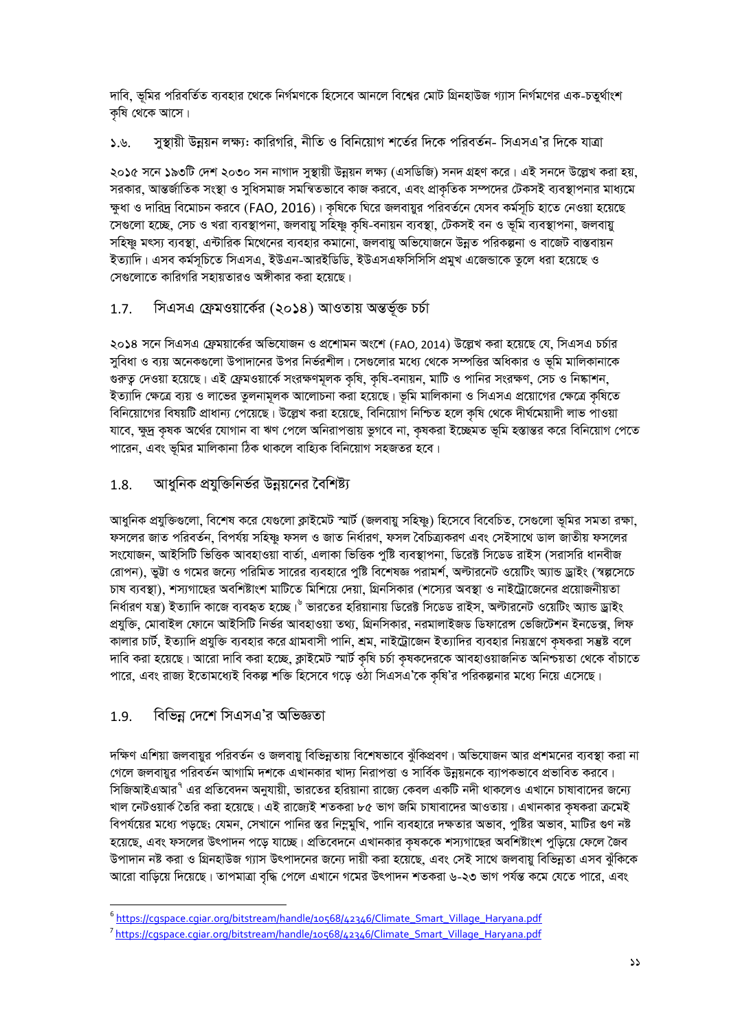দাবি, ভূমির পরিবর্তিত ব্যবহার থেকে নির্গমণকে হিসেবে আনলে বিশ্বের মোট গ্রিনহাউজ গ্যাস নির্গমণের এক-চতুর্থাংশ কৃষি থেকে আসে।

## ১.৬. সুস্থায়ী উন্নয়ন লক্ষ্য: কারিগরি, নীতি ও বিনিয়োগ শর্তের দিকে পরিবর্তন- সিএসএ'র দিকে যাত্রা

২০১৫ সনে ১৯৩টি দেশ ২০৩০ সন নাগাদ সুস্থায়ী উন্নয়ন লক্ষ্য (এসডিজি) সনদ গ্রহণ করে। এই সনদে উল্লেখ করা হয়, সরকার, আন্তর্জাতিক সংস্থা ও সুধিসমাজ সমন্বিতভাবে কাজ করবে, এবং প্রাকৃতিক সম্পদের টেকসই ব্যবস্থাপনার মাধ্যমে ক্ষুধা ও দারিদ্র বিমোচন করবে (FAO, 2016)। কৃষিকে ঘিরে জলবায়ুর পরিবর্তনে যেসব কর্মসূচি হাতে নেওয়া হয়েছে সেগুলো হচ্ছে, সেচ ও খরা ব্যবস্থাপনা, জলবায়ু সহিষ্ণু কৃষি-বনায়ন ব্যবস্থা, টেকসই বন ও ভূমি ব্যবস্থাপনা, জলবায়ু সহিষ্ণু মৎস্য ব্যবস্থা, এন্টারিক মিথেনের ব্যবহার কমানো, জলবায়ু অভিযোজনে উন্নত পরিকল্পনা ও বাজেট বাস্তবায়ন ইত্যাদি। এসব কর্মসূচিতে সিএসএ, ইউএন-আরইডিডি, ইউএসএফসিসিসি প্রমুখ এজেন্ডাকে তুলে ধরা হয়েছে ও সেগুলোতে কারিগরি সহায়তারও অঙ্গীকার করা হয়েছে।

## 1.7. সিএসএ ফ্রেমওয়ার্কের (২০১৪) আওতায় অন্তর্ভূক্ত চর্চা

২০১৪ সনে সিএসএ ফ্রেময়ার্কের অভিযোজন ও প্রশোমন অংশে (FAO, 2014) উল্লেখ করা হয়েছে যে, সিএসএ চর্চার সুবিধা ও ব্যয় অনেকগুলো উপাদানের উপর নির্ভরশীল। সেগুলোর মধ্যে থেকে সম্পত্তির অধিকার ও ভূমি মালিকানাকে গুরুত্ব দেওয়া হয়েছে। এই ফ্রেমওয়ার্কে সংরক্ষণমূলক কৃষি, কৃষি-বনায়ন, মাটি ও পানির সংরক্ষণ, সেচ ও নিষ্কাশন, ইত্যাদি ক্ষেত্রে ব্যয় ও লাভের তুলনামূলক আলোচনা করা হয়েছে। ভূমি মালিকানা ও সিএসএ প্রয়োগের ক্ষেত্রে কৃষিতে বিনিয়োগের বিষয়টি প্রাধান্য পেয়েছে। উল্লেখ করা হয়েছে, বিনিয়োগ নিশ্চিত হলে কৃষি থেকে দীর্ঘমেয়াদী লাভ পাওয়া যাবে, ক্ষুদ্র কৃষক অর্থের যোগান বা ঋণ পেলে অনিরাপত্তায় ভুগবে না, কৃষকরা ইচ্ছেমত ভূমি হস্তান্তর করে বিনিয়োগ পেতে পারেন, এবং ভূমির মালিকানা ঠিক থাকলে বাহ্যিক বিনিয়োগ সহজতর হবে।

## 1.8. আধুনিক প্রযুক্তিনির্ভর উন্নয়নের বৈশিষ্ট্য

আধুনিক প্রযুক্তিগুলো, বিশেষ করে যেগুলো ক্লাইমেট স্মার্ট (জলবায়ু সহিষ্ণু) হিসেবে বিবেচিত, সেগুলো ভূমির সমতা রক্ষা, ফসলের জাত পরিবর্তন, বিপর্যয় সহিষ্ণু ফসল ও জাত নির্ধারণ, ফসল বৈচিত্র্যকরণ এবং সেইসাথে ডাল জাতীয় ফসলের সংযোজন, আইসিটি ভিত্তিক আবহাওয়া বার্তা, এলাকা ভিত্তিক পুষ্টি ব্যবস্থাপনা, ডিরেক্ট সিডেড রাইস (সরাসরি ধানবীজ রোপন), ভুট্টা ও গমের জন্যে পরিমিত সারের ব্যবহারে পুষ্টি বিশেষজ্ঞ পরামর্শ, অল্টারনেট ওয়েটিং অ্যান্ড ড্রাইং (স্বল্পসেচে চাষ ব্যবস্থা), শস্যগাছের অবশিষ্টাংশ মাটিতে মিশিয়ে দেয়া, গ্রিনসিকার (শস্যের অবস্থা ও নাইট্রোজেনের প্রয়োজনীয়তা নির্ধারণ যন্ত্র) ইত্যাদি কাজে ব্যবহৃত হচ্ছে।[6] ভারতের হরিয়ানায় ডিরেক্ট সিডেড রাইস, অল্টারনেট ওয়েটিং অ্যান্ড ড্রাইং প্রযুক্তি, মোবাইল ফোনে আইসিটি নির্ভর আবহাওয়া তথ্য, গ্রিনসিকার, নরমালাইজড ডিফারেন্স ভেজিটেশন ইনডেক্স, লিফ কালার চার্ট, ইত্যাদি প্রযুক্তি ব্যবহার করে গ্রামবাসী পানি, শ্রম, নাইট্রোজেন ইত্যাদির ব্যবহার নিয়ন্ত্রণে কৃষকরা সন্তুষ্ট বলে দাবি করা হয়েছে। আরো দাবি করা হচ্ছে, ক্লাইমেট স্মার্ট কৃষি চর্চা কৃষকদেরকে আবহাওয়াজনিত অনিশ্চয়তা থেকে বাঁচাতে পারে, এবং রাজ্য ইতোমধ্যেই বিকল্প শক্তি হিসেবে গড়ে ওঠা সিএসএ'কে কৃষি'র পরিকল্পনার মধ্যে নিয়ে এসেছে।

## 1.9. বিভিন্ন দেশে সিএসএ'র অভিজ্ঞতা

দক্ষিণ এশিয়া জলবায়ুর পরিবর্তন ও জলবায়ু বিভিন্নতায় বিশেষভাবে ঝুঁকিপ্রবণ। অভিযোজন আর প্রশমনের ব্যবস্থা করা না গেলে জলবায়ুর পরিবর্তন আগামি দশকে এখানকার খাদ্য নিরাপত্তা ও সার্বিক উন্নয়নকে ব্যাপকভাবে প্রভাবিত করবে। সিজিআইএআর[7] এর প্রতিবেদন অনুযায়ী, ভারতের হরিয়ানা রাজ্যে কেবল একটি নদী থাকলেও এখানে চাষাবাদের জন্যে খাল নেটওয়ার্ক তৈরি করা হয়েছে। এই রাজ্যেই শতকরা ৮৫ ভাগ জমি চাষাবাদের আওতায়। এখানকার কৃষকরা ক্রমেই বিপর্যয়ের মধ্যে পড়ছে; যেমন, সেখানে পানির স্তর নিম্নমুখি, পানি ব্যবহারে দক্ষতার অভাব, পুষ্টির অভাব, মাটির গুণ নষ্ট হয়েছে, এবং ফসলের উৎপাদন পড়ে যাচ্ছে। প্রতিবেদনে এখানকার কৃষককে শস্যগাছের অবশিষ্টাংশ পুড়িয়ে ফেলে জৈব উপাদান নষ্ট করা ও গ্রিনহাউজ গ্যাস উৎপাদনের জন্যে দায়ী করা হয়েছে, এবং সেই সাথে জলবায়ু বিভিন্নতা এসব ঝুঁকিকে আরো বাড়িয়ে দিয়েছে। তাপমাত্রা বৃদ্ধি পেলে এখানে গমের উৎপাদন শতকরা ৬-২৩ ভাগ পর্যন্ত কমে যেতে পারে, এবং

---

[6] https://cgspace.cgiar.org/bitstream/handle/10568/42346/Climate_Smart_Village_Haryana.pdf

[7] https://cgspace.cgiar.org/bitstream/handle/10568/42346/Climate_Smart_Village_Haryana.pdf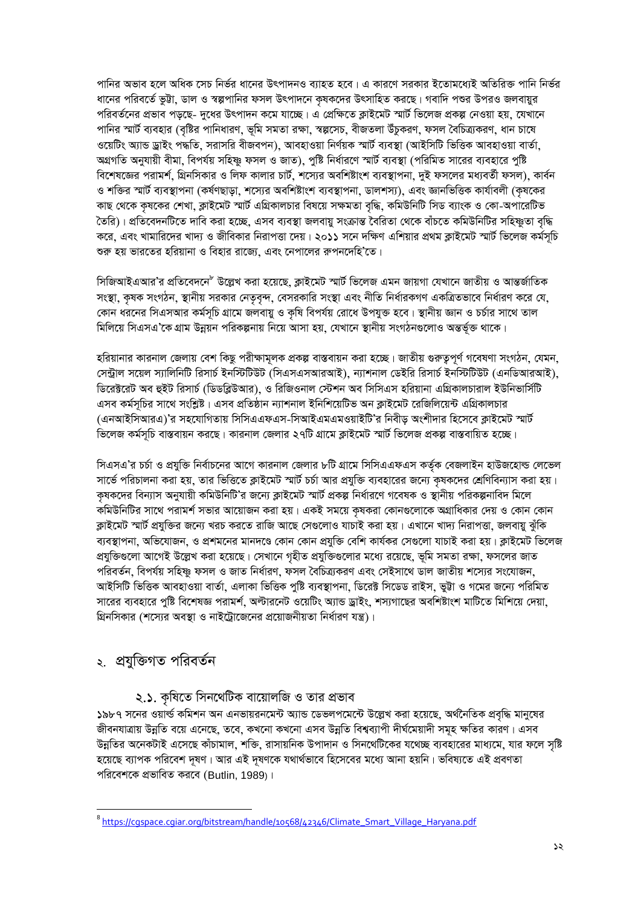পানির অভাব হলে অধিক সেচ নির্ভর ধানের উৎপাদনও ব্যাহত হবে। এ কারণে সরকার ইতোমধ্যেই অতিরিক্ত পানি নির্ভর ধানের পরিবর্তে ভুট্টা, ডাল ও স্বল্পপানির ফসল উৎপাদনে কৃষকদের উৎসাহিত করছে। গবাদি পশুর উপরও জলবায়ুর পরিবর্তনের প্রভাব পড়ছে- দুধের উৎপাদন কমে যাচ্ছে। এ প্রেক্ষিতে ক্লাইমেট স্মার্ট ভিলেজ প্রকল্প নেওয়া হয়, যেখানে পানির স্মার্ট ব্যবহার (বৃষ্টির পানিধারণ, ভূমি সমতা রক্ষা, স্বল্পসেচ, বীজতলা উঁচুকরণ, ফসল বৈচিত্র্যকরণ, ধান চাষে ওয়েটিং অ্যান্ড ড্রাইং পদ্ধতি, সরাসরি বীজবপন), আবহাওয়া নির্ণয়ক স্মার্ট ব্যবস্থা (আইসিটি ভিত্তিক আবহাওয়া বার্তা, অগ্রগতি অনুযায়ী বীমা, বিপর্যয় সহিষ্ণু ফসল ও জাত), পুষ্টি নির্ধারণে স্মার্ট ব্যবস্থা (পরিমিত সারের ব্যবহারে পুষ্টি বিশেষজ্ঞের পরামর্শ, গ্রিনসিকার ও লিফ কালার চার্ট, শস্যের অবশিষ্টাংশ ব্যবস্থাপনা, দুই ফসলের মধ্যবর্তী ফসল), কার্বন ও শক্তির স্মার্ট ব্যবস্থাপনা (কর্ষণছাড়া, শস্যের অবশিষ্টাংশ ব্যবস্থাপনা, ডালশস্য), এবং জ্ঞানভিত্তিক কার্যাবলী (কৃষকের কাছ থেকে কৃষকের শেখা, ক্লাইমেট স্মার্ট এগ্রিকালচার বিষয়ে সক্ষমতা বৃদ্ধি, কমিউনিটি সিড ব্যাংক ও কো-অপারেটিভ তৈরি)। প্রতিবেদনটিতে দাবি করা হচ্ছে, এসব ব্যবস্থা জলবায়ু সংক্রান্ত বৈরিতা থেকে বাঁচতে কমিউনিটির সহিষ্ণুতা বৃদ্ধি করে, এবং খামারিদের খাদ্য ও জীবিকার নিরাপত্তা দেয়। ২০১১ সনে দক্ষিণ এশিয়ার প্রথম ক্লাইমেট স্মার্ট ভিলেজ কর্মসূচি শুরু হয় ভারতের হরিয়ানা ও বিহার রাজ্যে, এবং নেপালের রুপনদেহি'তে।

সিজিআইএআর'র প্রতিবেদনে[8] উল্লেখ করা হয়েছে, ক্লাইমেট স্মার্ট ভিলেজ এমন জায়গা যেখানে জাতীয় ও আন্তর্জাতিক সংস্থা, কৃষক সংগঠন, স্থানীয় সরকার নেতৃবৃন্দ, বেসরকারি সংস্থা এবং নীতি নির্ধারকগণ একত্রিতভাবে নির্ধারণ করে যে, কোন ধরনের সিএসআর কর্মসূচি গ্রামে জলবায়ু ও কৃষি বিপর্যয় রোধে উপযুক্ত হবে। স্থানীয় জ্ঞান ও চর্চার সাথে তাল মিলিয়ে সিএসএ'কে গ্রাম উন্নয়ন পরিকল্পনায় নিয়ে আসা হয়, যেখানে স্থানীয় সংগঠনগুলোও অন্তর্ভুক্ত থাকে।

হরিয়ানার কারনাল জেলায় বেশ কিছু পরীক্ষামূলক প্রকল্প বাস্তবায়ন করা হচ্ছে। জাতীয় গুরুত্বপূর্ণ গবেষণা সংগঠন, যেমন, সেন্ট্রাল সয়েল স্যালিনিটি রিসার্চ ইনস্টিটিউট (সিএসএসআরআই), ন্যাশনাল ডেইরি রিসার্চ ইনস্টিটিউট (এনডিআরআই), ডিরেক্টরেট অব হুইট রিসার্চ (ডিডব্লিউআর), ও রিজিওনাল স্টেশন অব সিসিএস হরিয়ানা এগ্রিকালচারাল ইউনিভার্সিটি এসব কর্মসূচির সাথে সংশ্লিষ্ট। এসব প্রতিষ্ঠান ন্যাশনাল ইনিশিয়েটিভ অন ক্লাইমেট রেজিলিয়েন্ট এগ্রিকালচার (এনআইসিআরএ)'র সহযোগিতায় সিসিএএফএস-সিআইএমএমওয়াইটি'র নিবীড় অংশীদার হিসেবে ক্লাইমেট স্মার্ট ভিলেজ কর্মসূচি বাস্তবায়ন করছে। কারনাল জেলার ২৭টি গ্রামে ক্লাইমেট স্মার্ট ভিলেজ প্রকল্প বাস্তবায়িত হচ্ছে।

সিএসএ'র চর্চা ও প্রযুক্তি নির্বাচনের আগে কারনাল জেলার ৮টি গ্রামে সিসিএএফএস কর্তৃক বেজলাইন হাউজহোল্ড লেভেল সার্ভে পরিচালনা করা হয়, তার ভিত্তিতে ক্লাইমেট স্মার্ট চর্চা আর প্রযুক্তি ব্যবহারের জন্যে কৃষকদের শ্রেণিবিন্যাস করা হয়। কৃষকদের বিন্যাস অনুযায়ী কমিউনিটি'র জন্যে ক্লাইমেট স্মার্ট প্রকল্প নির্ধারণে গবেষক ও স্থানীয় পরিকল্পনাবিদ মিলে কমিউনিটির সাথে পরামর্শ সভার আয়োজন করা হয়। একই সময়ে কৃষকরা কোনগুলোকে অগ্রাধিকার দেয় ও কোন কোন ক্লাইমেট স্মার্ট প্রযুক্তির জন্যে খরচ করতে রাজি আছে সেগুলোও যাচাই করা হয়। এখানে খাদ্য নিরাপত্তা, জলবায়ু ঝুঁকি ব্যবস্থাপনা, অভিযোজন, ও প্রশমনের মানদণ্ডে কোন কোন প্রযুক্তি বেশি কার্যকর সেগুলো যাচাই করা হয়। ক্লাইমেট ভিলেজ প্রযুক্তিগুলো আগেই উল্লেখ করা হয়েছে। সেখানে গৃহীত প্রযুক্তিগুলোর মধ্যে রয়েছে, ভূমি সমতা রক্ষা, ফসলের জাত পরিবর্তন, বিপর্যয় সহিষ্ণু ফসল ও জাত নির্ধারণ, ফসল বৈচিত্র্যকরণ এবং সেইসাথে ডাল জাতীয় শস্যের সংযোজন, আইসিটি ভিত্তিক আবহাওয়া বার্তা, এলাকা ভিত্তিক পুষ্টি ব্যবস্থাপনা, ডিরেক্ট সিডেড রাইস, ভুট্টা ও গমের জন্যে পরিমিত সারের ব্যবহারে পুষ্টি বিশেষজ্ঞ পরামর্শ, অল্টারনেট ওয়েটিং অ্যান্ড ড্রাইং, শস্যগাছের অবশিষ্টাংশ মাটিতে মিশিয়ে দেয়া, গ্রিনসিকার (শস্যের অবস্থা ও নাইট্রোজেনের প্রয়োজনীয়তা নির্ধারণ যন্ত্র)।

## ২. প্রযুক্তিগত পরিবর্তন

### ২.১. কৃষিতে সিনথেটিক বায়োলজি ও তার প্রভাব

১৯৮৭ সনের ওয়ার্ল্ড কমিশন অন এনভায়রনমেন্ট অ্যান্ড ডেভলপমেন্টে উল্লেখ করা হয়েছে, অর্থনৈতিক প্রবৃদ্ধি মানুষের জীবনযাত্রায় উন্নতি বয়ে এনেছে, তবে, কখনো কখনো এসব উন্নতি বিশ্বব্যাপী দীর্ঘমেয়াদী সমূহ ক্ষতির কারণ। এসব উন্নতির অনেকটাই এসেছে কাঁচামাল, শক্তি, রাসায়নিক উপাদান ও সিনথেটিকের যথেচ্ছ ব্যবহারের মাধ্যমে, যার ফলে সৃষ্টি হয়েছে ব্যাপক পরিবেশ দূষণ। আর এই দূষণকে যথার্থভাবে হিসেবের মধ্যে আনা হয়নি। ভবিষ্যতে এই প্রবণতা পরিবেশকে প্রভাবিত করবে (Butlin, 1989)।

---

[8] https://cgspace.cgiar.org/bitstream/handle/10568/42346/Climate_Smart_Village_Haryana.pdf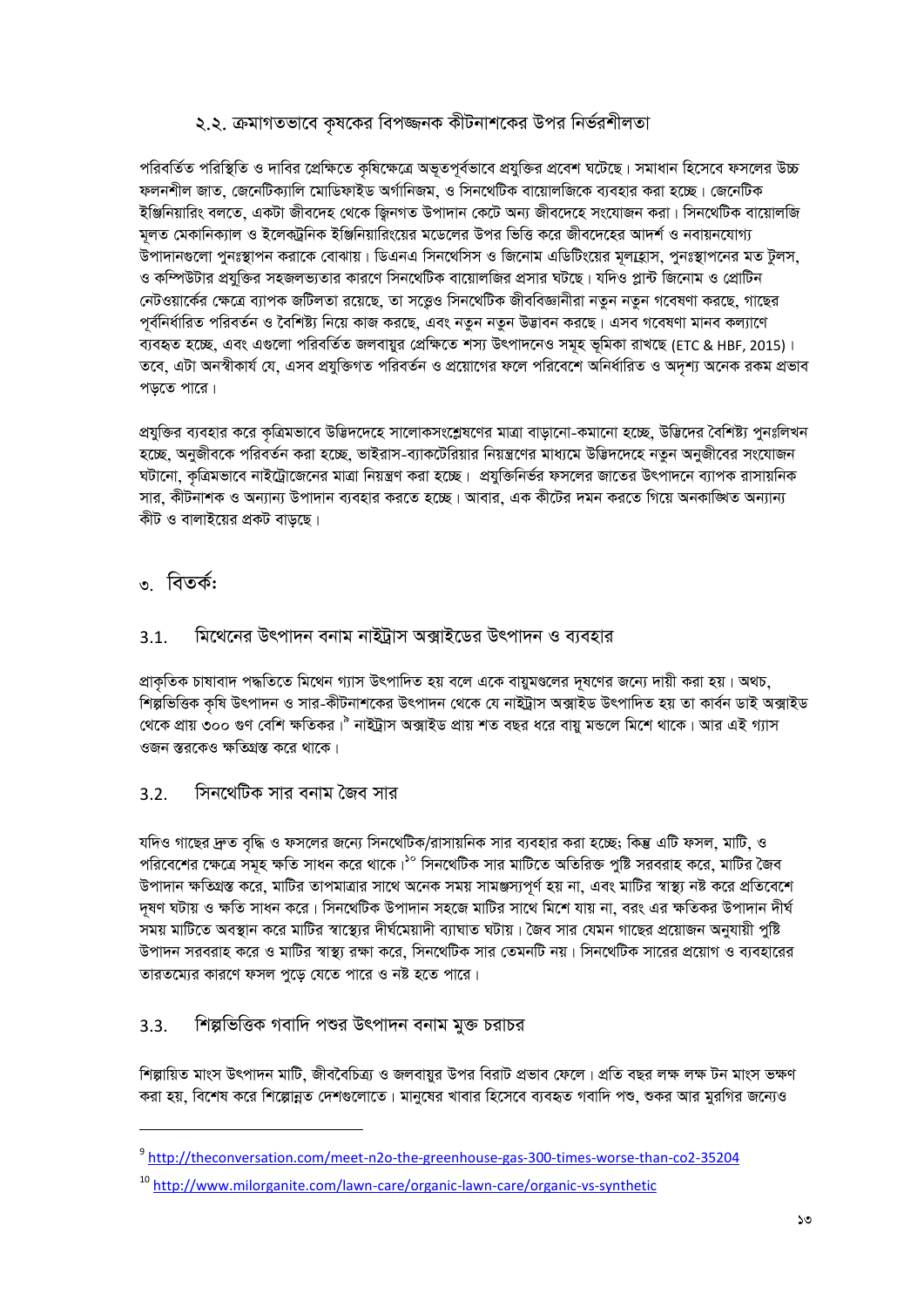### ২.২. ক্রমাগতভাবে কৃষকের বিপজ্জনক কীটনাশকের উপর নির্ভরশীলতা

পরিবর্তিত পরিস্থিতি ও দাবির প্রেক্ষিতে কৃষিক্ষেত্রে অভূতপূর্বভাবে প্রযুক্তির প্রবেশ ঘটেছে। সমাধান হিসেবে ফসলের উচ্চ ফলনশীল জাত, জেনেটিক্যালি মোডিফাইড অর্গানিজম, ও সিনথেটিক বায়োলজিকে ব্যবহার করা হচ্ছে। জেনেটিক ইঞ্জিনিয়ারিং বলতে, একটা জীবদেহ থেকে জিনগত উপাদান কেটে অন্য জীবদেহে সংযোজন করা। সিনথেটিক বায়োলজি মূলত মেকানিক্যাল ও ইলেকট্রনিক ইঞ্জিনিয়ারিংয়ের মডেলের উপর ভিত্তি করে জীবদেহের আদর্শ ও নবায়নযোগ্য উপাদানগুলো পুনঃস্থাপন করাকে বোঝায়। ডিএনএ সিনথেসিস ও জিনোম এডিটিংয়ের মূল্যহ্রাস, পুনঃস্থাপনের মত টুলস, ও কম্পিউটার প্রযুক্তির সহজলভ্যতার কারণে সিনথেটিক বায়োলজির প্রসার ঘটছে। যদিও প্লান্ট জিনোম ও প্রোটিন নেটওয়ার্কের ক্ষেত্রে ব্যাপক জটিলতা রয়েছে, তা সত্ত্বেও সিনথেটিক জীববিজ্ঞানীরা নতুন নতুন গবেষণা করছে, গাছের পূর্বনির্ধারিত পরিবর্তন ও বৈশিষ্ট্য নিয়ে কাজ করছে, এবং নতুন নতুন উদ্ভাবন করছে। এসব গবেষণা মানব কল্যাণে ব্যবহৃত হচ্ছে, এবং এগুলো পরিবর্তিত জলবায়ুর প্রেক্ষিতে শস্য উৎপাদনেও সমূহ ভূমিকা রাখছে (ETC & HBF, 2015)। তবে, এটা অনস্বীকার্য যে, এসব প্রযুক্তিগত পরিবর্তন ও প্রয়োগের ফলে পরিবেশে অনির্ধারিত ও অদৃশ্য অনেক রকম প্রভাব পড়তে পারে।

প্রযুক্তির ব্যবহার করে কৃত্রিমভাবে উদ্ভিদদেহে সালোকসংশ্লেষণের মাত্রা বাড়ানো-কমানো হচ্ছে, উদ্ভিদের বৈশিষ্ট্য পুনঃলিখন হচ্ছে, অনুজীবকে পরিবর্তন করা হচ্ছে, ভাইরাস-ব্যাকটেরিয়ার নিয়ন্ত্রণের মাধ্যমে উদ্ভিদদেহে নতুন অনুজীবের সংযোজন ঘটানো, কৃত্রিমভাবে নাইট্রোজেনের মাত্রা নিয়ন্ত্রণ করা হচ্ছে। প্রযুক্তিনির্ভর ফসলের জাতের উৎপাদনে ব্যাপক রাসায়নিক সার, কীটনাশক ও অন্যান্য উপাদান ব্যবহার করতে হচ্ছে। আবার, এক কীটের দমন করতে গিয়ে অনকাঙ্খিত অন্যান্য কীট ও বালাইয়ের প্রকট বাড়ছে।

## ৩. বিতর্ক:

### 3.1. মিথেনের উৎপাদন বনাম নাইট্রাস অক্সাইডের উৎপাদন ও ব্যবহার

প্রাকৃতিক চাষাবাদ পদ্ধতিতে মিথেন গ্যাস উৎপাদিত হয় বলে একে বায়ুমণ্ডলের দূষণের জন্যে দায়ী করা হয়। অথচ, শিল্পভিত্তিক কৃষি উৎপাদন ও সার-কীটনাশকের উৎপাদন থেকে যে নাইট্রাস অক্সাইড উৎপাদিত হয় তা কার্বন ডাই অক্সাইড থেকে প্রায় ৩০০ গুণ বেশি ক্ষতিকর।[9] নাইট্রাস অক্সাইড প্রায় শত বছর ধরে বায়ু মন্ডলে মিশে থাকে। আর এই গ্যাস ওজন স্তরকেও ক্ষতিগ্রস্ত করে থাকে।

### 3.2. সিনথেটিক সার বনাম জৈব সার

যদিও গাছের দ্রুত বৃদ্ধি ও ফসলের জন্যে সিনথেটিক/রাসায়নিক সার ব্যবহার করা হচ্ছে; কিন্তু এটি ফসল, মাটি, ও পরিবেশের ক্ষেত্রে সমূহ ক্ষতি সাধন করে থাকে।[10] সিনথেটিক সার মাটিতে অতিরিক্ত পুষ্টি সরবরাহ করে, মাটির জৈব উপাদান ক্ষতিগ্রস্ত করে, মাটির তাপমাত্রার সাথে অনেক সময় সামঞ্জস্যপূর্ণ হয় না, এবং মাটির স্বাস্থ্য নষ্ট করে প্রতিবেশে দূষণ ঘটায় ও ক্ষতি সাধন করে। সিনথেটিক উপাদান সহজে মাটির সাথে মিশে যায় না, বরং এর ক্ষতিকর উপাদান দীর্ঘ সময় মাটিতে অবস্থান করে মাটির স্বাস্থ্যের দীর্ঘমেয়াদী ব্যাঘাত ঘটায়। জৈব সার যেমন গাছের প্রয়োজন অনুযায়ী পুষ্টি উপাদন সরবরাহ করে ও মাটির স্বাস্থ্য রক্ষা করে, সিনথেটিক সার তেমনটি নয়। সিনথেটিক সারের প্রয়োগ ও ব্যবহারের তারতম্যের কারণে ফসল পুড়ে যেতে পারে ও নষ্ট হতে পারে।

### 3.3. শিল্পভিত্তিক গবাদি পশুর উৎপাদন বনাম মুক্ত চরাচর

শিল্পায়িত মাংস উৎপাদন মাটি, জীববৈচিত্র্য ও জলবায়ুর উপর বিরাট প্রভাব ফেলে। প্রতি বছর লক্ষ লক্ষ টন মাংস ভক্ষণ করা হয়, বিশেষ করে শিল্পোন্নত দেশগুলোতে। মানুষের খাবার হিসেবে ব্যবহৃত গবাদি পশু, শুকর আর মুরগির জন্যেও

---

[9] http://theconversation.com/meet-n2o-the-greenhouse-gas-300-times-worse-than-co2-35204

[10] http://www.milorganite.com/lawn-care/organic-lawn-care/organic-vs-synthetic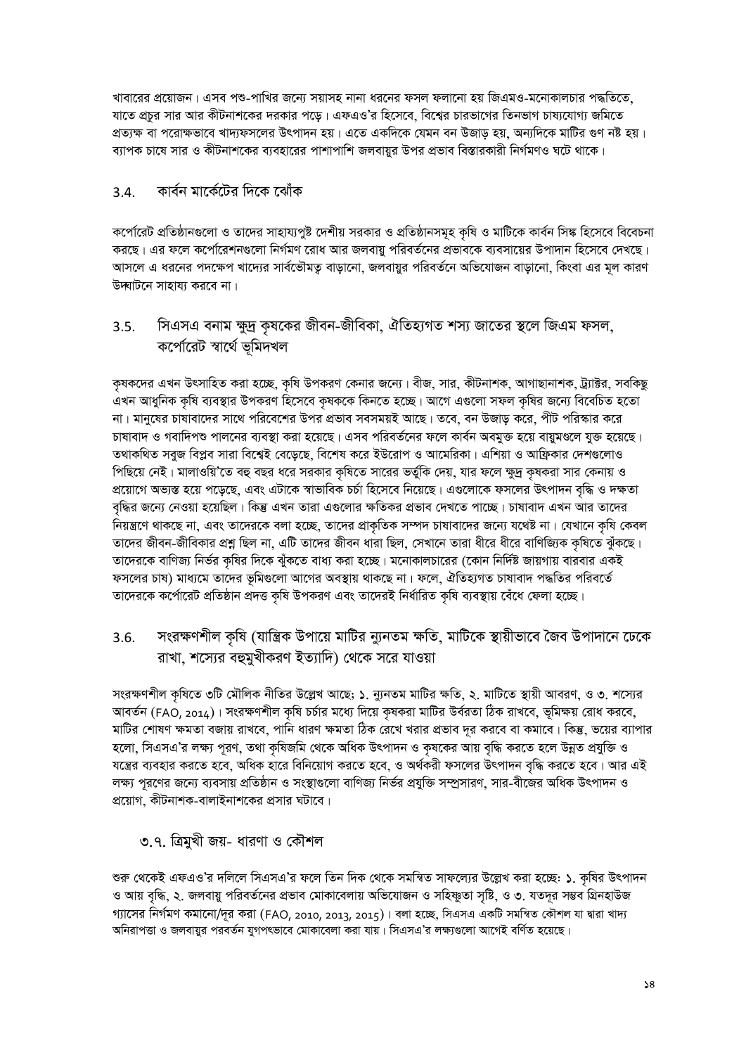খাবারের প্রয়োজন। এসব পশু-পাখির জন্যে সয়াসহ নানা ধরনের ফসল ফলানো হয় জিএমও-মনোকালচার পদ্ধতিতে, যাতে প্রচুর সার আর কীটনাশকের দরকার পড়ে। এফএও'র হিসেবে, বিশ্বের চারভাগের তিনভাগ চাষযোগ্য জমিতে প্রত্যক্ষ বা পরোক্ষভাবে খাদ্যফসলের উৎপাদন হয়। এতে একদিকে যেমন বন উজাড় হয়, অন্যদিকে মাটির গুণ নষ্ট হয়। ব্যাপক চাষে সার ও কীটনাশকের ব্যবহারের পাশাপাশি জলবায়ুর উপর প্রভাব বিস্তারকারী নির্গমণও ঘটে থাকে।

## 3.4. কার্বন মার্কেটের দিকে ঝোঁক

কর্পোরেট প্রতিষ্ঠানগুলো ও তাদের সাহায্যপুষ্ট দেশীয় সরকার ও প্রতিষ্ঠানসমূহ কৃষি ও মাটিকে কার্বন সিঙ্ক হিসেবে বিবেচনা করছে। এর ফলে কর্পোরেশনগুলো নির্গমণ রোধ আর জলবায়ু পরিবর্তনের প্রভাবকে ব্যবসায়ের উপাদান হিসেবে দেখছে। আসলে এ ধরনের পদক্ষেপ খাদ্যের সার্বভৌমত্ব বাড়ানো, জলবায়ুর পরিবর্তনে অভিযোজন বাড়ানো, কিংবা এর মূল কারণ উদ্ঘাটনে সাহায্য করবে না।

## 3.5. সিএসএ বনাম ক্ষুদ্র কৃষকের জীবন-জীবিকা, ঐতিহ্যগত শস্য জাতের স্থলে জিএম ফসল, কর্পোরেট স্বার্থে ভূমিদখল

কৃষকদের এখন উৎসাহিত করা হচ্ছে, কৃষি উপকরণ কেনার জন্যে। বীজ, সার, কীটনাশক, আগাছানাশক, ট্র্যাক্টর, সবকিছু এখন আধুনিক কৃষি ব্যবস্থার উপকরণ হিসেবে কৃষককে কিনতে হচ্ছে। আগে এগুলো সফল কৃষির জন্যে বিবেচিত হতো না। মানুষের চাষাবাদের সাথে পরিবেশের উপর প্রভাব সবসময়ই আছে। তবে, বন উজাড় করে, পীট পরিস্কার করে চাষাবাদ ও গবাদিপশু পালনের ব্যবস্থা করা হয়েছে। এসব পরিবর্তনের ফলে কার্বন অবমুক্ত হয়ে বায়ুমণ্ডলে যুক্ত হয়েছে। তথাকথিত সবুজ বিপ্লব সারা বিশ্বেই বেড়েছে, বিশেষ করে ইউরোপ ও আমেরিকা। এশিয়া ও আফ্রিকার দেশগুলোও পিছিয়ে নেই। মালাওয়ি'তে বহু বছর ধরে সরকার কৃষিতে সারের ভর্তুকি দেয়, যার ফলে ক্ষুদ্র কৃষকরা সার কেনায় ও প্রয়োগে অভ্যস্ত হয়ে পড়েছে, এবং এটাকে স্বাভাবিক চর্চা হিসেবে নিয়েছে। এগুলোকে ফসলের উৎপাদন বৃদ্ধি ও দক্ষতা বৃদ্ধির জন্যে নেওয়া হয়েছিল। কিন্তু এখন তারা এগুলোর ক্ষতিকর প্রভাব দেখতে পাচ্ছে। চাষাবাদ এখন আর তাদের নিয়ন্ত্রণে থাকছে না, এবং তাদেরকে বলা হচ্ছে, তাদের প্রাকৃতিক সম্পদ চাষাবাদের জন্যে যথেষ্ট না। যেখানে কৃষি কেবল তাদের জীবন-জীবিকার প্রশ্ন ছিল না, এটি তাদের জীবন ধারা ছিল, সেখানে তারা ধীরে ধীরে বাণিজ্যিক কৃষিতে ঝুঁকছে। তাদেরকে বাণিজ্য নির্ভর কৃষির দিকে ঝুঁকতে বাধ্য করা হচ্ছে। মনোকালচারের (কোন নির্দিষ্ট জায়গায় বারবার একই ফসলের চাষ) মাধ্যমে তাদের ভূমিগুলো আগের অবস্থায় থাকছে না। ফলে, ঐতিহ্যগত চাষাবাদ পদ্ধতির পরিবর্তে তাদেরকে কর্পোরেট প্রতিষ্ঠান প্রদত্ত কৃষি উপকরণ এবং তাদেরই নির্ধারিত কৃষি ব্যবস্থায় বেঁধে ফেলা হচ্ছে।

## 3.6. সংরক্ষণশীল কৃষি (যান্ত্রিক উপায়ে মাটির ন্যূনতম ক্ষতি, মাটিকে স্থায়ীভাবে জৈব উপাদানে ঢেকে রাখা, শস্যের বহুমুখীকরণ ইত্যাদি) থেকে সরে যাওয়া

সংরক্ষণশীল কৃষিতে ৩টি মৌলিক নীতির উল্লেখ আছে: ১. ন্যূনতম মাটির ক্ষতি, ২. মাটিতে স্থায়ী আবরণ, ও ৩. শস্যের আবর্তন (FAO, 2014)। সংরক্ষণশীল কৃষি চর্চার মধ্যে দিয়ে কৃষকরা মাটির উর্বরতা ঠিক রাখবে, ভূমিক্ষয় রোধ করবে, মাটির শোষণ ক্ষমতা বজায় রাখবে, পানি ধারণ ক্ষমতা ঠিক রেখে খরার প্রভাব দূর করবে বা কমাবে। কিন্তু, ভয়ের ব্যাপার হলো, সিএসএ'র লক্ষ্য পূরণ, তথা কৃষিজমি থেকে অধিক উৎপাদন ও কৃষকের আয় বৃদ্ধি করতে হলে উন্নত প্রযুক্তি ও যন্ত্রের ব্যবহার করতে হবে, অধিক হারে বিনিয়োগ করতে হবে, ও অর্থকরী ফসলের উৎপাদন বৃদ্ধি করতে হবে। আর এই লক্ষ্য পূরণের জন্যে ব্যবসায় প্রতিষ্ঠান ও সংস্থাগুলো বাণিজ্য নির্ভর প্রযুক্তি সম্প্রসারণ, সার-বীজের অধিক উৎপাদন ও প্রয়োগ, কীটনাশক-বালাইনাশকের প্রসার ঘটাবে।

## ৩.৭. ত্রিমুখী জয়- ধারণা ও কৌশল

শুরু থেকেই এফএও'র দলিলে সিএসএ'র ফলে তিন দিক থেকে সমন্বিত সাফল্যের উল্লেখ করা হচ্ছে: ১. কৃষির উৎপাদন ও আয় বৃদ্ধি, ২. জলবায়ু পরিবর্তনের প্রভাব মোকাবেলায় অভিযোজন ও সহিষ্ণুতা সৃষ্টি, ও ৩. যতদূর সম্ভব গ্রিনহাউজ গ্যাসের নির্গমণ কমানো/দূর করা (FAO, 2010, 2013, 2015)। বলা হচ্ছে, সিএসএ একটি সমন্বিত কৌশল যা দ্বারা খাদ্য অনিরাপত্তা ও জলবায়ুর পরবর্তন যুগপৎভাবে মোকাবেলা করা যায়। সিএসএ'র লক্ষ্যগুলো আগেই বর্ণিত হয়েছে।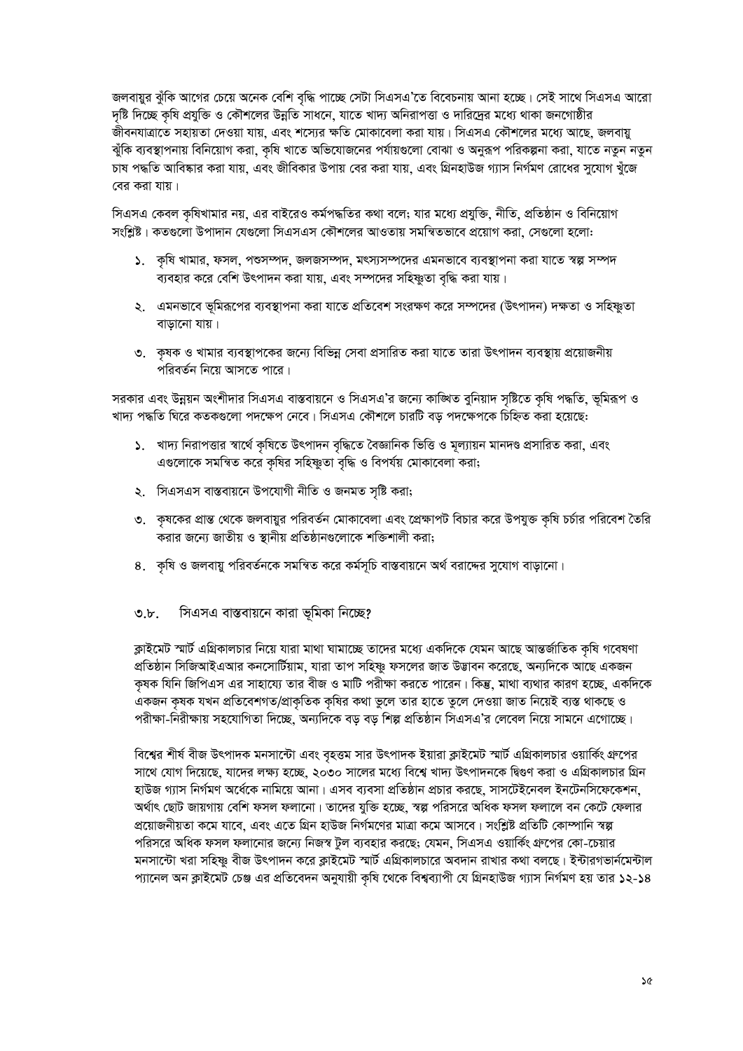জলবায়ুর ঝুঁকি আগের চেয়ে অনেক বেশি বৃদ্ধি পাচ্ছে সেটা সিএসএ'তে বিবেচনায় আনা হচ্ছে। সেই সাথে সিএসএ আরো দৃষ্টি দিচ্ছে কৃষি প্রযুক্তি ও কৌশলের উন্নতি সাধনে, যাতে খাদ্য অনিরাপত্তা ও দারিদ্রের মধ্যে থাকা জনগোষ্ঠীর জীবনযাত্রাতে সহায়তা দেওয়া যায়, এবং শস্যের ক্ষতি মোকাবেলা করা যায়। সিএসএ কৌশলের মধ্যে আছে, জলবায়ু ঝুঁকি ব্যবস্থাপনায় বিনিয়োগ করা, কৃষি খাতে অভিযোজনের পর্যায়গুলো বোঝা ও অনুরূপ পরিকল্পনা করা, যাতে নতুন নতুন চাষ পদ্ধতি আবিষ্কার করা যায়, এবং জীবিকার উপায় বের করা যায়, এবং গ্রিনহাউজ গ্যাস নির্গমণ রোধের সুযোগ খুঁজে বের করা যায়।

সিএসএ কেবল কৃষিখামার নয়, এর বাইরেও কর্মপদ্ধতির কথা বলে; যার মধ্যে প্রযুক্তি, নীতি, প্রতিষ্ঠান ও বিনিয়োগ সংশ্লিষ্ট। কতগুলো উপাদান যেগুলো সিএসএস কৌশলের আওতায় সমন্বিতভাবে প্রয়োগ করা, সেগুলো হলো:

১. কৃষি খামার, ফসল, পশুসম্পদ, জলজসম্পদ, মৎস্যসম্পদের এমনভাবে ব্যবস্থাপনা করা যাতে স্বল্প সম্পদ ব্যবহার করে বেশি উৎপাদন করা যায়, এবং সম্পদের সহিষ্ণুতা বৃদ্ধি করা যায়।

২. এমনভাবে ভূমিরূপের ব্যবস্থাপনা করা যাতে প্রতিবেশ সংরক্ষণ করে সম্পদের (উৎপাদন) দক্ষতা ও সহিষ্ণুতা বাড়ানো যায়।

৩. কৃষক ও খামার ব্যবস্থাপকের জন্যে বিভিন্ন সেবা প্রসারিত করা যাতে তারা উৎপাদন ব্যবস্থায় প্রয়োজনীয় পরিবর্তন নিয়ে আসতে পারে।

সরকার এবং উন্নয়ন অংশীদার সিএসএ বাস্তবায়নে ও সিএসএ'র জন্যে কাঙ্খিত বুনিয়াদ সৃষ্টিতে কৃষি পদ্ধতি, ভূমিরূপ ও খাদ্য পদ্ধতি ঘিরে কতকগুলো পদক্ষেপ নেবে। সিএসএ কৌশলে চারটি বড় পদক্ষেপকে চিহ্নিত করা হয়েছে:

১. খাদ্য নিরাপত্তার স্বার্থে কৃষিতে উৎপাদন বৃদ্ধিতে বৈজ্ঞানিক ভিত্তি ও মূল্যায়ন মানদণ্ড প্রসারিত করা, এবং এগুলোকে সমন্বিত করে কৃষির সহিষ্ণুতা বৃদ্ধি ও বিপর্যয় মোকাবেলা করা;

২. সিএসএস বাস্তবায়নে উপযোগী নীতি ও জনমত সৃষ্টি করা;

৩. কৃষকের প্রান্ত থেকে জলবায়ুর পরিবর্তন মোকাবেলা এবং প্রেক্ষাপট বিচার করে উপযুক্ত কৃষি চর্চার পরিবেশ তৈরি করার জন্যে জাতীয় ও স্থানীয় প্রতিষ্ঠানগুলোকে শক্তিশালী করা;

৪. কৃষি ও জলবায়ু পরিবর্তনকে সমন্বিত করে কর্মসূচি বাস্তবায়নে অর্থ বরাদ্দের সুযোগ বাড়ানো।

### ৩.৮. সিএসএ বাস্তবায়নে কারা ভূমিকা নিচ্ছে?

ক্লাইমেট স্মার্ট এগ্রিকালচার নিয়ে যারা মাথা ঘামাচ্ছে তাদের মধ্যে একদিকে যেমন আছে আন্তর্জাতিক কৃষি গবেষণা প্রতিষ্ঠান সিজিআইএআর কনসোর্টিয়াম, যারা তাপ সহিষ্ণু ফসলের জাত উদ্ভাবন করেছে, অন্যদিকে আছে একজন কৃষক যিনি জিপিএস এর সাহায্যে তার বীজ ও মাটি পরীক্ষা করতে পারেন। কিন্তু, মাথা ব্যথার কারণ হচ্ছে, একদিকে একজন কৃষক যখন প্রতিবেশগত/প্রাকৃতিক কৃষির কথা ভুলে তার হাতে তুলে দেওয়া জাত নিয়েই ব্যস্ত থাকছে ও পরীক্ষা-নিরীক্ষায় সহযোগিতা দিচ্ছে, অন্যদিকে বড় বড় শিল্প প্রতিষ্ঠান সিএসএ'র লেবেল নিয়ে সামনে এগোচ্ছে।

বিশ্বের শীর্ষ বীজ উৎপাদক মনসান্টো এবং বৃহত্তম সার উৎপাদক ইয়ারা ক্লাইমেট স্মার্ট এগ্রিকালচার ওয়ার্কিং গ্রুপের সাথে যোগ দিয়েছে, যাদের লক্ষ্য হচ্ছে, ২০৩০ সালের মধ্যে বিশ্বে খাদ্য উৎপাদনকে দ্বিগুণ করা ও এগ্রিকালচার গ্রিন হাউজ গ্যাস নির্গমণ অর্ধেকে নামিয়ে আনা। এসব ব্যবসা প্রতিষ্ঠান প্রচার করছে, সাসটেইনেবল ইনটেনসিফেকেশন, অর্থাৎ ছোট জায়গায় বেশি ফসল ফলানো। তাদের যুক্তি হচ্ছে, স্বল্প পরিসরে অধিক ফসল ফলালে বন কেটে ফেলার প্রয়োজনীয়তা কমে যাবে, এবং এতে গ্রিন হাউজ নির্গমণের মাত্রা কমে আসবে। সংশ্লিষ্ট প্রতিটি কোম্পানি স্বল্প পরিসরে অধিক ফসল ফলানোর জন্যে নিজস্ব টুল ব্যবহার করছে; যেমন, সিএসএ ওয়ার্কিং গ্রুপের কো-চেয়ার মনসান্টো খরা সহিষ্ণু বীজ উৎপাদন করে ক্লাইমেট স্মার্ট এগ্রিকালচারে অবদান রাখার কথা বলছে। ইন্টারগভার্নমেন্টাল প্যানেল অন ক্লাইমেট চেঞ্জ এর প্রতিবেদন অনুযায়ী কৃষি থেকে বিশ্বব্যাপী যে গ্রিনহাউজ গ্যাস নির্গমণ হয় তার ১২-১৪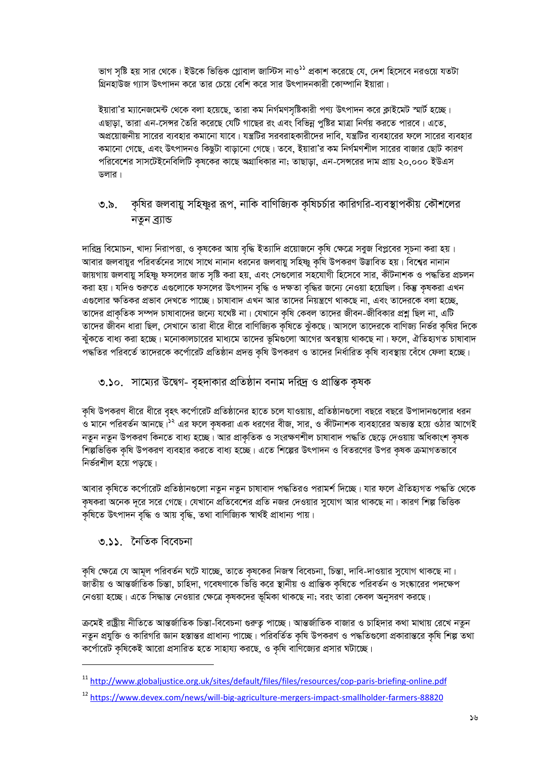ভাগ সৃষ্টি হয় সার থেকে। ইউকে ভিত্তিক গ্লোবাল জাস্টিস নাও[11] প্রকাশ করেছে যে, দেশ হিসেবে নরওয়ে যতটা গ্রিনহাউজ গ্যাস উৎপাদন করে তার চেয়ে বেশি করে সার উৎপাদনকারী কোম্পানি ইয়ারা।

ইয়ারা'র ম্যানেজমেন্ট থেকে বলা হয়েছে, তারা কম নির্গমণসৃষ্টিকারী পণ্য উৎপাদন করে ক্লাইমেট স্মার্ট হচ্ছে। এছাড়া, তারা এন-সেন্সর তৈরি করেছে যেটি গাছের রং এবং বিভিন্ন পুষ্টির মাত্রা নির্ণয় করতে পারবে। এতে, অপ্রয়োজনীয় সারের ব্যবহার কমানো যাবে। যন্ত্রটির সরবরাহকারীদের দাবি, যন্ত্রটির ব্যবহারের ফলে সারের ব্যবহার কমানো গেছে, এবং উৎপাদনও কিছুটা বাড়ানো গেছে। তবে, ইয়ারা'র কম নির্গমণশীল সারের বাজার ছোট কারণ পরিবেশের সাসটেইনেবিলিটি কৃষকের কাছে অগ্রাধিকার না; তাছাড়া, এন-সেন্সরের দাম প্রায় ২০,০০০ ইউএস ডলার।

## ৩.৯. কৃষির জলবায়ু সহিষ্ণুর রূপ, নাকি বাণিজ্যিক কৃষিচর্চার কারিগরি-ব্যবস্থাপকীয় কৌশলের নতুন ব্র্যান্ড

দারিদ্র বিমোচন, খাদ্য নিরাপত্তা, ও কৃষকের আয় বৃদ্ধি ইত্যাদি প্রয়োজনে কৃষি ক্ষেত্রে সবুজ বিপ্লবের সূচনা করা হয়। আবার জলবায়ুর পরিবর্তনের সাথে সাথে নানান ধরনের জলবায়ু সহিষ্ণু কৃষি উপকরণ উদ্ভাবিত হয়। বিশ্বের নানান জায়গায় জলবায়ু সহিষ্ণু ফসলের জাত সৃষ্টি করা হয়, এবং সেগুলোর সহযোগী হিসেবে সার, কীটনাশক ও পদ্ধতির প্রচলন করা হয়। যদিও শুরুতে এগুলোকে ফসলের উৎপাদন বৃদ্ধি ও দক্ষতা বৃদ্ধির জন্যে নেওয়া হয়েছিল। কিন্তু কৃষকরা এখন এগুলোর ক্ষতিকর প্রভাব দেখতে পাচ্ছে। চাষাবাদ এখন আর তাদের নিয়ন্ত্রণে থাকছে না, এবং তাদেরকে বলা হচ্ছে, তাদের প্রাকৃতিক সম্পদ চাষাবাদের জন্যে যথেষ্ট না। যেখানে কৃষি কেবল তাদের জীবন-জীবিকার প্রশ্ন ছিল না, এটি তাদের জীবন ধারা ছিল, সেখানে তারা ধীরে ধীরে বাণিজ্যিক কৃষিতে ঝুঁকছে। আসলে তাদেরকে বাণিজ্য নির্ভর কৃষির দিকে ঝুঁকতে বাধ্য করা হচ্ছে। মনোকালচারের মাধ্যমে তাদের ভূমিগুলো আগের অবস্থায় থাকছে না। ফলে, ঐতিহ্যগত চাষাবাদ পদ্ধতির পরিবর্তে তাদেরকে কর্পোরেট প্রতিষ্ঠান প্রদত্ত কৃষি উপকরণ ও তাদের নির্ধারিত কৃষি ব্যবস্থায় বেঁধে ফেলা হচ্ছে।

## ৩.১০. সাম্যের উদ্বেগ- বৃহদাকার প্রতিষ্ঠান বনাম দরিদ্র ও প্রান্তিক কৃষক

কৃষি উপকরণ ধীরে ধীরে বৃহৎ কর্পোরেট প্রতিষ্ঠানের হাতে চলে যাওয়ায়, প্রতিষ্ঠানগুলো বছরে বছরে উপাদানগুলোর ধরন ও মানে পরিবর্তন আনছে।[12] এর ফলে কৃষকরা এক ধরণের বীজ, সার, ও কীটনাশক ব্যবহারের অভ্যস্ত হয়ে ওঠার আগেই নতুন নতুন উপকরণ কিনতে বাধ্য হচ্ছে। আর প্রাকৃতিক ও সংরক্ষণশীল চাষাবাদ পদ্ধতি ছেড়ে দেওয়ায় অধিকাংশ কৃষক শিল্পভিত্তিক কৃষি উপকরণ ব্যবহার করতে বাধ্য হচ্ছে। এতে শিল্পের উৎপাদন ও বিতরণের উপর কৃষক ক্রমাগতভাবে নির্ভরশীল হয়ে পড়ছে।

আবার কৃষিতে কর্পোরেট প্রতিষ্ঠানগুলো নতুন নতুন চাষাবাদ পদ্ধতিরও পরামর্শ দিচ্ছে। যার ফলে ঐতিহ্যগত পদ্ধতি থেকে কৃষকরা অনেক দূরে সরে গেছে। যেখানে প্রতিবেশের প্রতি নজর দেওয়ার সুযোগ আর থাকছে না। কারণ শিল্প ভিত্তিক কৃষিতে উৎপাদন বৃদ্ধি ও আয় বৃদ্ধি, তথা বাণিজ্যিক স্বার্থই প্রাধান্য পায়।

## ৩.১১. নৈতিক বিবেচনা

কৃষি ক্ষেত্রে যে আমূল পরিবর্তন ঘটে যাচ্ছে, তাতে কৃষকের নিজস্ব বিবেচনা, চিন্তা, দাবি-দাওয়ার সুযোগ থাকছে না। জাতীয় ও আন্তর্জাতিক চিন্তা, চাহিদা, গবেষণাকে ভিত্তি করে স্থানীয় ও প্রান্তিক কৃষিতে পরিবর্তন ও সংস্কারের পদক্ষেপ নেওয়া হচ্ছে। এতে সিদ্ধান্ত নেওয়ার ক্ষেত্রে কৃষকদের ভূমিকা থাকছে না; বরং তারা কেবল অনুসরণ করছে।

ক্রমেই রাষ্ট্রীয় নীতিতে আন্তর্জাতিক চিন্তা-বিবেচনা গুরুত্ব পাচ্ছে। আন্তর্জাতিক বাজার ও চাহিদার কথা মাথায় রেখে নতুন নতুন প্রযুক্তি ও কারিগরি জ্ঞান হস্তান্তর প্রাধান্য পাচ্ছে। পরিবর্তিত কৃষি উপকরণ ও পদ্ধতিগুলো প্রকারান্তরে কৃষি শিল্প তথা কর্পোরেট কৃষিকেই আরো প্রসারিত হতে সাহায্য করছে, ও কৃষি বাণিজ্যের প্রসার ঘটাচ্ছে।

---

[11] http://www.globaljustice.org.uk/sites/default/files/files/resources/cop-paris-briefing-online.pdf

[12] https://www.devex.com/news/will-big-agriculture-mergers-impact-smallholder-farmers-88820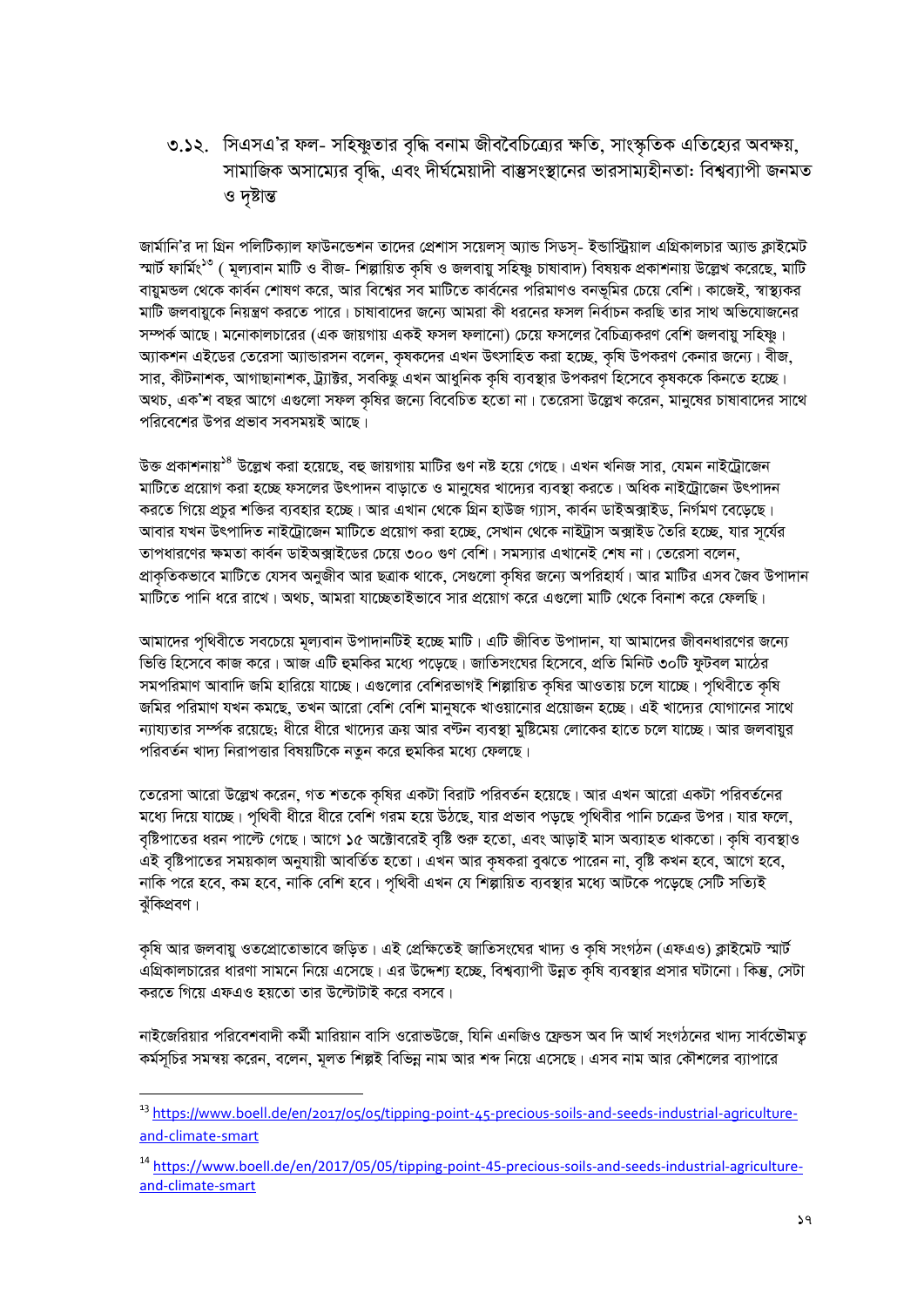## ৩.১২. সিএসএ'র ফল- সহিষ্ণুতার বৃদ্ধি বনাম জীববৈচিত্র্যের ক্ষতি, সাংস্কৃতিক এতিহ্যের অবক্ষয়, সামাজিক অসাম্যের বৃদ্ধি, এবং দীর্ঘমেয়াদী বাস্তুসংস্থানের ভারসাম্যহীনতা: বিশ্বব্যাপী জনমত ও দৃষ্টান্ত

জার্মানি'র দা গ্রিন পলিটিক্যাল ফাউনডেশন তাদের প্রেশাস সয়েলস্ অ্যান্ড সিডস্- ইন্ডাস্ট্রিয়াল এগ্রিকালচার অ্যান্ড ক্লাইমেট স্মার্ট ফার্মিং[13] ( মূল্যবান মাটি ও বীজ- শিল্পায়িত কৃষি ও জলবায়ু সহিষ্ণু চাষাবাদ) বিষয়ক প্রকাশনায় উল্লেখ করেছে, মাটি বায়ুমন্ডল থেকে কার্বন শোষণ করে, আর বিশ্বের সব মাটিতে কার্বনের পরিমাণও বনভূমির চেয়ে বেশি। কাজেই, স্বাস্থ্যকর মাটি জলবায়ুকে নিয়ন্ত্রণ করতে পারে। চাষাবাদের জন্যে আমরা কী ধরনের ফসল নির্বাচন করছি তার সাথে অভিযোজনের সম্পর্ক আছে। মনোকালচারের (এক জায়গায় একই ফসল ফলানো) চেয়ে ফসলের বৈচিত্র্যকরণ বেশি জলবায়ু সহিষ্ণু। অ্যাকশন এইডের তেরেসা অ্যান্ডারসন বলেন, কৃষকদের এখন উৎসাহিত করা হচ্ছে, কৃষি উপকরণ কেনার জন্যে। বীজ, সার, কীটনাশক, আগাছানাশক, ট্রাক্টর, সবকিছু এখন আধুনিক কৃষি ব্যবস্থার উপকরণ হিসেবে কৃষককে কিনতে হচ্ছে। অথচ, এক'শ বছর আগে এগুলো সফল কৃষির জন্যে বিবেচিত হতো না। তেরেসা উল্লেখ করেন, মানুষের চাষাবাদের সাথে পরিবেশের উপর প্রভাব সবসময়ই আছে।

উক্ত প্রকাশনায়[14] উল্লেখ করা হয়েছে, বহু জায়গায় মাটির গুণ নষ্ট হয়ে গেছে। এখন খনিজ সার, যেমন নাইট্রোজেন মাটিতে প্রয়োগ করা হচ্ছে ফসলের উৎপাদন বাড়াতে ও মানুষের খাদ্যের ব্যবস্থা করতে। অধিক নাইট্রোজেন উৎপাদন করতে গিয়ে প্রচুর শক্তির ব্যবহার হচ্ছে। আর এখান থেকে গ্রিন হাউজ গ্যাস, কার্বন ডাইঅক্সাইড, নির্গমণ বেড়েছে। আবার যখন উৎপাদিত নাইট্রোজেন মাটিতে প্রয়োগ করা হচ্ছে, সেখান থেকে নাইট্রাস অক্সাইড তৈরি হচ্ছে, যার সূর্যের তাপধারণের ক্ষমতা কার্বন ডাইঅক্সাইডের চেয়ে ৩০০ গুণ বেশি। সমস্যার এখানেই শেষ না। তেরেসা বলেন, প্রাকৃতিকভাবে মাটিতে যেসব অনুজীব আর ছত্রাক থাকে, সেগুলো কৃষির জন্যে অপরিহার্য। আর মাটির এসব জৈব উপাদান মাটিতে পানি ধরে রাখে। অথচ, আমরা যাচ্ছেতাইভাবে সার প্রয়োগ করে এগুলো মাটি থেকে বিনাশ করে ফেলছি।

আমাদের পৃথিবীতে সবচেয়ে মূল্যবান উপাদানটিই হচ্ছে মাটি। এটি জীবিত উপাদান, যা আমাদের জীবনধারণের জন্যে ভিত্তি হিসেবে কাজ করে। আজ এটি হুমকির মধ্যে পড়েছে। জাতিসংঘের হিসেবে, প্রতি মিনিট ৩০টি ফুটবল মাঠের সমপরিমাণ আবাদি জমি হারিয়ে যাচ্ছে। এগুলোর বেশিরভাগই শিল্পায়িত কৃষির আওতায় চলে যাচ্ছে। পৃথিবীতে কৃষি জমির পরিমাণ যখন কমছে, তখন আরো বেশি বেশি মানুষকে খাওয়ানোর প্রয়োজন হচ্ছে। এই খাদ্যের যোগানের সাথে ন্যায্যতার সম্পর্ক রয়েছে; ধীরে ধীরে খাদ্যের ক্রয় আর বণ্টন ব্যবস্থা মুষ্টিমেয় লোকের হাতে চলে যাচ্ছে। আর জলবায়ুর পরিবর্তন খাদ্য নিরাপত্তার বিষয়টিকে নতুন করে হুমকির মধ্যে ফেলছে।

তেরেসা আরো উল্লেখ করেন, গত শতকে কৃষির একটা বিরাট পরিবর্তন হয়েছে। আর এখন আরো একটা পরিবর্তনের মধ্যে দিয়ে যাচ্ছে। পৃথিবী ধীরে ধীরে বেশি গরম হয়ে উঠছে, যার প্রভাব পড়ছে পৃথিবীর পানি চক্রের উপর। যার ফলে, বৃষ্টিপাতের ধরন পাল্টে গেছে। আগে ১৫ অক্টোবরেই বৃষ্টি শুরু হতো, এবং আড়াই মাস অব্যাহত থাকতো। কৃষি ব্যবস্থাও এই বৃষ্টিপাতের সময়কাল অনুযায়ী আবর্তিত হতো। এখন আর কৃষকরা বুঝতে পারেন না, বৃষ্টি কখন হবে, আগে হবে, নাকি পরে হবে, কম হবে, নাকি বেশি হবে। পৃথিবী এখন যে শিল্পায়িত ব্যবস্থার মধ্যে আটকে পড়েছে সেটি সত্যিই ঝুঁকিপ্রবণ।

কৃষি আর জলবায়ু ওতপ্রোতোভাবে জড়িত। এই প্রেক্ষিতেই জাতিসংঘের খাদ্য ও কৃষি সংগঠন (এফএও) ক্লাইমেট স্মার্ট এগ্রিকালচারের ধারণা সামনে নিয়ে এসেছে। এর উদ্দেশ্য হচ্ছে, বিশ্বব্যাপী উন্নত কৃষি ব্যবস্থার প্রসার ঘটানো। কিন্তু, সেটা করতে গিয়ে এফএও হয়তো তার উল্টোটাই করে বসবে।

নাইজেরিয়ার পরিবেশবাদী কর্মী মারিয়ান বাসি ওরোভউজে, যিনি এনজিও ফ্রেন্ডস অব দি আর্থ সংগঠনের খাদ্য সার্বভৌমত্ব কর্মসূচির সমন্বয় করেন, বলেন, মূলত শিল্পই বিভিন্ন নাম আর শব্দ নিয়ে এসেছে। এসব নাম আর কৌশলের ব্যাপারে

---

[13] https://www.boell.de/en/2017/05/05/tipping-point-45-precious-soils-and-seeds-industrial-agriculture-and-climate-smart

[14] https://www.boell.de/en/2017/05/05/tipping-point-45-precious-soils-and-seeds-industrial-agriculture-and-climate-smart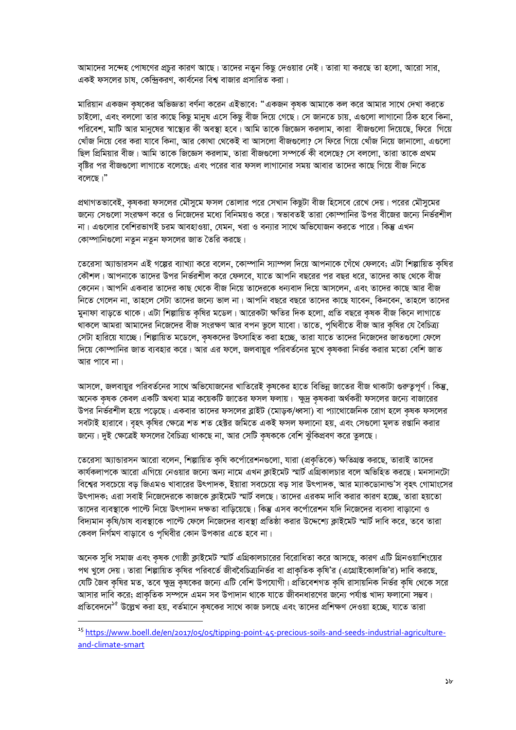আমাদের সন্দেহ পোষণের প্রচুর কারণ আছে। তাদের নতুন কিছু দেওয়ার নেই। তারা যা করছে তা হলো, আরো সার, একই ফসলের চাষ, কেন্দ্রিকরণ, কার্বনের বিশ্ব বাজার প্রসারিত করা।

মারিয়ান একজন কৃষকের অভিজ্ঞতা বর্ণনা করেন এইভাবে: "একজন কৃষক আমাকে কল করে আমার সাথে দেখা করতে চাইলো, এবং বললো তার কাছে কিছু মানুষ এসে কিছু বীজ দিয়ে গেছে। সে জানতে চায়, এগুলো লাগানো ঠিক হবে কিনা, পরিবেশ, মাটি আর মানুষের স্বাস্থ্যের কী অবস্থা হবে। আমি তাকে জিজ্ঞেস করলাম, কারা বীজগুলো দিয়েছে, ফিরে গিয়ে খোঁজ নিয়ে বের করা যাবে কিনা, আর কোথা থেকেই বা আসলো বীজগুলো? সে ফিরে গিয়ে খোঁজ নিয়ে জানালো, এগুলো ছিল প্রিমিয়ার বীজ। আমি তাকে জিজ্ঞেস করলাম, তারা বীজগুলো সম্পর্কে কী বলেছে? সে বললো, তারা তাকে প্রথম বৃষ্টির পর বীজগুলো লাগাতে বলেছে; এবং পরের বার ফসল লাগানোর সময় আবার তাদের কাছে গিয়ে বীজ নিতে বলেছে।"

প্রথাগতভাবেই, কৃষকরা ফসলের মৌসুমে ফসল তোলার পরে সেখান কিছুটা বীজ হিসেবে রেখে দেয়। পরের মৌসুমের জন্যে সেগুলো সংরক্ষণ করে ও নিজেদের মধ্যে বিনিময়ও করে। স্বভাবতই তারা কোম্পানির উপর বীজের জন্যে নির্ভরশীল না। এগুলোর বেশিরভাগই চরম আবহাওয়া, যেমন, খরা ও বন্যার সাথে অভিযোজন করতে পারে। কিন্তু এখন কোম্পানিগুলো নতুন নতুন ফসলের জাত তৈরি করছে।

তেরেসা অ্যান্ডারসন এই গল্পের ব্যাখ্যা করে বলেন, কোম্পানি স্যাম্পল দিয়ে আপনাকে গেঁথে ফেলবে; এটা শিল্পায়িত কৃষির কৌশল। আপনাকে তাদের উপর নির্ভরশীল করে ফেলবে, যাতে আপনি বছরের পর বছর ধরে, তাদের কাছ থেকে বীজ কেনেন। আপনি একবার তাদের কাছ থেকে বীজ নিয়ে তাদেরকে ধন্যবাদ দিয়ে আসলেন, এবং তাদের কাছে আর বীজ নিতে গেলেন না, তাহলে সেটা তাদের জন্যে ভাল না। আপনি বছরে বছরে তাদের কাছে যাবেন, কিনবেন, তাহলে তাদের মুনাফা বাড়তে থাকে। এটা শিল্পায়িত কৃষির মডেল। আরেকটা ক্ষতির দিক হলো, প্রতি বছরে কৃষক বীজ কিনে লাগাতে থাকলে আমরা আমাদের নিজেদের বীজ সংরক্ষণ আর বপন ভুলে যাবো। তাতে, পৃথিবীতে বীজ আর কৃষির যে বৈচিত্র্য সেটা হারিয়ে যাচ্ছে। শিল্পায়িত মডেলে, কৃষকদের উৎসাহিত করা হচ্ছে, তারা যাতে তাদের নিজেদের জাতগুলো ফেলে দিয়ে কোম্পানির জাত ব্যবহার করে। আর এর ফলে, জলবায়ুর পরিবর্তনের মুখে কৃষকরা নির্ভর করার মতো বেশি জাত আর পাবে না।

আসলে, জলবায়ুর পরিবর্তনের সাথে অভিযোজনের খাতিরেই কৃষকের হাতে বিভিন্ন জাতের বীজ থাকাটা গুরুত্বপূর্ণ। কিন্তু, অনেক কৃষক কেবল একটি অথবা মাত্র কয়েকটি জাতের ফসল ফলায়। ক্ষুদ্র কৃষকরা অর্থকরী ফসলের জন্যে বাজারের উপর নির্ভরশীল হয়ে পড়েছে। একবার তাদের ফসলের ব্লাইট (মোড়ক/ধ্বসা) বা প্যাথোজেনিক রোগ হলে কৃষক ফসলের সবটাই হারাবে। বৃহৎ কৃষির ক্ষেত্রে শত শত হেক্টর জমিতে একই ফসল ফলানো হয়, এবং সেগুলো মূলত রপ্তানি করার জন্যে। দুই ক্ষেত্রেই ফসলের বৈচিত্র্য থাকছে না, আর সেটি কৃষককে বেশি ঝুঁকিপ্রবণ করে তুলছে।

তেরেসা অ্যান্ডারসন আরো বলেন, শিল্পায়িত কৃষি কর্পোরেশনগুলো, যারা (প্রকৃতিকে) ক্ষতিগ্রস্ত করছে, তারাই তাদের কার্যকলাপকে আরো এগিয়ে নেওয়ার জন্যে অন্য নামে এখন ক্লাইমেট স্মার্ট এগ্রিকালচার বলে অভিহিত করছে। মনসানটো বিশ্বের সবচেয়ে বড় জিএমও খাবারের উৎপাদক, ইয়ারা সবচেয়ে বড় সার উৎপাদক, আর ম্যাকডোনাল্ড'স বৃহৎ গোমাংসের উৎপাদক; এরা সবাই নিজেদেরকে কাজকে ক্লাইমেট স্মার্ট বলছে। তাদের এরকম দাবি করার কারণ হচ্ছে, তারা হয়তো তাদের ব্যবস্থাকে পাল্টে নিয়ে উৎপাদন দক্ষতা বাড়িয়েছে। কিন্তু এসব কর্পোরেশন যদি নিজেদের ব্যবসা বাড়ানো ও বিদ্যমান কৃষি/চাষ ব্যবস্থাকে পাল্টে ফেলে নিজেদের ব্যবস্থা প্রতিষ্ঠা করার উদ্দেশ্যে ক্লাইমেট স্মার্ট দাবি করে, তবে তারা কেবল নির্গমণ বাড়াবে ও পৃথিবীর কোন উপকার এতে হবে না।

অনেক সুধি সমাজ এবং কৃষক গোষ্ঠী ক্লাইমেট স্মার্ট এগ্রিকালচারের বিরোধিতা করে আসছে, কারণ এটি গ্রিনওয়াশিংয়ের পথ খুলে দেয়। তারা শিল্পায়িত কৃষির পরিবর্তে জীববৈচিত্র্যনির্ভর বা প্রাকৃতিক কৃষি'র (এগ্রোইকোলজি'র) দাবি করছে, যেটি জৈব কৃষির মত, তবে ক্ষুদ্র কৃষকের জন্যে এটি বেশি উপযোগী। প্রতিবেশগত কৃষি রাসায়নিক নির্ভর কৃষি থেকে সরে আসার দাবি করে; প্রাকৃতিক সম্পদে এমন সব উপাদান থাকে যাতে জীবনধারণের জন্যে পর্যাপ্ত খাদ্য ফলানো সম্ভব। প্রতিবেদনে[১৫] উল্লেখ করা হয়, বর্তমানে কৃষকের সাথে কাজ চলছে এবং তাদের প্রশিক্ষণ দেওয়া হচ্ছে, যাতে তারা

---

[15] https://www.boell.de/en/2017/05/05/tipping-point-45-precious-soils-and-seeds-industrial-agriculture-and-climate-smart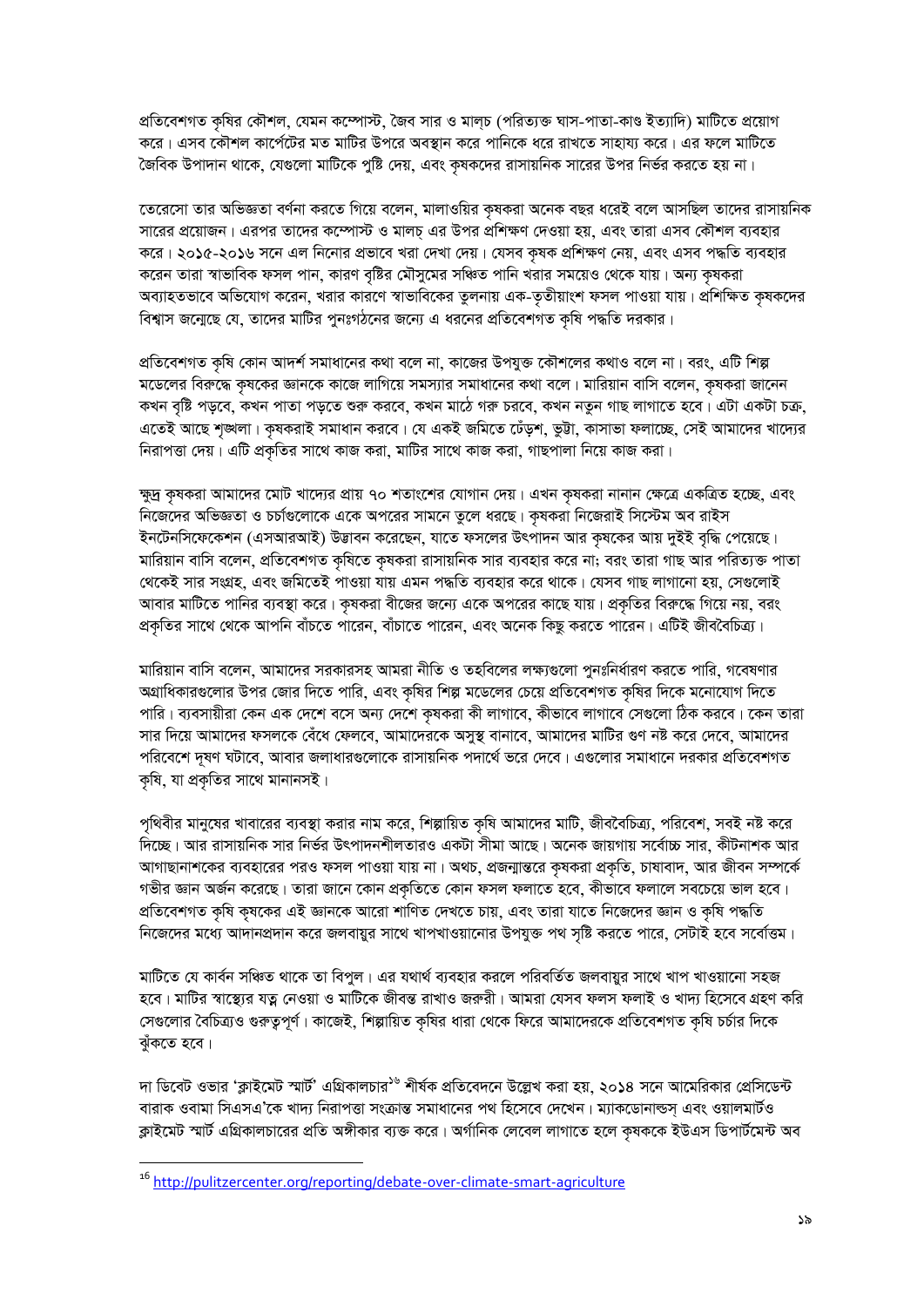প্রতিবেশগত কৃষির কৌশল, যেমন কম্পোস্ট, জৈব সার ও মালচ (পরিত্যক্ত ঘাস-পাতা-কাণ্ড ইত্যাদি) মাটিতে প্রয়োগ করে। এসব কৌশল কার্পেটের মত মাটির উপরে অবস্থান করে পানিকে ধরে রাখতে সাহায্য করে। এর ফলে মাটিতে জৈবিক উপাদান থাকে, যেগুলো মাটিকে পুষ্টি দেয়, এবং কৃষকদের রাসায়নিক সারের উপর নির্ভর করতে হয় না।

তেরেসো তার অভিজ্ঞতা বর্ণনা করতে গিয়ে বলেন, মালাওয়ির কৃষকরা অনেক বছর ধরেই বলে আসছিল তাদের রাসায়নিক সারের প্রয়োজন। এরপর তাদের কম্পোস্ট ও মালচ্ এর উপর প্রশিক্ষণ দেওয়া হয়, এবং তারা এসব কৌশল ব্যবহার করে। ২০১৫-২০১৬ সনে এল নিনোর প্রভাবে খরা দেখা দেয়। যেসব কৃষক প্রশিক্ষণ নেয়, এবং এসব পদ্ধতি ব্যবহার করেন তারা স্বাভাবিক ফসল পান, কারণ বৃষ্টির মৌসুমের সঞ্চিত পানি খরার সময়েও থেকে যায়। অন্য কৃষকরা অব্যাহতভাবে অভিযোগ করেন, খরার কারণে স্বাভাবিকের তুলনায় এক-তৃতীয়াংশ ফসল পাওয়া যায়। প্রশিক্ষিত কৃষকদের বিশ্বাস জন্মেছে যে, তাদের মাটির পুনঃগঠনের জন্যে এ ধরনের প্রতিবেশগত কৃষি পদ্ধতি দরকার।

প্রতিবেশগত কৃষি কোন আদর্শ সমাধানের কথা বলে না, কাজের উপযুক্ত কৌশলের কথাও বলে না। বরং, এটি শিল্প মডেলের বিরুদ্ধে কৃষকের জ্ঞানকে কাজে লাগিয়ে সমস্যার সমাধানের কথা বলে। মারিয়ান বাসি বলেন, কৃষকরা জানেন কখন বৃষ্টি পড়বে, কখন পাতা পড়তে শুরু করবে, কখন মাঠে গরু চরবে, কখন নতুন গাছ লাগাতে হবে। এটা একটা চক্র, এতেই আছে শৃঙ্খলা। কৃষকরাই সমাধান করবে। যে একই জমিতে ঢেঁড়শ, ভুট্টা, কাসাভা ফলাচ্ছে, সেই আমাদের খাদ্যের নিরাপত্তা দেয়। এটি প্রকৃতির সাথে কাজ করা, মাটির সাথে কাজ করা, গাছপালা নিয়ে কাজ করা।

ক্ষুদ্র কৃষকরা আমাদের মোট খাদ্যের প্রায় ৭০ শতাংশের যোগান দেয়। এখন কৃষকরা নানান ক্ষেত্রে একত্রিত হচ্ছে, এবং নিজেদের অভিজ্ঞতা ও চর্চাগুলোকে একে অপরের সামনে তুলে ধরছে। কৃষকরা নিজেরাই সিস্টেম অব রাইস ইনটেনসিফেকেশন (এসআরআই) উদ্ভাবন করেছেন, যাতে ফসলের উৎপাদন আর কৃষকের আয় দুইই বৃদ্ধি পেয়েছে। মারিয়ান বাসি বলেন, প্রতিবেশগত কৃষিতে কৃষকরা রাসায়নিক সার ব্যবহার করে না; বরং তারা গাছ আর পরিত্যক্ত পাতা থেকেই সার সংগ্রহ, এবং জমিতেই পাওয়া যায় এমন পদ্ধতি ব্যবহার করে থাকে। যেসব গাছ লাগানো হয়, সেগুলোই আবার মাটিতে পানির ব্যবস্থা করে। কৃষকরা বীজের জন্যে একে অপরের কাছে যায়। প্রকৃতির বিরুদ্ধে গিয়ে নয়, বরং প্রকৃতির সাথে থেকে আপনি বাঁচতে পারেন, বাঁচাতে পারেন, এবং অনেক কিছু করতে পারেন। এটিই জীববৈচিত্র্য।

মারিয়ান বাসি বলেন, আমাদের সরকারসহ আমরা নীতি ও তহবিলের লক্ষ্যগুলো পুনঃনির্ধারণ করতে পারি, গবেষণার অগ্রাধিকারগুলোর উপর জোর দিতে পারি, এবং কৃষির শিল্প মডেলের চেয়ে প্রতিবেশগত কৃষির দিকে মনোযোগ দিতে পারি। ব্যবসায়ীরা কেন এক দেশে বসে অন্য দেশে কৃষকরা কী লাগাবে, কীভাবে লাগাবে সেগুলো ঠিক করবে। কেন তারা সার দিয়ে আমাদের ফসলকে বেঁধে ফেলবে, আমাদেরকে অসুস্থ বানাবে, আমাদের মাটির গুণ নষ্ট করে দেবে, আমাদের পরিবেশে দূষণ ঘটাবে, আবার জলাধারগুলোকে রাসায়নিক পদার্থে ভরে দেবে। এগুলোর সমাধানে দরকার প্রতিবেশগত কৃষি, যা প্রকৃতির সাথে মানানসই।

পৃথিবীর মানুষের খাবারের ব্যবস্থা করার নাম করে, শিল্পায়িত কৃষি আমাদের মাটি, জীববৈচিত্র্য, পরিবেশ, সবই নষ্ট করে দিচ্ছে। আর রাসায়নিক সার নির্ভর উৎপাদনশীলতারও একটা সীমা আছে। অনেক জায়গায় সর্বোচ্চ সার, কীটনাশক আর আগাছানাশকের ব্যবহারের পরও ফসল পাওয়া যায় না। অথচ, প্রজন্মান্তরে কৃষকরা প্রকৃতি, চাষাবাদ, আর জীবন সম্পর্কে গভীর জ্ঞান অর্জন করেছে। তারা জানে কোন প্রকৃতিতে কোন ফসল ফলাতে হবে, কীভাবে ফলালে সবচেয়ে ভাল হবে। প্রতিবেশগত কৃষি কৃষকের এই জ্ঞানকে আরো শাণিত দেখতে চায়, এবং তারা যাতে নিজেদের জ্ঞান ও কৃষি পদ্ধতি নিজেদের মধ্যে আদানপ্রদান করে জলবায়ুর সাথে খাপখাওয়ানোর উপযুক্ত পথ সৃষ্টি করতে পারে, সেটাই হবে সর্বোত্তম।

মাটিতে যে কার্বন সঞ্চিত থাকে তা বিপুল। এর যথার্থ ব্যবহার করলে পরিবর্তিত জলবায়ুর সাথে খাপ খাওয়ানো সহজ হবে। মাটির স্বাস্থ্যের যত্ন নেওয়া ও মাটিকে জীবন্ত রাখাও জরুরী। আমরা যেসব ফসল ফলাই ও খাদ্য হিসেবে গ্রহণ করি সেগুলোর বৈচিত্র্যও গুরুত্বপূর্ণ। কাজেই, শিল্পায়িত কৃষির ধারা থেকে ফিরে আমাদেরকে প্রতিবেশগত কৃষি চর্চার দিকে ঝুঁকতে হবে।

দা ডিবেট ওভার 'ক্লাইমেট স্মার্ট' এগ্রিকালচার[১৬] শীর্ষক প্রতিবেদনে উল্লেখ করা হয়, ২০১৪ সনে আমেরিকার প্রেসিডেন্ট বারাক ওবামা সিএসএ'কে খাদ্য নিরাপত্তা সংক্রান্ত সমাধানের পথ হিসেবে দেখেন। ম্যাকডোনাল্ডস্ এবং ওয়ালমার্টও ক্লাইমেট স্মার্ট এগ্রিকালচারের প্রতি অঙ্গীকার ব্যক্ত করে। অর্গানিক লেবেল লাগাতে হলে কৃষককে ইউএস ডিপার্টমেন্ট অব

---

[16] http://pulitzercenter.org/reporting/debate-over-climate-smart-agriculture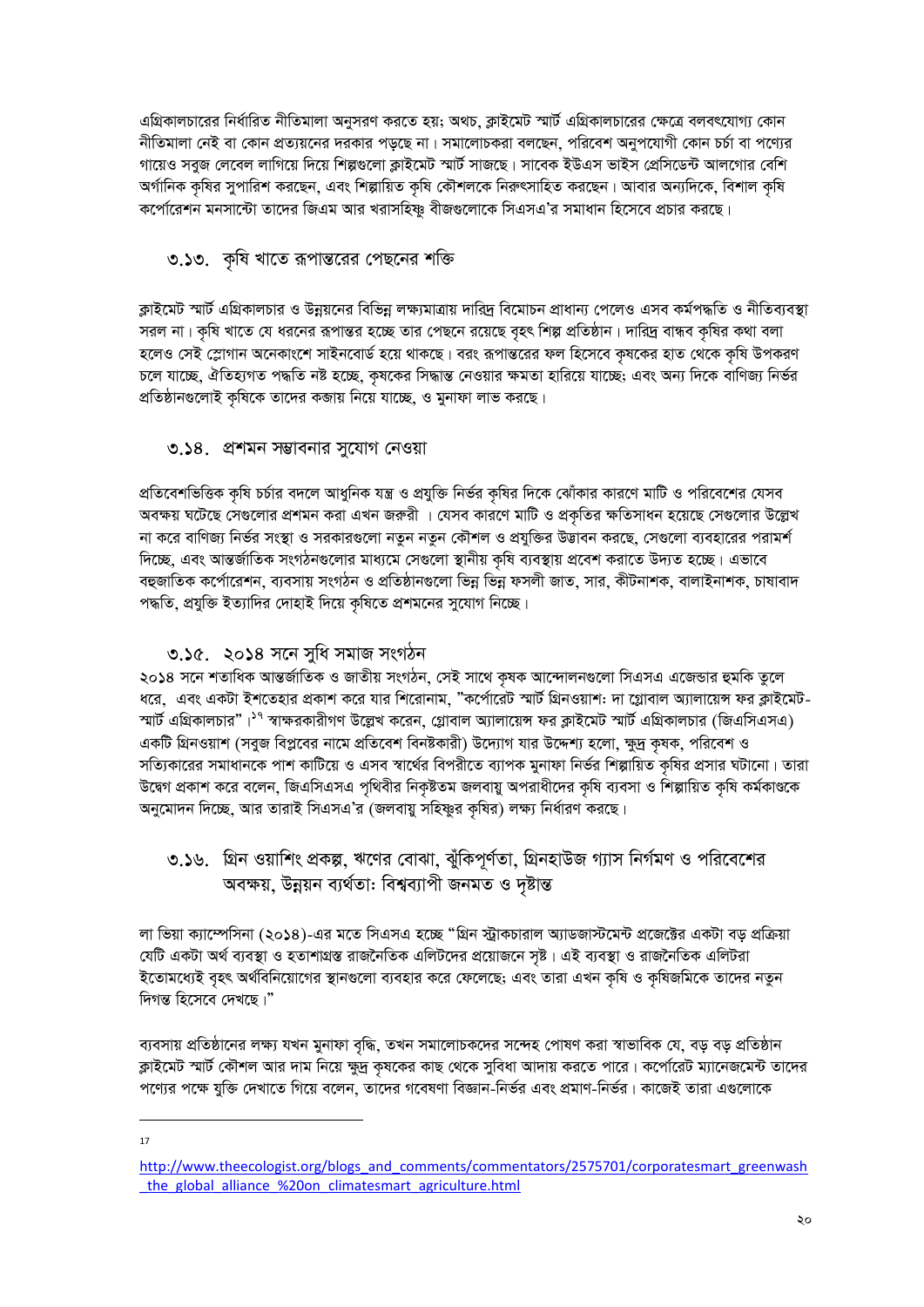এগ্রিকালচারের নির্ধারিত নীতিমালা অনুসরণ করতে হয়; অথচ, ক্লাইমেট স্মার্ট এগ্রিকালচারের ক্ষেত্রে বলবৎযোগ্য কোন নীতিমালা নেই বা কোন প্রত্যয়নের দরকার পড়ছে না। সমালোচকরা বলছেন, পরিবেশ অনুপযোগী কোন চর্চা বা পণ্যের গায়েও সবুজ লেবেল লাগিয়ে দিয়ে শিল্পগুলো ক্লাইমেট স্মার্ট সাজছে। সাবেক ইউএস ভাইস প্রেসিডেন্ট আলগোর বেশি অর্গানিক কৃষির সুপারিশ করছেন, এবং শিল্পায়িত কৃষি কৌশলকে নিরুৎসাহিত করছেন। আবার অন্যদিকে, বিশাল কৃষি কর্পোরেশন মনসান্টো তাদের জিএম আর খরাসহিষ্ণু বীজগুলোকে সিএসএ'র সমাধান হিসেবে প্রচার করছে।

## ৩.১৩. কৃষি খাতে রূপান্তরের পেছনের শক্তি

ক্লাইমেট স্মার্ট এগ্রিকালচার ও উন্নয়নের বিভিন্ন লক্ষ্যমাত্রায় দারিদ্র বিমোচন প্রাধান্য পেলেও এসব কর্মপদ্ধতি ও নীতিব্যবস্থা সরল না। কৃষি খাতে যে ধরনের রূপান্তর হচ্ছে তার পেছনে রয়েছে বৃহৎ শিল্প প্রতিষ্ঠান। দারিদ্র বান্ধব কৃষির কথা বলা হলেও সেই স্লোগান অনেকাংশে সাইনবোর্ড হয়ে থাকছে। বরং রূপান্তরের ফল হিসেবে কৃষকের হাত থেকে কৃষি উপকরণ চলে যাচ্ছে, ঐতিহ্যগত পদ্ধতি নষ্ট হচ্ছে, কৃষকের সিদ্ধান্ত নেওয়ার ক্ষমতা হারিয়ে যাচ্ছে; এবং অন্য দিকে বাণিজ্য নির্ভর প্রতিষ্ঠানগুলোই কৃষিকে তাদের কব্জায় নিয়ে যাচ্ছে, ও মুনাফা লাভ করছে।

## ৩.১৪. প্রশমন সম্ভাবনার সুযোগ নেওয়া

প্রতিবেশভিত্তিক কৃষি চর্চার বদলে আধুনিক যন্ত্র ও প্রযুক্তি নির্ভর কৃষির দিকে ঝোঁকার কারণে মাটি ও পরিবেশের যেসব অবক্ষয় ঘটেছে সেগুলোর প্রশমন করা এখন জরুরী । যেসব কারণে মাটি ও প্রকৃতির ক্ষতিসাধন হয়েছে সেগুলোর উল্লেখ না করে বাণিজ্য নির্ভর সংস্থা ও সরকারগুলো নতুন নতুন কৌশল ও প্রযুক্তির উদ্ভাবন করছে, সেগুলো ব্যবহারের পরামর্শ দিচ্ছে, এবং আন্তর্জাতিক সংগঠনগুলোর মাধ্যমে সেগুলো স্থানীয় কৃষি ব্যবস্থায় প্রবেশ করাতে উদ্যত হচ্ছে। এভাবে বহুজাতিক কর্পোরেশন, ব্যবসায় সংগঠন ও প্রতিষ্ঠানগুলো ভিন্ন ভিন্ন ফসলী জাত, সার, কীটনাশক, বালাইনাশক, চাষাবাদ পদ্ধতি, প্রযুক্তি ইত্যাদির দোহাই দিয়ে কৃষিতে প্রশমনের সুযোগ নিচ্ছে।

## ৩.১৫. ২০১৪ সনে সুধি সমাজ সংগঠন

২০১৪ সনে শতাধিক আন্তর্জাতিক ও জাতীয় সংগঠন, সেই সাথে কৃষক আন্দোলনগুলো সিএসএ এজেন্ডার হুমকি তুলে ধরে, এবং একটা ইশতেহার প্রকাশ করে যার শিরোনাম, "কর্পোরেট স্মার্ট গ্রিনওয়াশ: দা গ্লোবাল অ্যালায়েন্স ফর ক্লাইমেট-স্মার্ট এগ্রিকালচার"।[17] স্বাক্ষরকারীগণ উল্লেখ করেন, গ্লোবাল অ্যালায়েন্স ফর ক্লাইমেট স্মার্ট এগ্রিকালচার (জিএসিএসএ) একটি গ্রিনওয়াশ (সবুজ বিপ্লবের নামে প্রতিবেশ বিনষ্টকারী) উদ্যোগ যার উদ্দেশ্য হলো, ক্ষুদ্র কৃষক, পরিবেশ ও সত্যিকারের সমাধানকে পাশ কাটিয়ে ও এসব স্বার্থের বিপরীতে ব্যাপক মুনাফা নির্ভর শিল্পায়িত কৃষির প্রসার ঘটানো। তারা উদ্বেগ প্রকাশ করে বলেন, জিএসিএসএ পৃথিবীর নিকৃষ্টতম জলবায়ু অপরাধীদের কৃষি ব্যবসা ও শিল্পায়িত কৃষি কর্মকাণ্ডকে অনুমোদন দিচ্ছে, আর তারাই সিএসএ'র (জলবায়ু সহিষ্ণুর কৃষির) লক্ষ্য নির্ধারণ করছে।

## ৩.১৬. গ্রিন ওয়াশিং প্রকল্প, ঋণের বোঝা, ঝুঁকিপূর্ণতা, গ্রিনহাউজ গ্যাস নির্গমণ ও পরিবেশের অবক্ষয়, উন্নয়ন ব্যর্থতা: বিশ্বব্যাপী জনমত ও দৃষ্টান্ত

লা ভিয়া ক্যাম্পেসিনা (২০১৪)-এর মতে সিএসএ হচ্ছে "গ্রিন স্ট্রাকচারাল অ্যাডজাস্টমেন্ট প্রজেক্টের একটা বড় প্রক্রিয়া যেটি একটা অর্থ ব্যবস্থা ও হতাশাগ্রস্ত রাজনৈতিক এলিটদের প্রয়োজনে সৃষ্ট। এই ব্যবস্থা ও রাজনৈতিক এলিটরা ইতোমধ্যেই বৃহৎ অর্থবিনিয়োগের স্থানগুলো ব্যবহার করে ফেলেছে; এবং তারা এখন কৃষি ও কৃষিজমিকে তাদের নতুন দিগন্ত হিসেবে দেখছে।"

ব্যবসায় প্রতিষ্ঠানের লক্ষ্য যখন মুনাফা বৃদ্ধি, তখন সমালোচকদের সন্দেহ পোষণ করা স্বাভাবিক যে, বড় বড় প্রতিষ্ঠান ক্লাইমেট স্মার্ট কৌশল আর দাম নিয়ে ক্ষুদ্র কৃষকের কাছ থেকে সুবিধা আদায় করতে পারে। কর্পোরেট ম্যানেজমেন্ট তাদের পণ্যের পক্ষে যুক্তি দেখাতে গিয়ে বলেন, তাদের গবেষণা বিজ্ঞান-নির্ভর এবং প্রমাণ-নির্ভর। কাজেই তারা এগুলোকে

---

[17] http://www.theecologist.org/blogs_and_comments/commentators/2575701/corporatesmart_greenwash_the_global_alliance_%20on_climatesmart_agriculture.html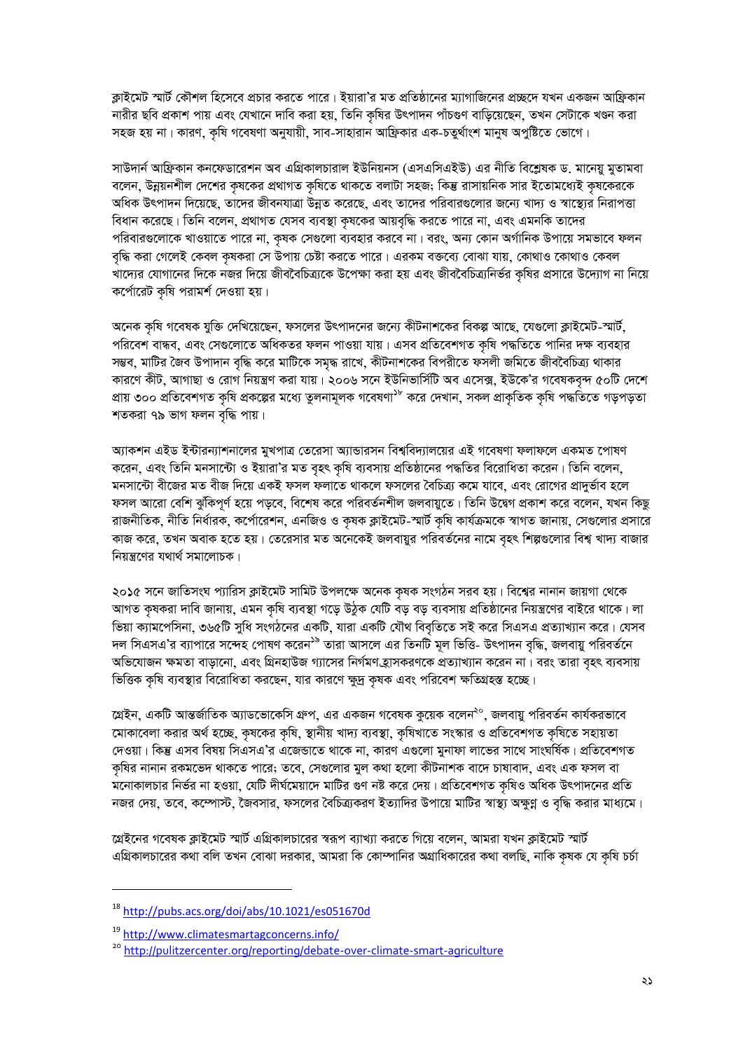ক্লাইমেট স্মার্ট কৌশল হিসেবে প্রচার করতে পারে। ইয়ারা'র মত প্রতিষ্ঠানের ম্যাগাজিনের প্রচ্ছদে যখন একজন আফ্রিকান নারীর ছবি প্রকাশ পায় এবং যেখানে দাবি করা হয়, তিনি কৃষির উৎপাদন পাঁচগুণ বাড়িয়েছেন, তখন সেটাকে খণ্ডন করা সহজ হয় না। কারণ, কৃষি গবেষণা অনুযায়ী, সাব-সাহারান আফ্রিকার এক-চতুর্থাংশ মানুষ অপুষ্টিতে ভোগে।

সাউদার্ন আফ্রিকান কনফেডারেশন অব এগ্রিকালচারাল ইউনিয়নস (এসএসিএইউ) এর নীতি বিশ্লেষক ড. মানেয়ু মুতামবা বলেন, উন্নয়নশীল দেশের কৃষকের প্রথাগত কৃষিতে থাকতে বলাটা সহজ; কিন্তু রাসায়নিক সার ইতোমধ্যেই কৃষকেরকে অধিক উৎপাদন দিয়েছে, তাদের জীবনযাত্রা উন্নত করেছে, এবং তাদের পরিবারগুলোর জন্যে খাদ্য ও স্বাস্থ্যের নিরাপত্তা বিধান করেছে। তিনি বলেন, প্রথাগত যেসব ব্যবস্থা কৃষকের আয়বৃদ্ধি করতে পারে না, এবং এমনকি তাদের পরিবারগুলোকে খাওয়াতে পারে না, কৃষক সেগুলো ব্যবহার করবে না। বরং, অন্য কোন অর্গানিক উপায়ে সমভাবে ফলন বৃদ্ধি করা গেলেই কেবল কৃষকরা সে উপায় চেষ্টা করতে পারে। এরকম বক্তব্যে বোঝা যায়, কোথাও কোথাও কেবল খাদ্যের যোগানের দিকে নজর দিয়ে জীববৈচিত্র্যকে উপেক্ষা করা হয় এবং জীববৈচিত্র্যনির্ভর কৃষির প্রসারে উদ্যোগ না নিয়ে কর্পোরেট কৃষি পরামর্শ দেওয়া হয়।

অনেক কৃষি গবেষক যুক্তি দেখিয়েছেন, ফসলের উৎপাদনের জন্যে কীটনাশকের বিকল্প আছে, যেগুলো ক্লাইমেট-স্মার্ট, পরিবেশ বান্ধব, এবং সেগুলোতে অধিকতর ফলন পাওয়া যায়। এসব প্রতিবেশগত কৃষি পদ্ধতিতে পানির দক্ষ ব্যবহার সম্ভব, মাটির জৈব উপাদান বৃদ্ধি করে মাটিকে সমৃদ্ধ রাখে, কীটনাশকের বিপরীতে ফসলী জমিতে জীববৈচিত্র্য থাকার কারণে কীট, আগাছা ও রোগ নিয়ন্ত্রণ করা যায়। ২০০৬ সনে ইউনিভার্সিটি অব এসেক্স, ইউকে'র গবেষকবৃন্দ ৫০টি দেশে প্রায় ৩০০ প্রতিবেশগত কৃষি প্রকল্পের মধ্যে তুলনামূলক গবেষণা[18] করে দেখান, সকল প্রাকৃতিক কৃষি পদ্ধতিতে গড়পড়তা শতকরা ৭৯ ভাগ ফলন বৃদ্ধি পায়।

অ্যাকশন এইড ইন্টারন্যাশনালের মুখপাত্র তেরেসা অ্যান্ডারসন বিশ্ববিদ্যালয়ের এই গবেষণা ফলাফলে একমত পোষণ করেন, এবং তিনি মনসান্টো ও ইয়ারা'র মত বৃহৎ কৃষি ব্যবসায় প্রতিষ্ঠানের পদ্ধতির বিরোধিতা করেন। তিনি বলেন, মনসান্টো বীজের মত বীজ দিয়ে একই ফসল ফলাতে থাকলে ফসলের বৈচিত্র্য কমে যাবে, এবং রোগের প্রাদুর্ভাব হলে ফসল আরো বেশি ঝুঁকিপূর্ণ হয়ে পড়বে, বিশেষ করে পরিবর্তনশীল জলবায়ুতে। তিনি উদ্বেগ প্রকাশ করে বলেন, যখন কিছু রাজনীতিক, নীতি নির্ধারক, কর্পোরেশন, এনজিও ও কৃষক ক্লাইমেট-স্মার্ট কৃষি কার্যক্রমকে স্বাগত জানায়, সেগুলোর প্রসারে কাজ করে, তখন অবাক হতে হয়। তেরেসার মত অনেকেই জলবায়ুর পরিবর্তনের নামে বৃহৎ শিল্পগুলোর বিশ্ব খাদ্য বাজার নিয়ন্ত্রণের যথার্থ সমালোচক।

২০১৫ সনে জাতিসংঘ প্যারিস ক্লাইমেট সামিট উপলক্ষে অনেক কৃষক সংগঠন সরব হয়। বিশ্বের নানান জায়গা থেকে আগত কৃষকরা দাবি জানায়, এমন কৃষি ব্যবস্থা গড়ে উঠুক যেটি বড় বড় ব্যবসায় প্রতিষ্ঠানের নিয়ন্ত্রণের বাইরে থাকে। লা ভিয়া ক্যামপেসিনা, ৩৬৫টি সুধি সংগঠনের একটি, যারা একটি যৌথ বিবৃতিতে সই করে সিএসএ প্রত্যাখ্যান করে। যেসব দল সিএসএ'র ব্যাপারে সন্দেহ পোষণ করেন[19] তারা আসলে এর তিনটি মূল ভিত্তি- উৎপাদন বৃদ্ধি, জলবায়ু পরিবর্তনে অভিযোজন ক্ষমতা বাড়ানো, এবং গ্রিনহাউজ গ্যাসের নির্গমণ হ্রাসকরণকে প্রত্যাখ্যান করেন না। বরং তারা বৃহৎ ব্যবসায় ভিত্তিক কৃষি ব্যবস্থার বিরোধিতা করছেন, যার কারণে ক্ষুদ্র কৃষক এবং পরিবেশ ক্ষতিগ্রহস্ত হচ্ছে।

গ্রেইন, একটি আন্তর্জাতিক অ্যাডভোকেসি গ্রুপ, এর একজন গবেষক কুয়েক বলেন[20], জলবায়ু পরিবর্তন কার্যকরভাবে মোকাবেলা করার অর্থ হচ্ছে, কৃষকের কৃষি, স্থানীয় খাদ্য ব্যবস্থা, কৃষিখাতে সংস্কার ও প্রতিবেশগত কৃষিতে সহায়তা দেওয়া। কিন্তু এসব বিষয় সিএসএ'র এজেন্ডাতে থাকে না, কারণ এগুলো মুনাফা লাভের সাথে সাংঘর্ষিক। প্রতিবেশগত কৃষির নানান রকমভেদ থাকতে পারে; তবে, সেগুলোর মূল কথা হলো কীটনাশক বাদে চাষাবাদ, এবং এক ফসল বা মনোকালচার নির্ভর না হওয়া, যেটি দীর্ঘমেয়াদে মাটির গুণ নষ্ট করে দেয়। প্রতিবেশগত কৃষিও অধিক উৎপাদনের প্রতি নজর দেয়, তবে, কম্পোস্ট, জৈবসার, ফসলের বৈচিত্র্যকরণ ইত্যাদির উপায়ে মাটির স্বাস্থ্য অক্ষুণ্ণ ও বৃদ্ধি করার মাধ্যমে।

গ্রেইনের গবেষক ক্লাইমেট স্মার্ট এগ্রিকালচারের স্বরূপ ব্যাখ্যা করতে গিয়ে বলেন, আমরা যখন ক্লাইমেট স্মার্ট এগ্রিকালচারের কথা বলি তখন বোঝা দরকার, আমরা কি কোম্পানির অগ্রাধিকারের কথা বলছি, নাকি কৃষক যে কৃষি চর্চা

---

[18] http://pubs.acs.org/doi/abs/10.1021/es051670d

[19] http://www.climatesmartagconcerns.info/

[20] http://pulitzercenter.org/reporting/debate-over-climate-smart-agriculture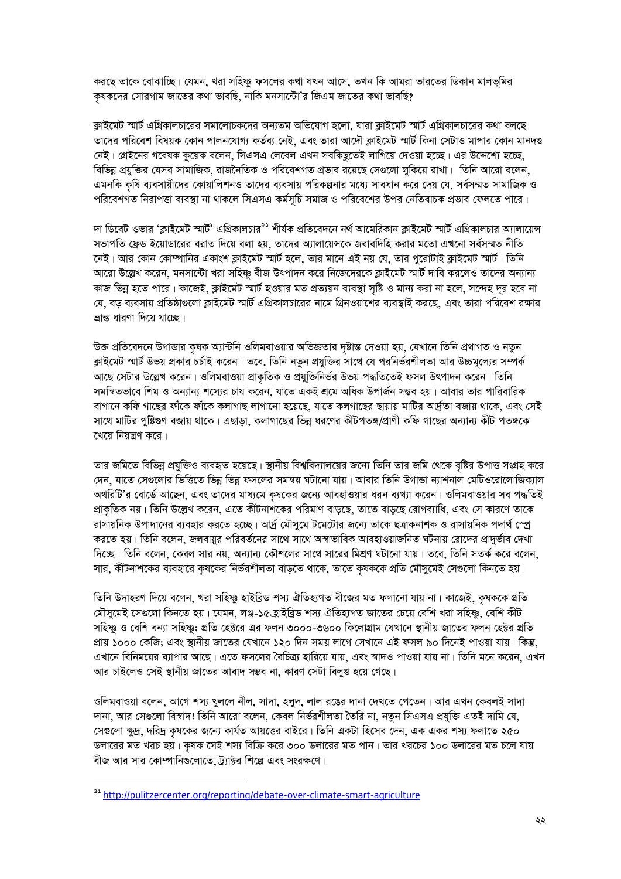করছে তাকে বোঝাচ্ছি। যেমন, খরা সহিষ্ণু ফসলের কথা যখন আসে, তখন কি আমরা ভারতের ডিকান মালভূমির কৃষকদের সোরগাম জাতের কথা ভাবছি, নাকি মনসান্টো'র জিএম জাতের কথা ভাবছি?

ক্লাইমেট স্মার্ট এগ্রিকালচারের সমালোচকদের অন্যতম অভিযোগ হলো, যারা ক্লাইমেট স্মার্ট এগ্রিকালচারের কথা বলছে তাদের পরিবেশ বিষয়ক কোন পালনযোগ্য কর্তব্য নেই, এবং তারা আদৌ ক্লাইমেট স্মার্ট কিনা সেটাও মাপার কোন মানদণ্ড নেই। গ্রেইনের গবেষক কুয়েক বলেন, সিএসএ লেবেল এখন সবকিছুতেই লাগিয়ে দেওয়া হচ্ছে। এর উদ্দেশ্যে হচ্ছে, বিভিন্ন প্রযুক্তির যেসব সামাজিক, রাজনৈতিক ও পরিবেশগত প্রভাব রয়েছে সেগুলো লুকিয়ে রাখা। তিনি আরো বলেন, এমনকি কৃষি ব্যবসায়ীদের কোয়ালিশনও তাদের ব্যবসায় পরিকল্পনার মধ্যে সাবধান করে দেয় যে, সর্বসম্মত সামাজিক ও পরিবেশগত নিরাপত্তা ব্যবস্থা না থাকলে সিএসএ কর্মসূচি সমাজ ও পরিবেশের উপর নেতিবাচক প্রভাব ফেলতে পারে।

দা ডিবেট ওভার 'ক্লাইমেট স্মার্ট' এগ্রিকালচার[21] শীর্ষক প্রতিবেদনে নর্থ আমেরিকান ক্লাইমেট স্মার্ট এগ্রিকালচার অ্যালায়েন্স সভাপতি ফ্রেড ইয়োডারের বরাত দিয়ে বলা হয়, তাদের অ্যালায়েন্সকে জবাবদিহি করার মতো এখনো সর্বসম্মত নীতি নেই। আর কোন কোম্পানির একাংশ ক্লাইমেট স্মার্ট হলে, তার মানে এই নয় যে, তার পুরোটাই ক্লাইমেট স্মার্ট। তিনি আরো উল্লেখ করেন, মনসান্টো খরা সহিষ্ণু বীজ উৎপাদন করে নিজেদেরকে ক্লাইমেট স্মার্ট দাবি করলেও তাদের অন্যান্য কাজ ভিন্ন হতে পারে। কাজেই, ক্লাইমেট স্মার্ট হওয়ার মত প্রত্যয়ন ব্যবস্থা সৃষ্টি ও মান্য করা না হলে, সন্দেহ দূর হবে না যে, বড় ব্যবসায় প্রতিষ্ঠানগুলো ক্লাইমেট স্মার্ট এগ্রিকালচারের নামে গ্রিনওয়াশের ব্যবস্থাই করছে, এবং তারা পরিবেশ রক্ষার ভ্রান্ত ধারণা দিয়ে যাচ্ছে।

উক্ত প্রতিবেদনে উগান্ডার কৃষক অ্যান্টনি ওলিমবাওয়ার অভিজ্ঞতার দৃষ্টান্ত দেওয়া হয়, যেখানে তিনি প্রথাগত ও নতুন ক্লাইমেট স্মার্ট উভয় প্রকার চর্চাই করেন। তবে, তিনি নতুন প্রযুক্তির সাথে যে পরনির্ভরশীলতা আর উচ্চমূল্যের সম্পর্ক আছে সেটার উল্লেখ করেন। ওলিমবাওয়া প্রাকৃতিক ও প্রযুক্তিনির্ভর উভয় পদ্ধতিতেই ফসল উৎপাদন করেন। তিনি সমন্বিতভাবে শিম ও অন্যান্য শস্যের চাষ করেন, যাতে একই শ্রমে অধিক উপার্জন সম্ভব হয়। আবার তার পারিবারিক বাগানে কফি গাছের ফাঁকে ফাঁকে কলাগাছ লাগানো হয়েছে, যাতে কলগাছের ছায়ায় মাটির আর্দ্রতা বজায় থাকে, এবং সেই সাথে মাটির পুষ্টিগুণ বজায় থাকে। এছাড়া, কলাগাছের ভিন্ন ধরণের কীটপতঙ্গ/প্রাণী কফি গাছের অন্যান্য কীট পতঙ্গকে খেয়ে নিয়ন্ত্রণ করে।

তার জমিতে বিভিন্ন প্রযুক্তিও ব্যবহৃত হয়েছে। স্থানীয় বিশ্ববিদ্যালয়ের জন্যে তিনি তার জমি থেকে বৃষ্টির উপাত্ত সংগ্রহ করে দেন, যাতে সেগুলোর ভিত্তিতে ভিন্ন ভিন্ন ফসলের সমন্বয় ঘটানো যায়। আবার তিনি উগান্ডা ন্যাশনাল মেটিওরোলোজিক্যাল অথরিটি'র বোর্ডে আছেন, এবং তাদের মাধ্যমে কৃষকের জন্যে আবহাওয়ার ধরন ব্যাখ্যা করেন। ওলিমবাওয়ার সব পদ্ধতিই প্রাকৃতিক নয়। তিনি উল্লেখ করেন, এতে কীটনাশকের পরিমাণ বাড়ছে, তাতে বাড়ছে রোগব্যাধি, এবং সে কারণে তাকে রাসায়নিক উপাদানের ব্যবহার করতে হচ্ছে। আর্দ্র মৌসুমে টমেটোর জন্যে তাকে ছত্রাকনাশক ও রাসায়নিক পদার্থ স্প্রে করতে হয়। তিনি বলেন, জলবায়ুর পরিবর্তনের সাথে সাথে অস্বাভাবিক আবহাওয়াজনিত ঘটনায় রোগের প্রাদুর্ভাব দেখা দিচ্ছে। তিনি বলেন, কেবল সার নয়, অন্যান্য কৌশলের সাথে সারের মিশ্রণ ঘটানো যায়। তবে, তিনি সতর্ক করে বলেন, সার, কীটনাশকের ব্যবহারে কৃষকের নির্ভরশীলতা বাড়তে থাকে, তাতে কৃষককে প্রতি মৌসুমেই সেগুলো কিনতে হয়।

তিনি উদাহরণ দিয়ে বলেন, খরা সহিষ্ণু হাইব্রিড শস্য ঐতিহ্যগত বীজের মত ফলানো যায় না। কাজেই, কৃষককে প্রতি মৌসুমেই সেগুলো কিনতে হয়। যেমন, লঙ্গ-১৫ হাইব্রিড শস্য ঐতিহ্যগত জাতের চেয়ে বেশি খরা সহিষ্ণু, বেশি কীট সহিষ্ণু ও বেশি বন্যা সহিষ্ণু; প্রতি হেক্টরে এর ফলন ৩০০০-৩৬০০ কিলোগ্রাম যেখানে স্থানীয় জাতের ফলন হেক্টর প্রতি প্রায় ১০০০ কেজি; এবং স্থানীয় জাতের যেখানে ১২০ দিন সময় লাগে সেখানে এই ফসল ৯০ দিনেই পাওয়া যায়। কিন্তু, এখানে বিনিময়ের ব্যাপার আছে। এতে ফসলের বৈচিত্র্য হারিয়ে যায়, এবং স্বাদও পাওয়া যায় না। তিনি মনে করেন, এখন আর চাইলেও সেই স্থানীয় জাতের আবাদ সম্ভব না, কারণ সেটা বিলুপ্ত হয়ে গেছে।

ওলিমবাওয়া বলেন, আগে শস্য খুললে নীল, সাদা, হলুদ, লাল রঙের দানা দেখতে পেতেন। আর এখন কেবলই সাদা দানা, আর সেগুলো বিস্বাদ! তিনি আরো বলেন, কেবল নির্ভরশীলতা তৈরি না, নতুন সিএসএ প্রযুক্তি এতই দামি যে, সেগুলো ক্ষুদ্র, দরিদ্র কৃষকের জন্যে কার্যত আয়ত্তের বাইরে। তিনি একটা হিসেব দেন, এক একর শস্য ফলাতে ২৫০ ডলারের মত খরচ হয়। কৃষক সেই শস্য বিক্রি করে ৩০০ ডলারের মত পান। তার খরচের ১০০ ডলারের মত চলে যায় বীজ আর সার কোম্পানিগুলোতে, ট্রাক্টর শিল্পে এবং সংরক্ষণে।

---

[21] http://pulitzercenter.org/reporting/debate-over-climate-smart-agriculture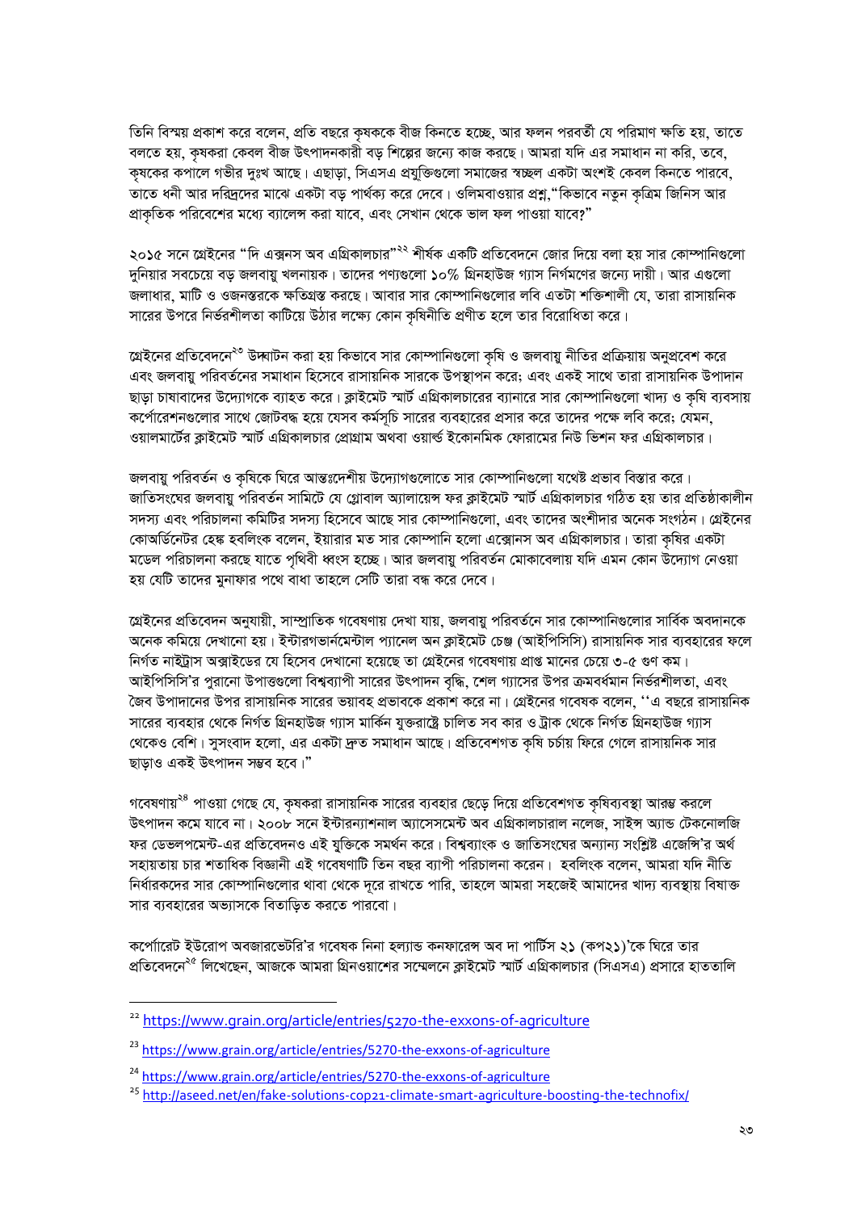তিনি বিস্ময় প্রকাশ করে বলেন, প্রতি বছরে কৃষককে বীজ কিনতে হচ্ছে, আর ফলন পরবর্তী যে পরিমাণ ক্ষতি হয়, তাতে বলতে হয়, কৃষকরা কেবল বীজ উৎপাদনকারী বড় শিল্পের জন্যে কাজ করছে। আমরা যদি এর সমাধান না করি, তবে, কৃষকের কপালে গভীর দুঃখ আছে। এছাড়া, সিএসএ প্রযুক্তিগুলো সমাজের স্বচ্ছল একটা অংশই কেবল কিনতে পারবে, তাতে ধনী আর দরিদ্রদের মাঝে একটা বড় পার্থক্য করে দেবে। ওলিমবাওয়ার প্রশ্ন,"কিভাবে নতুন কৃত্রিম জিনিস আর প্রাকৃতিক পরিবেশের মধ্যে ব্যালেন্স করা যাবে, এবং সেখান থেকে ভাল ফল পাওয়া যাবে?"

২০১৫ সনে গ্রেইনের "দি এক্সনস অব এগ্রিকালচার"[22] শীর্ষক একটি প্রতিবেদনে জোর দিয়ে বলা হয় সার কোম্পানিগুলো দুনিয়ার সবচেয়ে বড় জলবায়ু খলনায়ক। তাদের পণ্যগুলো ১০% গ্রিনহাউজ গ্যাস নির্গমণের জন্যে দায়ী। আর এগুলো জলাধার, মাটি ও ওজনস্তরকে ক্ষতিগ্রস্ত করছে। আবার সার কোম্পানিগুলোর লবি এতটা শক্তিশালী যে, তারা রাসায়নিক সারের উপরে নির্ভরশীলতা কাটিয়ে উঠার লক্ষ্যে কোন কৃষিনীতি প্রণীত হলে তার বিরোধিতা করে।

গ্রেইনের প্রতিবেদনে[23] উদ্ঘাটন করা হয় কিভাবে সার কোম্পানিগুলো কৃষি ও জলবায়ু নীতির প্রক্রিয়ায় অনুপ্রবেশ করে এবং জলবায়ু পরিবর্তনের সমাধান হিসেবে রাসায়নিক সারকে উপস্থাপন করে; এবং একই সাথে তারা রাসায়নিক উপাদান ছাড়া চাষাবাদের উদ্যোগকে ব্যাহত করে। ক্লাইমেট স্মার্ট এগ্রিকালচারের ব্যানারে সার কোম্পানিগুলো খাদ্য ও কৃষি ব্যবসায় কর্পোরেশনগুলোর সাথে জোটবদ্ধ হয়ে যেসব কর্মসূচি সারের ব্যবহারের প্রসার করে তাদের পক্ষে লবি করে; যেমন, ওয়ালমার্টের ক্লাইমেট স্মার্ট এগ্রিকালচার প্রোগ্রাম অথবা ওয়ার্ল্ড ইকোনমিক ফোরামের নিউ ভিশন ফর এগ্রিকালচার।

জলবায়ু পরিবর্তন ও কৃষিকে ঘিরে আন্তঃদেশীয় উদ্যোগগুলোতে সার কোম্পানিগুলো যথেষ্ট প্রভাব বিস্তার করে। জাতিসংঘের জলবায়ু পরিবর্তন সামিটে যে গ্লোবাল অ্যালায়েন্স ফর ক্লাইমেট স্মার্ট এগ্রিকালচার গঠিত হয় তার প্রতিষ্ঠাকালীন সদস্য এবং পরিচালনা কমিটির সদস্য হিসেবে আছে সার কোম্পানিগুলো, এবং তাদের অংশীদার অনেক সংগঠন। গ্রেইনের কোঅর্ডিনেটর হেঙ্ক হবলিংক বলেন, ইয়ারার মত সার কোম্পানি হলো এক্সোনস অব এগ্রিকালচার। তারা কৃষির একটা মডেল পরিচালনা করছে যাতে পৃথিবী ধ্বংস হচ্ছে। আর জলবায়ু পরিবর্তন মোকাবেলায় যদি এমন কোন উদ্যোগ নেওয়া হয় যেটি তাদের মুনাফার পথে বাধা তাহলে সেটি তারা বন্ধ করে দেবে।

গ্রেইনের প্রতিবেদন অনুযায়ী, সাম্প্রাতিক গবেষণায় দেখা যায়, জলবায়ু পরিবর্তনে সার কোম্পানিগুলোর সার্বিক অবদানকে অনেক কমিয়ে দেখানো হয়। ইন্টারগভার্নমেন্টাল প্যানেল অন ক্লাইমেট চেঞ্জ (আইপিসিসি) রাসায়নিক সার ব্যবহারের ফলে নির্গত নাইট্রাস অক্সাইডের যে হিসেব দেখানো হয়েছে তা গ্রেইনের গবেষণায় প্রাপ্ত মানের চেয়ে ৩-৫ গুণ কম। আইপিসিসি'র পুরানো উপাত্তগুলো বিশ্বব্যাপী সারের উৎপাদন বৃদ্ধি, শেল গ্যাসের উপর ক্রমবর্ধমান নির্ভরশীলতা, এবং জৈব উপাদানের উপর রাসায়নিক সারের ভয়াবহ প্রভাবকে প্রকাশ করে না। গ্রেইনের গবেষক বলেন, ''এ বছরে রাসায়নিক সারের ব্যবহার থেকে নির্গত গ্রিনহাউজ গ্যাস মার্কিন যুক্তরাষ্ট্রে চালিত সব কার ও ট্রাক থেকে নির্গত গ্রিনহাউজ গ্যাস থেকেও বেশি। সুসংবাদ হলো, এর একটা দ্রুত সমাধান আছে। প্রতিবেশগত কৃষি চর্চায় ফিরে গেলে রাসায়নিক সার ছাড়াও একই উৎপাদন সম্ভব হবে।"

গবেষণায়[24] পাওয়া গেছে যে, কৃষকরা রাসায়নিক সারের ব্যবহার ছেড়ে দিয়ে প্রতিবেশগত কৃষিব্যবস্থা আরম্ভ করলে উৎপাদন কমে যাবে না। ২০০৮ সনে ইন্টারন্যাশনাল অ্যাসেসমেন্ট অব এগ্রিকালচারাল নলেজ, সাইন্স অ্যান্ড টেকনোলজি ফর ডেভলপমেন্ট-এর প্রতিবেদনও এই যুক্তিকে সমর্থন করে। বিশ্বব্যাংক ও জাতিসংঘের অন্যান্য সংশ্লিষ্ট এজেন্সি'র অর্থ সহায়তায় চার শতাধিক বিজ্ঞানী এই গবেষণাটি তিন বছর ব্যাপী পরিচালনা করেন। হবলিংক বলেন, আমরা যদি নীতি নির্ধারকদের সার কোম্পানিগুলোর থাবা থেকে দূরে রাখতে পারি, তাহলে আমরা সহজেই আমাদের খাদ্য ব্যবস্থায় বিষাক্ত সার ব্যবহারের অভ্যাসকে বিতাড়িত করতে পারবো।

কর্পোরেট ইউরোপ অবজারভেটরি'র গবেষক নিনা হল্যান্ড কনফারেন্স অব দা পার্টিস ২১ (কপ২১)'কে ঘিরে তার প্রতিবেদনে[25] লিখেছেন, আজকে আমরা গ্রিনওয়াশের সম্মেলনে ক্লাইমেট স্মার্ট এগ্রিকালচার (সিএসএ) প্রসারে হাততালি

---

[22] https://www.grain.org/article/entries/5270-the-exxons-of-agriculture

[23] https://www.grain.org/article/entries/5270-the-exxons-of-agriculture

[24] https://www.grain.org/article/entries/5270-the-exxons-of-agriculture

[25] http://aseed.net/en/fake-solutions-cop21-climate-smart-agriculture-boosting-the-technofix/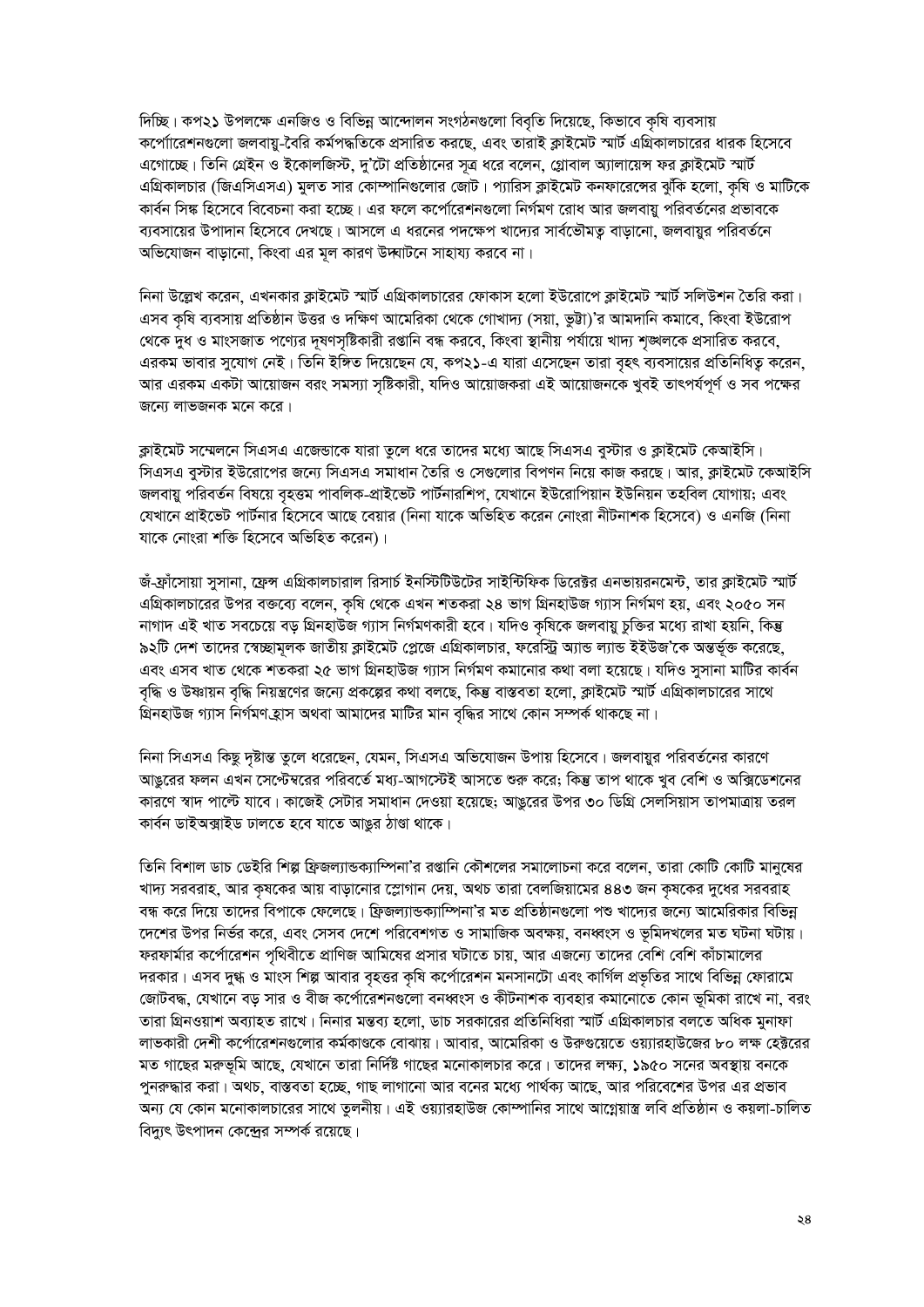দিচ্ছি। কপ২১ উপলক্ষে এনজিও ও বিভিন্ন আন্দোলন সংগঠনগুলো বিবৃতি দিয়েছে, কিভাবে কৃষি ব্যবসায় কর্পোরেশনগুলো জলবায়ু-বৈরি কর্মপদ্ধতিকে প্রসারিত করছে, এবং তারাই ক্লাইমেট স্মার্ট এগ্রিকালচারের ধারক হিসেবে এগোচ্ছে। তিনি গ্রেইন ও ইকোলজিস্ট, দু'টো প্রতিষ্ঠানের সূত্র ধরে বলেন, গ্লোবাল অ্যালায়েন্স ফর ক্লাইমেট স্মার্ট এগ্রিকালচার (জিএসিএসএ) মুলত সার কোম্পানিগুলোর জোট। প্যারিস ক্লাইমেট কনফারেন্সের ঝুঁকি হলো, কৃষি ও মাটিকে কার্বন সিঙ্ক হিসেবে বিবেচনা করা হচ্ছে। এর ফলে কর্পোরেশনগুলো নির্গমণ রোধ আর জলবায়ু পরিবর্তনের প্রভাবকে ব্যবসায়ের উপাদান হিসেবে দেখছে। আসলে এ ধরনের পদক্ষেপ খাদ্যের সার্বভৌমত্ব বাড়ানো, জলবায়ুর পরিবর্তনে অভিযোজন বাড়ানো, কিংবা এর মূল কারণ উদ্ঘাটনে সাহায্য করবে না।

নিনা উল্লেখ করেন, এখনকার ক্লাইমেট স্মার্ট এগ্রিকালচারের ফোকাস হলো ইউরোপে ক্লাইমেট স্মার্ট সলিউশন তৈরি করা। এসব কৃষি ব্যবসায় প্রতিষ্ঠান উত্তর ও দক্ষিণ আমেরিকা থেকে গোখাদ্য (সয়া, ভুট্টা)'র আমদানি কমাবে, কিংবা ইউরোপ থেকে দুধ ও মাংসজাত পণ্যের দূষণসৃষ্টিকারী রপ্তানি বন্ধ করবে, কিংবা স্থানীয় পর্যায়ে খাদ্য শৃঙ্খলকে প্রসারিত করবে, এরকম ভাবার সুযোগ নেই। তিনি ইঙ্গিত দিয়েছেন যে, কপ২১-এ যারা এসেছেন তারা বৃহৎ ব্যবসায়ের প্রতিনিধিত্ব করেন, আর এরকম একটা আয়োজন বরং সমস্যা সৃষ্টিকারী, যদিও আয়োজকরা এই আয়োজনকে খুবই তাৎপর্যপূর্ণ ও সব পক্ষের জন্যে লাভজনক মনে করে।

ক্লাইমেট সম্মেলনে সিএসএ এজেন্ডাকে যারা তুলে ধরে তাদের মধ্যে আছে সিএসএ বুস্টার ও ক্লাইমেট কেআইসি। সিএসএ বুস্টার ইউরোপের জন্যে সিএসএ সমাধান তৈরি ও সেগুলোর বিপণন নিয়ে কাজ করছে। আর, ক্লাইমেট কেআইসি জলবায়ু পরিবর্তন বিষয়ে বৃহত্তম পাবলিক-প্রাইভেট পার্টনারশিপ, যেখানে ইউরোপিয়ান ইউনিয়ন তহবিল যোগায়; এবং যেখানে প্রাইভেট পার্টনার হিসেবে আছে বেয়ার (নিনা যাকে অভিহিত করেন নোংরা নীটনাশক হিসেবে) ও এনজি (নিনা যাকে নোংরা শক্তি হিসেবে অভিহিত করেন)।

জঁ-ফ্রাঁসোয়া সুসানা, ফ্রেন্স এগ্রিকালচারাল রিসার্চ ইনস্টিটিউটের সাইন্টিফিক ডিরেক্টর এনভায়রনমেন্ট, তার ক্লাইমেট স্মার্ট এগ্রিকালচারের উপর বক্তব্যে বলেন, কৃষি থেকে এখন শতকরা ২৪ ভাগ গ্রিনহাউজ গ্যাস নির্গমণ হয়, এবং ২০৫০ সন নাগাদ এই খাত সবচেয়ে বড় গ্রিনহাউজ গ্যাস নির্গমণকারী হবে। যদিও কৃষিকে জলবায়ু চুক্তির মধ্যে রাখা হয়নি, কিন্তু ৯২টি দেশ তাদের স্বেচ্ছামূলক জাতীয় ক্লাইমেট প্লেজে এগ্রিকালচার, ফরেস্ট্রি অ্যান্ড ল্যান্ড ইউজ'কে অন্তর্ভূক্ত করেছে, এবং এসব খাত থেকে শতকরা ২৫ ভাগ গ্রিনহাউজ গ্যাস নির্গমণ কমানোর কথা বলা হয়েছে। যদিও সুসানা মাটির কার্বন বৃদ্ধি ও উষ্ণায়ন বৃদ্ধি নিয়ন্ত্রণের জন্যে প্রকল্পের কথা বলছে, কিন্তু বাস্তবতা হলো, ক্লাইমেট স্মার্ট এগ্রিকালচারের সাথে গ্রিনহাউজ গ্যাস নির্গমণ হ্রাস অথবা আমাদের মাটির মান বৃদ্ধির সাথে কোন সম্পর্ক থাকছে না।

নিনা সিএসএ কিছু দৃষ্টান্ত তুলে ধরেছেন, যেমন, সিএসএ অভিযোজন উপায় হিসেবে। জলবায়ুর পরিবর্তনের কারণে আঙুরের ফলন এখন সেপ্টেম্বরের পরিবর্তে মধ্য-আগস্টেই আসতে শুরু করে; কিন্তু তাপ থাকে খুব বেশি ও অক্সিডেশনের কারণে স্বাদ পাল্টে যাবে। কাজেই সেটার সমাধান দেওয়া হয়েছে; আঙুরের উপর ৩০ ডিগ্রি সেলসিয়াস তাপমাত্রায় তরল কার্বন ডাইঅক্সাইড ঢালতে হবে যাতে আঙুর ঠান্ডা থাকে।

তিনি বিশাল ডাচ ডেইরি শিল্প ফ্রিজল্যান্ডক্যাম্পিনা'র রপ্তানি কৌশলের সমালোচনা করে বলেন, তারা কোটি কোটি মানুষের খাদ্য সরবরাহ, আর কৃষকের আয় বাড়ানোর স্লোগান দেয়, অথচ তারা বেলজিয়ামের ৪৪৩ জন কৃষকের দুধের সরবরাহ বন্ধ করে দিয়ে তাদের বিপাকে ফেলেছে। ফ্রিজল্যান্ডক্যাম্পিনা'র মত প্রতিষ্ঠানগুলো পশু খাদ্যের জন্যে আমেরিকার বিভিন্ন দেশের উপর নির্ভর করে, এবং সেসব দেশে পরিবেশগত ও সামাজিক অবক্ষয়, বনধ্বংস ও ভূমিদখলের মত ঘটনা ঘটায়। ফরফার্মার কর্পোরেশন পৃথিবীতে প্রাণিজ আমিষের প্রসার ঘটাতে চায়, আর এজন্যে তাদের বেশি বেশি কাঁচামালের দরকার। এসব দুগ্ধ ও মাংস শিল্প আবার বৃহত্তর কৃষি কর্পোরেশন মনসানটো এবং কার্গিল প্রভৃতির সাথে বিভিন্ন ফোরামে জোটবদ্ধ, যেখানে বড় সার ও বীজ কর্পোরেশনগুলো বনধ্বংস ও কীটনাশক ব্যবহার কমানোতে কোন ভূমিকা রাখে না, বরং তারা গ্রিনওয়াশ অব্যাহত রাখে। নিনার মন্তব্য হলো, ডাচ সরকারের প্রতিনিধিরা স্মার্ট এগ্রিকালচার বলতে অধিক মুনাফা লাভকারী দেশী কর্পোরেশনগুলোর কর্মকাণ্ডকে বোঝায়। আবার, আমেরিকা ও উরুগুয়েতে ওয়্যারহাউজের ৮০ লক্ষ হেক্টরের মত গাছের মরুভূমি আছে, যেখানে তারা নির্দিষ্ট গাছের মনোকালচার করে। তাদের লক্ষ্য, ১৯৫০ সনের অবস্থায় বনকে পুনরুদ্ধার করা। অথচ, বাস্তবতা হচ্ছে, গাছ লাগানো আর বনের মধ্যে পার্থক্য আছে, আর পরিবেশের উপর এর প্রভাব অন্য যে কোন মনোকালচারের সাথে তুলনীয়। এই ওয়্যারহাউজ কোম্পানির সাথে আগ্নেয়াস্ত্র লবি প্রতিষ্ঠান ও কয়লা-চালিত বিদ্যুৎ উৎপাদন কেন্দ্রের সম্পর্ক রয়েছে।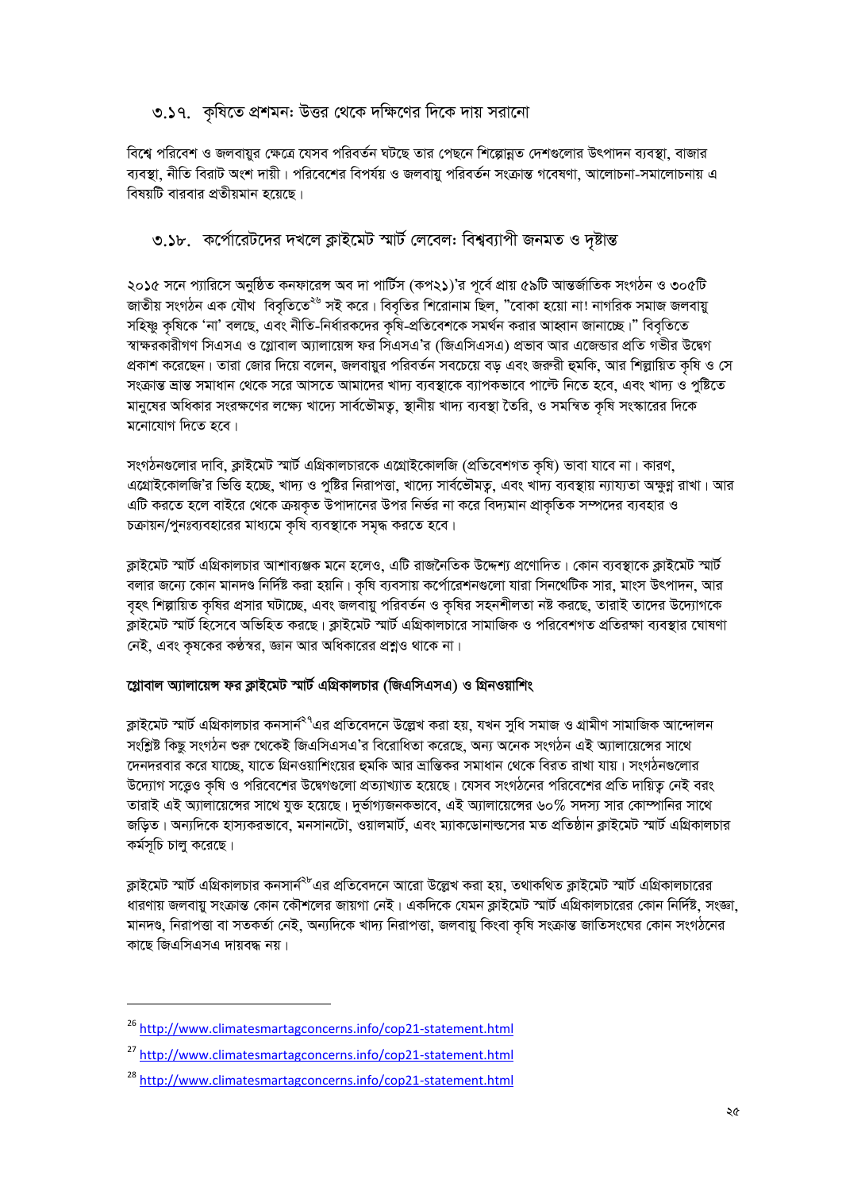### ৩.১৭. কৃষিতে প্রশমন: উত্তর থেকে দক্ষিণের দিকে দায় সরানো

বিশ্বে পরিবেশ ও জলবায়ুর ক্ষেত্রে যেসব পরিবর্তন ঘটছে তার পেছনে শিল্পোন্নত দেশগুলোর উৎপাদন ব্যবস্থা, বাজার ব্যবস্থা, নীতি বিরাট অংশ দায়ী। পরিবেশের বিপর্যয় ও জলবায়ু পরিবর্তন সংক্রান্ত গবেষণা, আলোচনা-সমালোচনায় এ বিষয়টি বারবার প্রতীয়মান হয়েছে।

### ৩.১৮. কর্পোরেটদের দখলে ক্লাইমেট স্মার্ট লেবেল: বিশ্বব্যাপী জনমত ও দৃষ্টান্ত

২০১৫ সনে প্যারিসে অনুষ্ঠিত কনফারেন্স অব দা পার্টিস (কপ২১)'র পূর্বে প্রায় ৫৯টি আন্তর্জাতিক সংগঠন ও ৩০৫টি জাতীয় সংগঠন এক যৌথ বিবৃতিতে[২৬] সই করে। বিবৃতির শিরোনাম ছিল, "বোকা হয়ো না! নাগরিক সমাজ জলবায়ু সহিষ্ণু কৃষিকে 'না' বলছে, এবং নীতি-নির্ধারকদের কৃষি-প্রতিবেশকে সমর্থন করার আহ্বান জানাচ্ছে।" বিবৃতিতে স্বাক্ষরকারীগণ সিএসএ ও গ্লোবাল অ্যালায়েন্স ফর সিএসএ'র (জিএসিএসএ) প্রভাব আর এজেন্ডার প্রতি গভীর উদ্বেগ প্রকাশ করেছেন। তারা জোর দিয়ে বলেন, জলবায়ুর পরিবর্তন সবচেয়ে বড় এবং জরুরী হুমকি, আর শিল্পায়িত কৃষি ও সে সংক্রান্ত ভ্রান্ত সমাধান থেকে সরে আসতে আমাদের খাদ্য ব্যবস্থাকে ব্যাপকভাবে পাল্টে নিতে হবে, এবং খাদ্য ও পুষ্টিতে মানুষের অধিকার সংরক্ষণের লক্ষ্যে খাদ্যে সার্বভৌমত্ব, স্থানীয় খাদ্য ব্যবস্থা তৈরি, ও সমন্বিত কৃষি সংস্কারের দিকে মনোযোগ দিতে হবে।

সংগঠনগুলোর দাবি, ক্লাইমেট স্মার্ট এগ্রিকালচারকে এগ্রোইকোলজি (প্রতিবেশগত কৃষি) ভাবা যাবে না। কারণ, এগ্রোইকোলজি'র ভিত্তি হচ্ছে, খাদ্য ও পুষ্টির নিরাপত্তা, খাদ্যে সার্বভৌমত্ব, এবং খাদ্য ব্যবস্থায় ন্যায্যতা অক্ষুণ্ন রাখা। আর এটি করতে হলে বাইরে থেকে ক্রয়কৃত উপাদানের উপর নির্ভর না করে বিদ্যমান প্রাকৃতিক সম্পদের ব্যবহার ও চক্রায়ন/পুনঃব্যবহারের মাধ্যমে কৃষি ব্যবস্থাকে সমৃদ্ধ করতে হবে।

ক্লাইমেট স্মার্ট এগ্রিকালচার আশাব্যঞ্জক মনে হলেও, এটি রাজনৈতিক উদ্দেশ্য প্রণোদিত। কোন ব্যবস্থাকে ক্লাইমেট স্মার্ট বলার জন্যে কোন মানদণ্ড নির্দিষ্ট করা হয়নি। কৃষি ব্যবসায় কর্পোরেশনগুলো যারা সিনথেটিক সার, মাংস উৎপাদন, আর বৃহৎ শিল্পায়িত কৃষির প্রসার ঘটাচ্ছে, এবং জলবায়ু পরিবর্তন ও কৃষির সহনশীলতা নষ্ট করছে, তারাই তাদের উদ্যোগকে ক্লাইমেট স্মার্ট হিসেবে অভিহিত করছে। ক্লাইমেট স্মার্ট এগ্রিকালচারে সামাজিক ও পরিবেশগত প্রতিরক্ষা ব্যবস্থার ঘোষণা নেই, এবং কৃষকের কণ্ঠস্বর, জ্ঞান আর অধিকারের প্রশ্নও থাকে না।

#### গ্লোবাল অ্যালায়েন্স ফর ক্লাইমেট স্মার্ট এগ্রিকালচার (জিএসিএসএ) ও গ্রিনওয়াশিং

ক্লাইমেট স্মার্ট এগ্রিকালচার কনসার্ন[২৭]এর প্রতিবেদনে উল্লেখ করা হয়, যখন সুধি সমাজ ও গ্রামীণ সামাজিক আন্দোলন সংশ্লিষ্ট কিছু সংগঠন শুরু থেকেই জিএসিএসএ'র বিরোধিতা করেছে, অন্য অনেক সংগঠন এই অ্যালায়েন্সের সাথে দেনদরবার করে যাচ্ছে, যাতে গ্রিনওয়াশিংয়ের হুমকি আর ভ্রান্তিকর সমাধান থেকে বিরত রাখা যায়। সংগঠনগুলোর উদ্যোগ সত্ত্বেও কৃষি ও পরিবেশের উদ্বেগগুলো প্রত্যাখ্যাত হয়েছে। যেসব সংগঠনের পরিবেশের প্রতি দায়িত্ব নেই বরং তারাই এই অ্যালায়েন্সের সাথে যুক্ত হয়েছে। দুর্ভাগ্যজনকভাবে, এই অ্যালায়েন্সের ৬০% সদস্য সার কোম্পানির সাথে জড়িত। অন্যদিকে হাস্যকরভাবে, মনসানটো, ওয়ালমার্ট, এবং ম্যাকডোনাল্ডসের মত প্রতিষ্ঠান ক্লাইমেট স্মার্ট এগ্রিকালচার কর্মসূচি চালু করেছে।

ক্লাইমেট স্মার্ট এগ্রিকালচার কনসার্ন[২৮]এর প্রতিবেদনে আরো উল্লেখ করা হয়, তথাকথিত ক্লাইমেট স্মার্ট এগ্রিকালচারের ধারণায় জলবায়ু সংক্রান্ত কোন কৌশলের জায়গা নেই। একদিকে যেমন ক্লাইমেট স্মার্ট এগ্রিকালচারের কোন নির্দিষ্ট, সংজ্ঞা, মানদণ্ড, নিরাপত্তা বা সতকর্তা নেই, অন্যদিকে খাদ্য নিরাপত্তা, জলবায়ু কিংবা কৃষি সংক্রান্ত জাতিসংঘের কোন সংগঠনের কাছে জিএসিএসএ দায়বদ্ধ নয়।

---

[26] http://www.climatesmartagconcerns.info/cop21-statement.html

[27] http://www.climatesmartagconcerns.info/cop21-statement.html

[28] http://www.climatesmartagconcerns.info/cop21-statement.html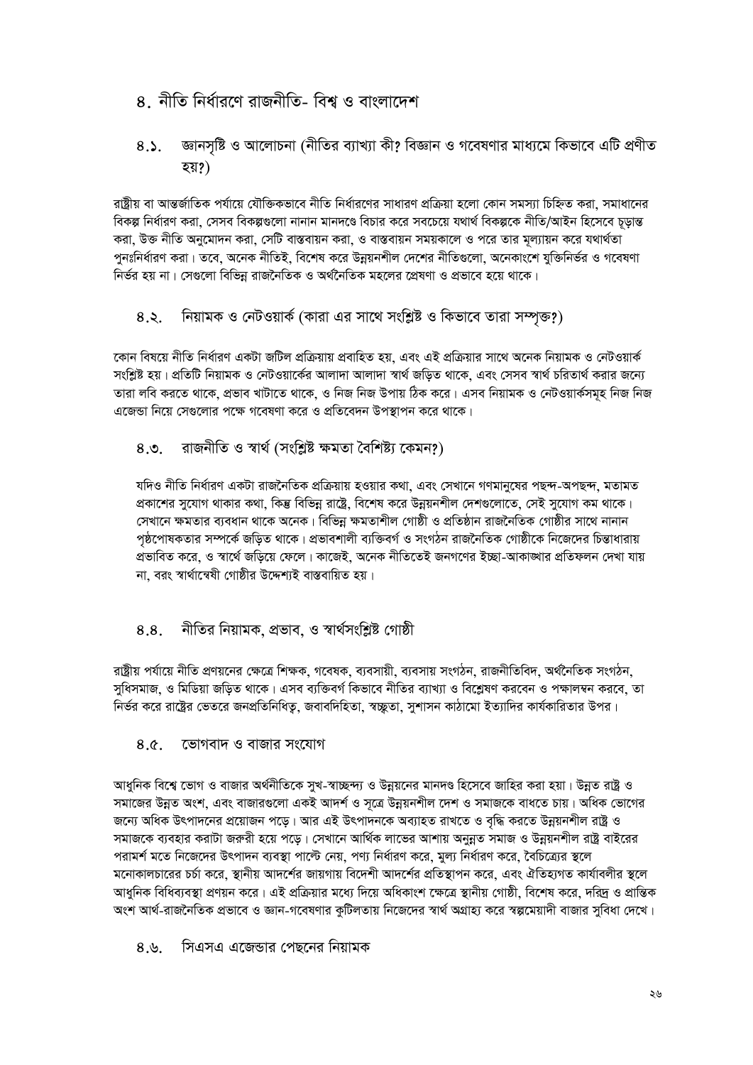## ৪. নীতি নির্ধারণে রাজনীতি- বিশ্ব ও বাংলাদেশ

### ৪.১. জ্ঞানসৃষ্টি ও আলোচনা (নীতির ব্যাখ্যা কী? বিজ্ঞান ও গবেষণার মাধ্যমে কিভাবে এটি প্রণীত হয়?)

রাষ্ট্রীয় বা আন্তর্জাতিক পর্যায়ে যৌক্তিকভাবে নীতি নির্ধারণের সাধারণ প্রক্রিয়া হলো কোন সমস্যা চিহ্নিত করা, সমাধানের বিকল্প নির্ধারণ করা, সেসব বিকল্পগুলো নানান মানদণ্ডে বিচার করে সবচেয়ে যথার্থ বিকল্পকে নীতি/আইন হিসেবে চূড়ান্ত করা, উক্ত নীতি অনুমোদন করা, সেটি বাস্তবায়ন করা, ও বাস্তবায়ন সময়কালে ও পরে তার মূল্যায়ন করে যথার্থতা পুনঃনির্ধারণ করা। তবে, অনেক নীতিই, বিশেষ করে উন্নয়নশীল দেশের নীতিগুলো, অনেকাংশে যুক্তিনির্ভর ও গবেষণা নির্ভর হয় না। সেগুলো বিভিন্ন রাজনৈতিক ও অর্থনৈতিক মহলের প্রেষণা ও প্রভাবে হয়ে থাকে।

### ৪.২. নিয়ামক ও নেটওয়ার্ক (কারা এর সাথে সংশ্লিষ্ট ও কিভাবে তারা সম্পৃক্ত?)

কোন বিষয়ে নীতি নির্ধারণ একটা জটিল প্রক্রিয়ায় প্রবাহিত হয়, এবং এই প্রক্রিয়ার সাথে অনেক নিয়ামক ও নেটওয়ার্ক সংশ্লিষ্ট হয়। প্রতিটি নিয়ামক ও নেটওয়ার্কের আলাদা আলাদা স্বার্থ জড়িত থাকে, এবং সেসব স্বার্থ চরিতার্থ করার জন্যে তারা লবি করতে থাকে, প্রভাব খাটাতে থাকে, ও নিজ নিজ উপায় ঠিক করে। এসব নিয়ামক ও নেটওয়ার্কসমূহ নিজ নিজ এজেন্ডা নিয়ে সেগুলোর পক্ষে গবেষণা করে ও প্রতিবেদন উপস্থাপন করে থাকে।

### ৪.৩. রাজনীতি ও স্বার্থ (সংশ্লিষ্ট ক্ষমতা বৈশিষ্ট্য কেমন?)

যদিও নীতি নির্ধারণ একটা রাজনৈতিক প্রক্রিয়ায় হওয়ার কথা, এবং সেখানে গণমানুষের পছন্দ-অপছন্দ, মতামত প্রকাশের সুযোগ থাকার কথা, কিন্তু বিভিন্ন রাষ্ট্রে, বিশেষ করে উন্নয়নশীল দেশগুলোতে, সেই সুযোগ কম থাকে। সেখানে ক্ষমতার ব্যবধান থাকে অনেক। বিভিন্ন ক্ষমতাশীল গোষ্ঠী ও প্রতিষ্ঠান রাজনৈতিক গোষ্ঠীর সাথে নানান পৃষ্ঠপোষকতার সম্পর্কে জড়িত থাকে। প্রভাবশালী ব্যক্তিবর্গ ও সংগঠন রাজনৈতিক গোষ্ঠীকে নিজেদের চিন্তাধারায় প্রভাবিত করে, ও স্বার্থে জড়িয়ে ফেলে। কাজেই, অনেক নীতিতেই জনগণের ইচ্ছা-আকাঙ্খার প্রতিফলন দেখা যায় না, বরং স্বার্থান্বেষী গোষ্ঠীর উদ্দেশ্যই বাস্তবায়িত হয়।

### ৪.৪. নীতির নিয়ামক, প্রভাব, ও স্বার্থসংশ্লিষ্ট গোষ্ঠী

রাষ্ট্রীয় পর্যায়ে নীতি প্রণয়নের ক্ষেত্রে শিক্ষক, গবেষক, ব্যবসায়ী, ব্যবসায় সংগঠন, রাজনীতিবিদ, অর্থনৈতিক সংগঠন, সুধিসমাজ, ও মিডিয়া জড়িত থাকে। এসব ব্যক্তিবর্গ কিভাবে নীতির ব্যাখ্যা ও বিশ্লেষণ করবেন ও পক্ষালম্বন করবে, তা নির্ভর করে রাষ্ট্রের ভেতরে জনপ্রতিনিধিত্ব, জবাবদিহিতা, স্বচ্ছতা, সুশাসন কাঠামো ইত্যাদির কার্যকারিতার উপর।

### ৪.৫. ভোগবাদ ও বাজার সংযোগ

আধুনিক বিশ্বে ভোগ ও বাজার অর্থনীতিকে সুখ-স্বাচ্ছন্দ্য ও উন্নয়নের মানদণ্ড হিসেবে জাহির করা হয়। উন্নত রাষ্ট্র ও সমাজের উন্নত অংশ, এবং বাজারগুলো একই আদর্শ ও সূত্রে উন্নয়নশীল দেশ ও সমাজকে বাধতে চায়। অধিক ভোগের জন্যে অধিক উৎপাদনের প্রয়োজন পড়ে। আর এই উৎপাদনকে অব্যাহত রাখতে ও বৃদ্ধি করতে উন্নয়নশীল রাষ্ট্র ও সমাজকে ব্যবহার করাটা জরুরী হয়ে পড়ে। সেখানে আর্থিক লাভের আশায় অনুন্নত সমাজ ও উন্নয়নশীল রাষ্ট্র বাইরের পরামর্শ মতে নিজেদের উৎপাদন ব্যবস্থা পাল্টে নেয়, পণ্য নির্ধারণ করে, মূল্য নির্ধারণ করে, বৈচিত্র্যের স্থলে মনোকালচারের চর্চা করে, স্থানীয় আদর্শের জায়গায় বিদেশী আদর্শের প্রতিস্থাপন করে, এবং ঐতিহ্যগত কার্যাবলীর স্থলে আধুনিক বিধিব্যবস্থা প্রণয়ন করে। এই প্রক্রিয়ার মধ্যে দিয়ে অধিকাংশ ক্ষেত্রে স্থানীয় গোষ্ঠী, বিশেষ করে, দরিদ্র ও প্রান্তিক অংশ আর্থ-রাজনৈতিক প্রভাবে ও জ্ঞান-গবেষণার কুটিলতায় নিজেদের স্বার্থ অগ্রাহ্য করে স্বল্পমেয়াদী বাজার সুবিধা দেখে।

### ৪.৬. সিএসএ এজেন্ডার পেছনের নিয়ামক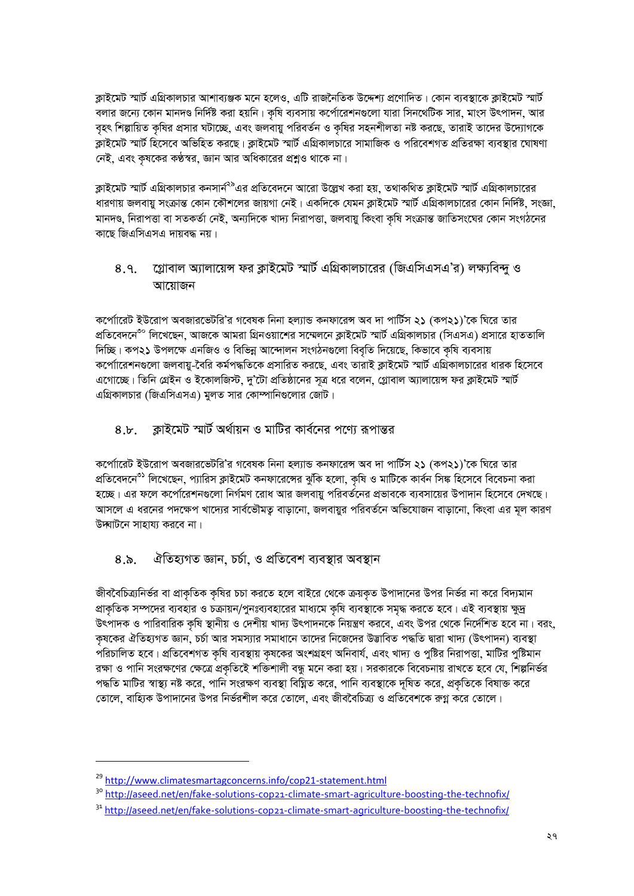ক্লাইমেট স্মার্ট এগ্রিকালচার আশাব্যঞ্জক মনে হলেও, এটি রাজনৈতিক উদ্দেশ্য প্রণোদিত। কোন ব্যবস্থাকে ক্লাইমেট স্মার্ট বলার জন্যে কোন মানদণ্ড নির্দিষ্ট করা হয়নি। কৃষি ব্যবসায় কর্পোরেশনগুলো যারা সিনথেটিক সার, মাংস উৎপাদন, আর বৃহৎ শিল্পায়িত কৃষির প্রসার ঘটাচ্ছে, এবং জলবায়ু পরিবর্তন ও কৃষির সহনশীলতা নষ্ট করছে, তারাই তাদের উদ্যোগকে ক্লাইমেট স্মার্ট হিসেবে অভিহিত করছে। ক্লাইমেট স্মার্ট এগ্রিকালচারে সামাজিক ও পরিবেশগত প্রতিরক্ষা ব্যবস্থার ঘোষণা নেই, এবং কৃষকের কণ্ঠস্বর, জ্ঞান আর অধিকারের প্রশ্নও থাকে না।

ক্লাইমেট স্মার্ট এগ্রিকালচার কনসার্ন[29]এর প্রতিবেদনে আরো উল্লেখ করা হয়, তথাকথিত ক্লাইমেট স্মার্ট এগ্রিকালচারের ধারণায় জলবায়ু সংক্রান্ত কোন কৌশলের জায়গা নেই। একদিকে যেমন ক্লাইমেট স্মার্ট এগ্রিকালচারের কোন নির্দিষ্ট, সংজ্ঞা, মানদণ্ড, নিরাপত্তা বা সতকর্তা নেই, অন্যদিকে খাদ্য নিরাপত্তা, জলবায়ু কিংবা কৃষি সংক্রান্ত জাতিসংঘের কোন সংগঠনের কাছে জিএসিএসএ দায়বদ্ধ নয়।

## ৪.৭. গ্লোবাল অ্যালায়েন্স ফর ক্লাইমেট স্মার্ট এগ্রিকালচারের (জিএসিএসএ'র) লক্ষ্যবিন্দু ও আয়োজন

কর্পোরেট ইউরোপ অবজারভেটরি'র গবেষক নিনা হল্যান্ড কনফারেন্স অব দা পার্টিস ২১ (কপ২১)'কে ঘিরে তার প্রতিবেদনে[30] লিখেছেন, আজকে আমরা গ্রিনওয়াশের সম্মেলনে ক্লাইমেট স্মার্ট এগ্রিকালচার (সিএসএ) প্রসারে হাততালি দিচ্ছি। কপ২১ উপলক্ষে এনজিও ও বিভিন্ন আন্দোলন সংগঠনগুলো বিবৃতি দিয়েছে, কিভাবে কৃষি ব্যবসায় কর্পোরেশনগুলো জলবায়ু-বৈরি কর্মপদ্ধতিকে প্রসারিত করছে, এবং তারাই ক্লাইমেট স্মার্ট এগ্রিকালচারের ধারক হিসেবে এগোচ্ছে। তিনি গ্রেইন ও ইকোলজিস্ট, দু'টো প্রতিষ্ঠানের সূত্র ধরে বলেন, গ্লোবাল অ্যালায়েন্স ফর ক্লাইমেট স্মার্ট এগ্রিকালচার (জিএসিএসএ) মুলত সার কোম্পানিগুলোর জোট।

## ৪.৮. ক্লাইমেট স্মার্ট অর্থায়ন ও মাটির কার্বনের পণ্যে রূপান্তর

কর্পোরেট ইউরোপ অবজারভেটরি'র গবেষক নিনা হল্যান্ড কনফারেন্স অব দা পার্টিস ২১ (কপ২১)'কে ঘিরে তার প্রতিবেদনে[31] লিখেছেন, প্যারিস ক্লাইমেট কনফারেন্সের ঝুঁকি হলো, কৃষি ও মাটিকে কার্বন সিঙ্ক হিসেবে বিবেচনা করা হচ্ছে। এর ফলে কর্পোরেশনগুলো নির্গমণ রোধ আর জলবায়ু পরিবর্তনের প্রভাবকে ব্যবসায়ের উপাদান হিসেবে দেখছে। আসলে এ ধরনের পদক্ষেপ খাদ্যের সার্বভৌমত্ব বাড়ানো, জলবায়ুর পরিবর্তনে অভিযোজন বাড়ানো, কিংবা এর মূল কারণ উদ্ঘাটনে সাহায্য করবে না।

## ৪.৯. ঐতিহ্যগত জ্ঞান, চর্চা, ও প্রতিবেশ ব্যবস্থার অবস্থান

জীববৈচিত্র্যনির্ভর বা প্রাকৃতিক কৃষির চচা করতে হলে বাইরে থেকে ক্রয়কৃত উপাদানের উপর নির্ভর না করে বিদ্যমান প্রাকৃতিক সম্পদের ব্যবহার ও চক্রায়ন/পুনঃব্যবহারের মাধ্যমে কৃষি ব্যবস্থাকে সমৃদ্ধ করতে হবে। এই ব্যবস্থায় ক্ষুদ্র উৎপাদক ও পারিবারিক কৃষি স্থানীয় ও দেশীয় খাদ্য উৎপাদনকে নিয়ন্ত্রণ করবে, এবং উপর থেকে নির্দেশিত হবে না। বরং, কৃষকের ঐতিহ্যগত জ্ঞান, চর্চা আর সমস্যার সমাধানে তাদের নিজেদের উদ্ভাবিত পদ্ধতি দ্বারা খাদ্য (উৎপাদন) ব্যবস্থা পরিচালিত হবে। প্রতিবেশগত কৃষি ব্যবস্থায় কৃষকের অংশগ্রহণ অনিবার্য, এবং খাদ্য ও পুষ্টির নিরাপত্তা, মাটির পুষ্টিমান রক্ষা ও পানি সংরক্ষণের ক্ষেত্রে প্রকৃতিই শক্তিশালী বন্ধু মনে করা হয়। সরকারকে বিবেচনায় রাখতে হবে যে, শিল্পনির্ভর পদ্ধতি মাটির স্বাস্থ্য নষ্ট করে, পানি সংরক্ষণ ব্যবস্থা বিঘ্নিত করে, পানি ব্যবস্থাকে দূষিত করে, প্রকৃতিকে বিষাক্ত করে তোলে, বাহ্যিক উপাদানের উপর নির্ভরশীল করে তোলে, এবং জীববৈচিত্র্য ও প্রতিবেশকে রুগ্ন করে তোলে।

---

[29] http://www.climatesmartagconcerns.info/cop21-statement.html

[30] http://aseed.net/en/fake-solutions-cop21-climate-smart-agriculture-boosting-the-technofix/

[31] http://aseed.net/en/fake-solutions-cop21-climate-smart-agriculture-boosting-the-technofix/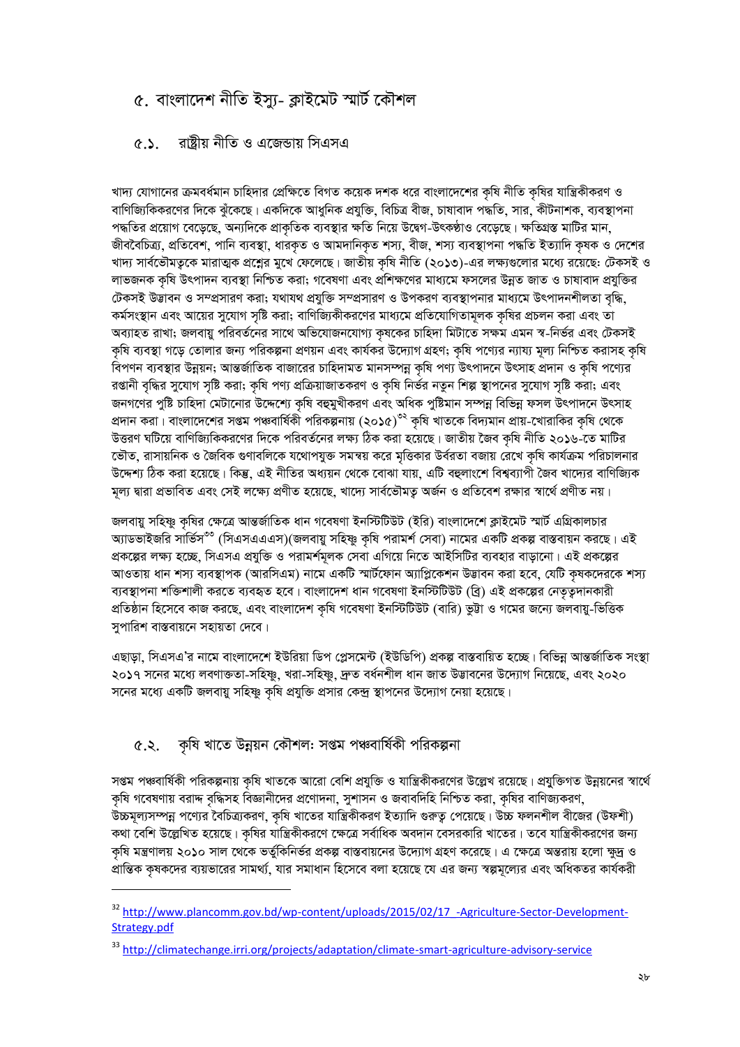## ৫. বাংলাদেশ নীতি ইস্যু- ক্লাইমেট স্মার্ট কৌশল

### ৫.১. রাষ্ট্রীয় নীতি ও এজেন্ডায় সিএসএ

খাদ্য যোগানের ক্রমবর্ধমান চাহিদার প্রেক্ষিতে বিগত কয়েক দশক ধরে বাংলাদেশের কৃষি নীতি কৃষির যান্ত্রিকীকরণ ও বাণিজ্যিকিকরণের দিকে ঝুঁকেছে। একদিকে আধুনিক প্রযুক্তি, বিচিত্র বীজ, চাষাবাদ পদ্ধতি, সার, কীটনাশক, ব্যবস্থাপনা পদ্ধতির প্রয়োগ বেড়েছে, অন্যদিকে প্রাকৃতিক ব্যবস্থার ক্ষতি নিয়ে উদ্বেগ-উৎকণ্ঠাও বেড়েছে। ক্ষতিগ্রস্ত মাটির মান, জীববৈচিত্র্য, প্রতিবেশ, পানি ব্যবস্থা, ধারকৃত ও আমদানিকৃত শস্য, বীজ, শস্য ব্যবস্থাপনা পদ্ধতি ইত্যাদি কৃষক ও দেশের খাদ্য সার্বভৌমত্বকে মারাত্মক প্রশ্নের মুখে ফেলেছে। জাতীয় কৃষি নীতি (২০১৩)-এর লক্ষ্যগুলোর মধ্যে রয়েছে: টেকসই ও লাভজনক কৃষি উৎপাদন ব্যবস্থা নিশ্চিত করা; গবেষণা এবং প্রশিক্ষণের মাধ্যমে ফসলের উন্নত জাত ও চাষাবাদ প্রযুক্তির টেকসই উদ্ভাবন ও সম্প্রসারণ করা; যথাযথ প্রযুক্তি সম্প্রসারণ ও উপকরণ ব্যবস্থাপনার মাধ্যমে উৎপাদনশীলতা বৃদ্ধি, কর্মসংস্থান এবং আয়ের সুযোগ সৃষ্টি করা; বাণিজ্যিকীকরণের মাধ্যমে প্রতিযোগিতামূলক কৃষির প্রচলন করা এবং তা অব্যাহত রাখা; জলবায়ু পরিবর্তনের সাথে অভিযোজনযোগ্য কৃষকের চাহিদা মিটাতে সক্ষম এমন স্ব-নির্ভর এবং টেকসই কৃষি ব্যবস্থা গড়ে তোলার জন্য পরিকল্পনা প্রণয়ন এবং কার্যকর উদ্যোগ গ্রহণ; কৃষি পণ্যের ন্যায্য মূল্য নিশ্চিত করাসহ কৃষি বিপণন ব্যবস্থার উন্নয়ন; আন্তর্জাতিক বাজারের চাহিদামত মানসম্পন্ন কৃষি পণ্য উৎপাদনে উৎসাহ প্রদান ও কৃষি পণ্যের রপ্তানী বৃদ্ধির সুযোগ সৃষ্টি করা; কৃষি পণ্য প্রক্রিয়াজাতকরণ ও কৃষি নির্ভর নতুন শিল্প স্থাপনের সুযোগ সৃষ্টি করা; এবং জনগণের পুষ্টি চাহিদা মেটানোর উদ্দেশ্যে কৃষি বহুমুখীকরণ এবং অধিক পুষ্টিমান সম্পন্ন বিভিন্ন ফসল উৎপাদনে উৎসাহ প্রদান করা। বাংলাদেশের সপ্তম পঞ্চবার্ষিকী পরিকল্পনায় (২০১৫)[৩২] কৃষি খাতকে বিদ্যমান প্রায়-খোরাকির কৃষি থেকে উত্তরণ ঘটিয়ে বাণিজ্যিকিকরণের দিকে পরিবর্তনের লক্ষ্য ঠিক করা হয়েছে। জাতীয় জৈব কৃষি নীতি ২০১৬-তে মাটির ভৌত, রাসায়নিক ও জৈবিক গুণাবলিকে যথোপযুক্ত সমন্বয় করে মৃত্তিকার উর্বরতা বজায় রেখে কৃষি কার্যক্রম পরিচালনার উদ্দেশ্য ঠিক করা হয়েছে। কিন্তু, এই নীতির অধ্যয়ন থেকে বোঝা যায়, এটি বহুলাংশে বিশ্বব্যাপী জৈব খাদ্যের বাণিজ্যিক মূল্য দ্বারা প্রভাবিত এবং সেই লক্ষ্যে প্রণীত হয়েছে, খাদ্যে সার্বভৌমত্ব অর্জন ও প্রতিবেশ রক্ষার স্বার্থে প্রণীত নয়।

জলবায়ু সহিষ্ণু কৃষির ক্ষেত্রে আন্তর্জাতিক ধান গবেষণা ইনস্টিটিউট (ইরি) বাংলাদেশে ক্লাইমেট স্মার্ট এগ্রিকালচার অ্যাডভাইজরি সার্ভিস[৩৩] (সিএসএএএস)(জলবায়ু সহিষ্ণু কৃষি পরামর্শ সেবা) নামের একটি প্রকল্প বাস্তবায়ন করছে। এই প্রকল্পের লক্ষ্য হচ্ছে, সিএসএ প্রযুক্তি ও পরামর্শমূলক সেবা এগিয়ে নিতে আইসিটির ব্যবহার বাড়ানো। এই প্রকল্পের আওতায় ধান শস্য ব্যবস্থাপক (আরসিএম) নামে একটি স্মার্টফোন অ্যাপ্লিকেশন উদ্ভাবন করা হবে, যেটি কৃষকদেরকে শস্য ব্যবস্থাপনা শক্তিশালী করতে ব্যবহৃত হবে। বাংলাদেশ ধান গবেষণা ইনস্টিটিউট (ব্রি) এই প্রকল্পের নেতৃত্বদানকারী প্রতিষ্ঠান হিসেবে কাজ করছে, এবং বাংলাদেশ কৃষি গবেষণা ইনস্টিটিউট (বারি) ভুট্টা ও গমের জন্যে জলবায়ু-ভিত্তিক সুপারিশ বাস্তবায়নে সহায়তা দেবে।

এছাড়া, সিএসএ'র নামে বাংলাদেশে ইউরিয়া ডিপ প্লেসমেন্ট (ইউডিপি) প্রকল্প বাস্তবায়িত হচ্ছে। বিভিন্ন আন্তর্জাতিক সংস্থা ২০১৭ সনের মধ্যে লবণাক্ততা-সহিষ্ণু, খরা-সহিষ্ণু, দ্রুত বর্ধনশীল ধান জাত উদ্ভাবনের উদ্যোগ নিয়েছে, এবং ২০২০ সনের মধ্যে একটি জলবায়ু সহিষ্ণু কৃষি প্রযুক্তি প্রসার কেন্দ্র স্থাপনের উদ্যোগ নেয়া হয়েছে।

### ৫.২. কৃষি খাতে উন্নয়ন কৌশল: সপ্তম পঞ্চবার্ষিকী পরিকল্পনা

সপ্তম পঞ্চবার্ষিকী পরিকল্পনায় কৃষি খাতকে আরো বেশি প্রযুক্তি ও যান্ত্রিকীকরণের উল্লেখ রয়েছে। প্রযুক্তিগত উন্নয়নের স্বার্থে কৃষি গবেষণায় বরাদ্দ বৃদ্ধিসহ বিজ্ঞানীদের প্রণোদনা, সুশাসন ও জবাবদিহি নিশ্চিত করা, কৃষির বাণিজ্যকরণ, উচ্চমূল্যসম্পন্ন পণ্যের বৈচিত্রকরণ, কৃষি খাতের যান্ত্রিকীকরণ ইত্যাদি গুরুত্ব পেয়েছে। উচ্চ ফলনশীল বীজের (উফশী) কথা বেশি উল্লেখিত হয়েছে। কৃষির যান্ত্রিকীকরণে ক্ষেত্রে সর্বাধিক অবদান বেসরকারি খাতের। তবে যান্ত্রিকীকরণের জন্য কৃষি মন্ত্রণালয় ২০১০ সাল থেকে ভর্তুকিনির্ভর প্রকল্প বাস্তবায়নের উদ্যোগ গ্রহণ করেছে। এ ক্ষেত্রে অন্তরায় হলো ক্ষুদ্র ও প্রান্তিক কৃষকদের ব্যয়ভারের সামর্থ্য, যার সমাধান হিসেবে বলা হয়েছে যে এর জন্য স্বল্পমূল্যের এবং অধিকতর কার্যকরী

---

[৩২] http://www.plancomm.gov.bd/wp-content/uploads/2015/02/17_-Agriculture-Sector-Development-Strategy.pdf

[৩৩] http://climatechange.irri.org/projects/adaptation/climate-smart-agriculture-advisory-service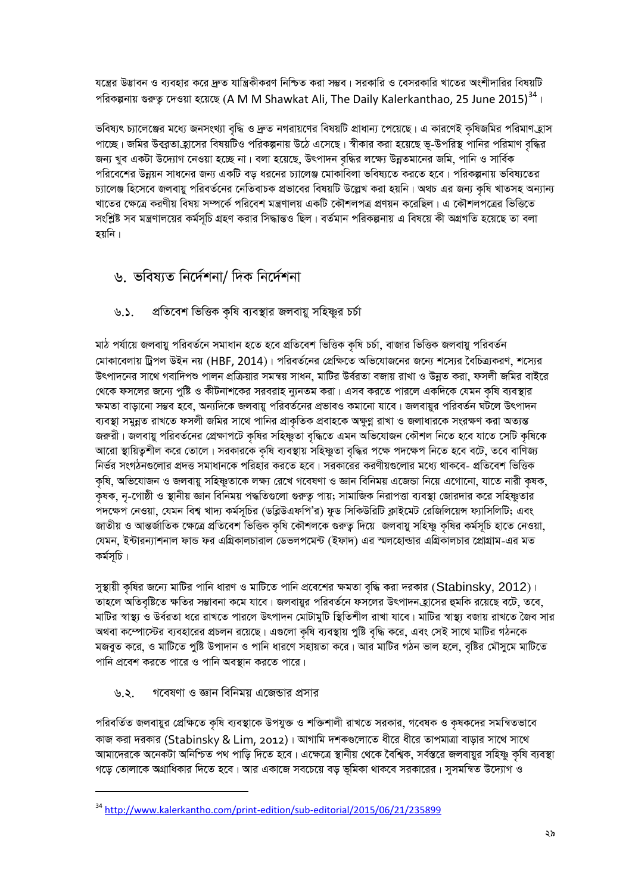যন্ত্রের উদ্ভাবন ও ব্যবহার করে দ্রুত যান্ত্রিকীকরণ নিশ্চিত করা সম্ভব। সরকারি ও বেসরকারি খাতের অংশীদারির বিষয়টি পরিকল্পনায় গুরুত্ব দেওয়া হয়েছে (A M M Shawkat Ali, The Daily Kalerkanthao, 25 June 2015)[34]।

ভবিষ্যৎ চ্যালেঞ্জের মধ্যে জনসংখ্যা বৃদ্ধি ও দ্রুত নগরায়ণের বিষয়টি প্রাধান্য পেয়েছে। এ কারণেই কৃষিজমির পরিমাণ হ্রাস পাচ্ছে। জমির উর্বরতা হ্রাসের বিষয়টিও পরিকল্পনায় উঠে এসেছে। স্বীকার করা হয়েছে ভূ-উপরিস্থ পানির পরিমাণ বৃদ্ধির জন্য খুব একটা উদ্যোগ নেওয়া হচ্ছে না। বলা হয়েছে, উৎপাদন বৃদ্ধির লক্ষ্যে উন্নতমানের জমি, পানি ও সার্বিক পরিবেশের উন্নয়ন সাধনের জন্য একটি বড় ধরনের চ্যালেঞ্জ মোকাবিলা ভবিষ্যতে করতে হবে। পরিকল্পনায় ভবিষ্যতের চ্যালেঞ্জ হিসেবে জলবায়ু পরিবর্তনের নেতিবাচক প্রভাবের বিষয়টি উল্লেখ করা হয়নি। অথচ এর জন্য কৃষি খাতসহ অন্যান্য খাতের ক্ষেত্রে করণীয় বিষয় সম্পর্কে পরিবেশ মন্ত্রণালয় একটি কৌশলপত্র প্রণয়ন করেছিল। এ কৌশলপত্রের ভিত্তিতে সংশ্লিষ্ট সব মন্ত্রণালয়ের কর্মসূচি গ্রহণ করার সিদ্ধান্তও ছিল। বর্তমান পরিকল্পনায় এ বিষয়ে কী অগ্রগতি হয়েছে তা বলা হয়নি।

## ৬. ভবিষ্যত নির্দেশনা/ দিক নির্দেশনা

### ৬.১. প্রতিবেশ ভিত্তিক কৃষি ব্যবস্থার জলবায়ু সহিষ্ণুর চর্চা

মাঠ পর্যায়ে জলবায়ু পরিবর্তনে সমাধান হতে হবে প্রতিবেশ ভিত্তিক কৃষি চর্চা, বাজার ভিত্তিক জলবায়ু পরিবর্তন মোকাবেলায় ট্রিপল উইন নয় (HBF, 2014)। পরিবর্তনের প্রেক্ষিতে অভিযোজনের জন্যে শস্যের বৈচিত্র্যকরণ, শস্যের উৎপাদনের সাথে গবাদিপশু পালন প্রক্রিয়ার সমন্বয় সাধন, মাটির উর্বরতা বজায় রাখা ও উন্নত করা, ফসলী জমির বাইরে থেকে ফসলের জন্যে পুষ্টি ও কীটনাশকের সরবরাহ ন্যূনতম করা। এসব করতে পারলে একদিকে যেমন কৃষি ব্যবস্থার ক্ষমতা বাড়ানো সম্ভব হবে, অন্যদিকে জলবায়ু পরিবর্তনের প্রভাবও কমানো যাবে। জলবায়ুর পরিবর্তন ঘটলে উৎপাদন ব্যবস্থা সমুন্নত রাখতে ফসলী জমির সাথে পানির প্রাকৃতিক প্রবাহকে অক্ষুণ্ণ রাখা ও জলাধারকে সংরক্ষণ করা অত্যন্ত জরুরী। জলবায়ু পরিবর্তনের প্রেক্ষাপটে কৃষির সহিষ্ণুতা বৃদ্ধিতে এমন অভিযোজন কৌশল নিতে হবে যাতে সেটি কৃষিকে আরো স্থায়িত্বশীল করে তোলে। সরকারকে কৃষি ব্যবস্থায় সহিষ্ণুতা বৃদ্ধির পক্ষে পদক্ষেপ নিতে হবে বটে, তবে বাণিজ্য নির্ভর সংগঠনগুলোর প্রদত্ত সমাধানকে পরিহার করতে হবে। সরকারের করণীয়গুলোর মধ্যে থাকবে- প্রতিবেশ ভিত্তিক কৃষি, অভিযোজন ও জলবায়ু সহিষ্ণুতাকে লক্ষ্য রেখে গবেষণা ও জ্ঞান বিনিময় এজেন্ডা নিয়ে এগোনো, যাতে নারী কৃষক, কৃষক, নৃ-গোষ্ঠী ও স্থানীয় জ্ঞান বিনিময় পদ্ধতিগুলো গুরুত্ব পায়; সামাজিক নিরাপত্তা ব্যবস্থা জোরদার করে সহিষ্ণুতার পদক্ষেপ নেওয়া, যেমন বিশ্ব খাদ্য কর্মসূচির (ডব্লিউএফপি'র) ফুড সিকিউরিটি ক্লাইমেট রেজিলিয়েন্স ফ্যাসিলিটি; এবং জাতীয় ও আন্তর্জাতিক ক্ষেত্রে প্রতিবেশ ভিত্তিক কৃষি কৌশলকে গুরুত্ব দিয়ে জলবায়ু সহিষ্ণু কৃষির কর্মসূচি হাতে নেওয়া, যেমন, ইন্টারন্যাশনাল ফান্ড ফর এগ্রিকালচারাল ডেভলপমেন্ট (ইফাদ) এর স্মলহোল্ডার এগ্রিকালচার প্রোগ্রাম-এর মত কর্মসূচি।

সুস্থায়ী কৃষির জন্যে মাটির পানি ধারণ ও মাটিতে পানি প্রবেশের ক্ষমতা বৃদ্ধি করা দরকার (Stabinsky, 2012)। তাহলে অতিবৃষ্টিতে ক্ষতির সম্ভাবনা কমে যাবে। জলবায়ুর পরিবর্তনে ফসলের উৎপাদন হ্রাসের হুমকি রয়েছে বটে, তবে, মাটির স্বাস্থ্য ও উর্বরতা ধরে রাখতে পারলে উৎপাদন মোটামুটি স্থিতিশীল রাখা যাবে। মাটির স্বাস্থ্য বজায় রাখতে জৈব সার অথবা কম্পোস্টের ব্যবহারের প্রচলন রয়েছে। এগুলো কৃষি ব্যবস্থায় পুষ্টি বৃদ্ধি করে, এবং সেই সাথে মাটির গঠনকে মজবুত করে, ও মাটিতে পুষ্টি উপাদান ও পানি ধারণে সহায়তা করে। আর মাটির গঠন ভাল হলে, বৃষ্টির মৌসুমে মাটিতে পানি প্রবেশ করতে পারে ও পানি অবস্থান করতে পারে।

### ৬.২. গবেষণা ও জ্ঞান বিনিময় এজেন্ডার প্রসার

পরিবর্তিত জলবায়ুর প্রেক্ষিতে কৃষি ব্যবস্থাকে উপযুক্ত ও শক্তিশালী রাখতে সরকার, গবেষক ও কৃষকদের সমন্বিতভাবে কাজ করা দরকার (Stabinsky & Lim, 2012)। আগামি দশকগুলোতে ধীরে ধীরে তাপমাত্রা বাড়ার সাথে সাথে আমাদেরকে অনেকটা অনিশ্চিত পথ পাড়ি দিতে হবে। এক্ষেত্রে স্থানীয় থেকে বৈশ্বিক, সর্বস্তরে জলবায়ুর সহিষ্ণু কৃষি ব্যবস্থা গড়ে তোলাকে অগ্রাধিকার দিতে হবে। আর একাজে সবচেয়ে বড় ভূমিকা থাকবে সরকারের। সুসমন্বিত উদ্যোগ ও

---

[34] http://www.kalerkantho.com/print-edition/sub-editorial/2015/06/21/235899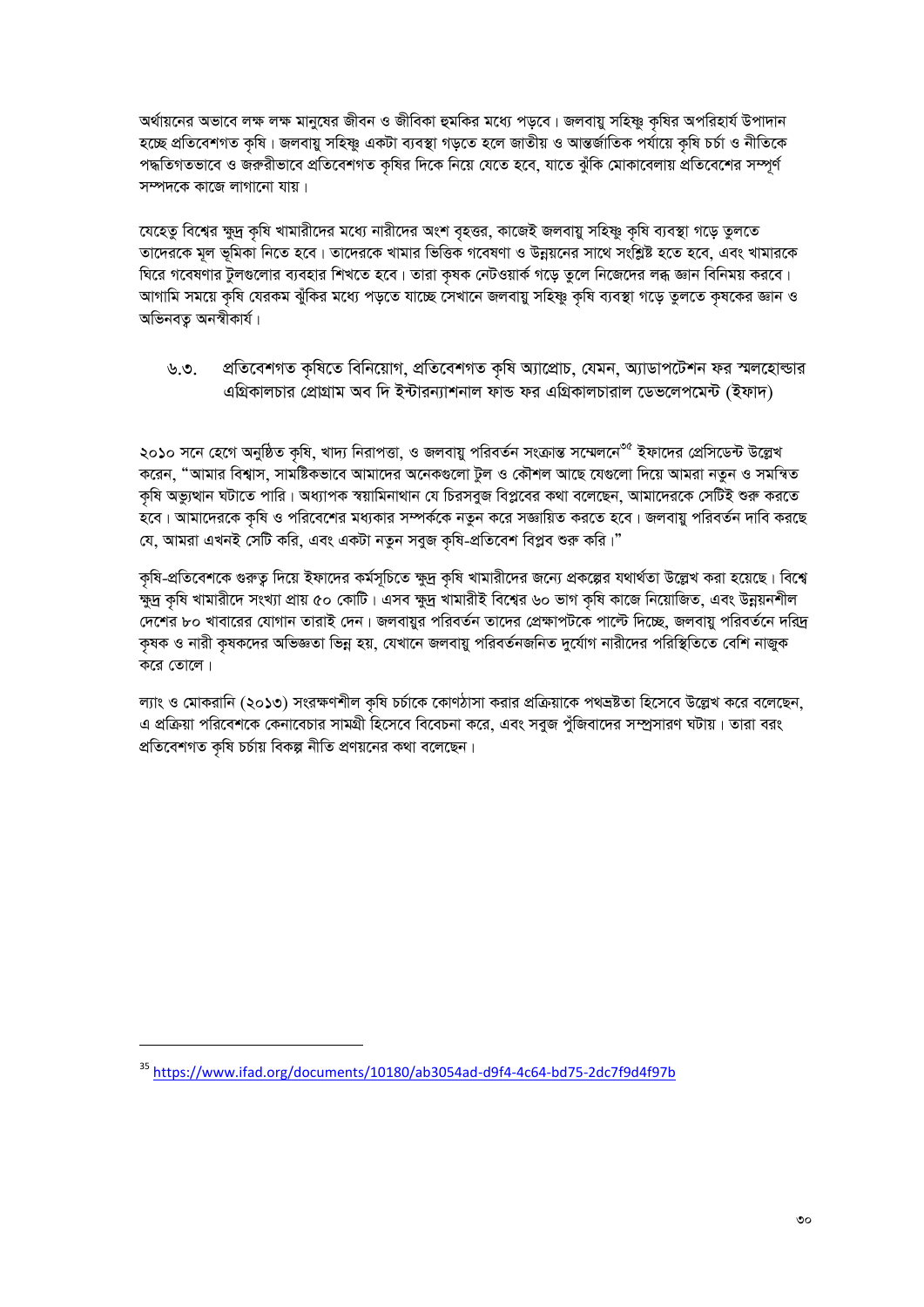অর্থায়নের অভাবে লক্ষ লক্ষ মানুষের জীবন ও জীবিকা হুমকির মধ্যে পড়বে। জলবায়ু সহিষ্ণু কৃষির অপরিহার্য উপাদান হচ্ছে প্রতিবেশগত কৃষি। জলবায়ু সহিষ্ণু একটা ব্যবস্থা গড়তে হলে জাতীয় ও আন্তর্জাতিক পর্যায়ে কৃষি চর্চা ও নীতিকে পদ্ধতিগতভাবে ও জরুরীভাবে প্রতিবেশগত কৃষির দিকে নিয়ে যেতে হবে, যাতে ঝুঁকি মোকাবেলায় প্রতিবেশের সম্পূর্ণ সম্পদকে কাজে লাগানো যায়।

যেহেতু বিশ্বের ক্ষুদ্র কৃষি খামারীদের মধ্যে নারীদের অংশ বৃহত্তর, কাজেই জলবায়ু সহিষ্ণু কৃষি ব্যবস্থা গড়ে তুলতে তাদেরকে মূল ভূমিকা নিতে হবে। তাদেরকে খামার ভিত্তিক গবেষণা ও উন্নয়নের সাথে সংশ্লিষ্ট হতে হবে, এবং খামারকে ঘিরে গবেষণার টুলগুলোর ব্যবহার শিখতে হবে। তারা কৃষক নেটওয়ার্ক গড়ে তুলে নিজেদের লব্ধ জ্ঞান বিনিময় করবে। আগামি সময়ে কৃষি যেরকম ঝুঁকির মধ্যে পড়তে যাচ্ছে সেখানে জলবায়ু সহিষ্ণু কৃষি ব্যবস্থা গড়ে তুলতে কৃষকের জ্ঞান ও অভিনবত্ব অনস্বীকার্য।

### ৬.৩. প্রতিবেশগত কৃষিতে বিনিয়োগ, প্রতিবেশগত কৃষি অ্যাপ্রোচ, যেমন, অ্যাডাপটেশন ফর স্মলহোল্ডার এগ্রিকালচার প্রোগ্রাম অব দি ইন্টারন্যাশনাল ফান্ড ফর এগ্রিকালচারাল ডেভেলেপমেন্ট (ইফাদ)

২০১০ সনে হেগে অনুষ্ঠিত কৃষি, খাদ্য নিরাপত্তা, ও জলবায়ু পরিবর্তন সংক্রান্ত সম্মেলনে[৩৫] ইফাদের প্রেসিডেন্ট উল্লেখ করেন, "আমার বিশ্বাস, সামষ্টিকভাবে আমাদের অনেকগুলো টুল ও কৌশল আছে যেগুলো দিয়ে আমরা নতুন ও সমন্বিত কৃষি অভ্যুত্থান ঘটাতে পারি। অধ্যাপক স্বয়ামিনাথান যে চিরসবুজ বিপ্লবের কথা বলেছেন, আমাদেরকে সেটিই শুরু করতে হবে। আমাদেরকে কৃষি ও পরিবেশের মধ্যকার সম্পর্ককে নতুন করে সজ্ঞায়িত করতে হবে। জলবায়ু পরিবর্তন দাবি করছে যে, আমরা এখনই সেটি করি, এবং একটা নতুন সবুজ কৃষি-প্রতিবেশ বিপ্লব শুরু করি।"

কৃষি-প্রতিবেশকে গুরুত্ব দিয়ে ইফাদের কর্মসূচিতে ক্ষুদ্র কৃষি খামারীদের জন্যে প্রকল্পের যথার্থতা উল্লেখ করা হয়েছে। বিশ্বে ক্ষুদ্র কৃষি খামারীদে সংখ্যা প্রায় ৫০ কোটি। এসব ক্ষুদ্র খামারীই বিশ্বের ৬০ ভাগ কৃষি কাজে নিয়োজিত, এবং উন্নয়নশীল দেশের ৮০ খাবারের যোগান তারাই দেন। জলবায়ুর পরিবর্তন তাদের প্রেক্ষাপটকে পাল্টে দিচ্ছে, জলবায়ু পরিবর্তনে দরিদ্র কৃষক ও নারী কৃষকদের অভিজ্ঞতা ভিন্ন হয়, যেখানে জলবায়ু পরিবর্তনজনিত দুর্যোগ নারীদের পরিস্থিতিতে বেশি নাজুক করে তোলে।

ল্যাং ও মোকরানি (২০১৩) সংরক্ষণশীল কৃষি চর্চাকে কোণঠাসা করার প্রক্রিয়াকে পথভ্রষ্টতা হিসেবে উল্লেখ করে বলেছেন, এ প্রক্রিয়া পরিবেশকে কেনাবেচার সামগ্রী হিসেবে বিবেচনা করে, এবং সবুজ পুঁজিবাদের সম্প্রসারণ ঘটায়। তারা বরং প্রতিবেশগত কৃষি চর্চায় বিকল্প নীতি প্রণয়নের কথা বলেছেন।

---

[35] https://www.ifad.org/documents/10180/ab3054ad-d9f4-4c64-bd75-2dc7f9d4f97b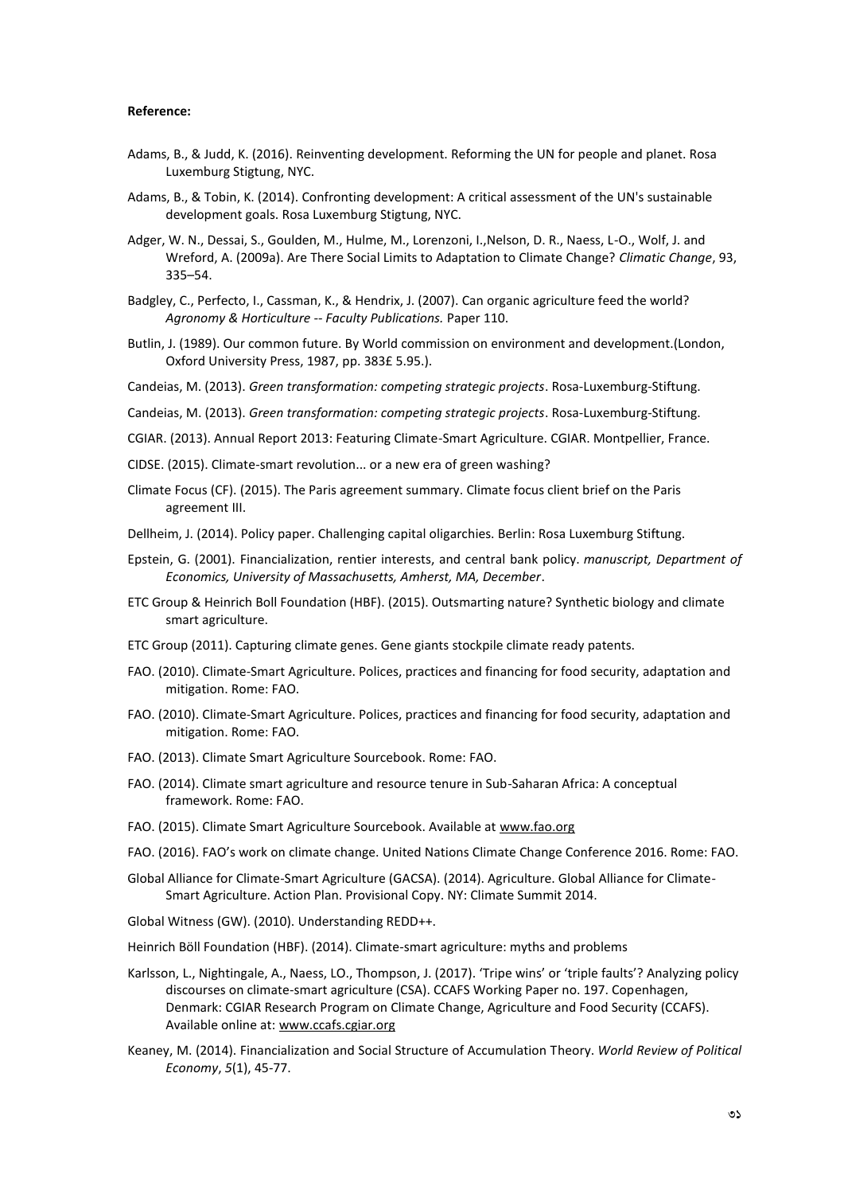**Reference:**

Adams, B., & Judd, K. (2016). Reinventing development. Reforming the UN for people and planet. Rosa Luxemburg Stigtung, NYC.

Adams, B., & Tobin, K. (2014). Confronting development: A critical assessment of the UN's sustainable development goals. Rosa Luxemburg Stigtung, NYC.

Adger, W. N., Dessai, S., Goulden, M., Hulme, M., Lorenzoni, I.,Nelson, D. R., Naess, L-O., Wolf, J. and Wreford, A. (2009a). Are There Social Limits to Adaptation to Climate Change? *Climatic Change*, 93, 335–54.

Badgley, C., Perfecto, I., Cassman, K., & Hendrix, J. (2007). Can organic agriculture feed the world? *Agronomy & Horticulture -- Faculty Publications.* Paper 110.

Butlin, J. (1989). Our common future. By World commission on environment and development.(London, Oxford University Press, 1987, pp. 383£ 5.95.).

Candeias, M. (2013). *Green transformation: competing strategic projects*. Rosa-Luxemburg-Stiftung.

Candeias, M. (2013). *Green transformation: competing strategic projects*. Rosa-Luxemburg-Stiftung.

CGIAR. (2013). Annual Report 2013: Featuring Climate-Smart Agriculture. CGIAR. Montpellier, France.

CIDSE. (2015). Climate-smart revolution... or a new era of green washing?

Climate Focus (CF). (2015). The Paris agreement summary. Climate focus client brief on the Paris agreement III.

Dellheim, J. (2014). Policy paper. Challenging capital oligarchies. Berlin: Rosa Luxemburg Stiftung.

Epstein, G. (2001). Financialization, rentier interests, and central bank policy. *manuscript, Department of Economics, University of Massachusetts, Amherst, MA, December*.

ETC Group & Heinrich Boll Foundation (HBF). (2015). Outsmarting nature? Synthetic biology and climate smart agriculture.

ETC Group (2011). Capturing climate genes. Gene giants stockpile climate ready patents.

FAO. (2010). Climate-Smart Agriculture. Polices, practices and financing for food security, adaptation and mitigation. Rome: FAO.

FAO. (2010). Climate-Smart Agriculture. Polices, practices and financing for food security, adaptation and mitigation. Rome: FAO.

FAO. (2013). Climate Smart Agriculture Sourcebook. Rome: FAO.

FAO. (2014). Climate smart agriculture and resource tenure in Sub-Saharan Africa: A conceptual framework. Rome: FAO.

FAO. (2015). Climate Smart Agriculture Sourcebook. Available at www.fao.org

FAO. (2016). FAO's work on climate change. United Nations Climate Change Conference 2016. Rome: FAO.

Global Alliance for Climate-Smart Agriculture (GACSA). (2014). Agriculture. Global Alliance for Climate-Smart Agriculture. Action Plan. Provisional Copy. NY: Climate Summit 2014.

Global Witness (GW). (2010). Understanding REDD++.

Heinrich Böll Foundation (HBF). (2014). Climate-smart agriculture: myths and problems

Karlsson, L., Nightingale, A., Naess, LO., Thompson, J. (2017). 'Tripe wins' or 'triple faults'? Analyzing policy discourses on climate-smart agriculture (CSA). CCAFS Working Paper no. 197. Copenhagen, Denmark: CGIAR Research Program on Climate Change, Agriculture and Food Security (CCAFS). Available online at: www.ccafs.cgiar.org

Keaney, M. (2014). Financialization and Social Structure of Accumulation Theory. *World Review of Political Economy*, *5*(1), 45-77.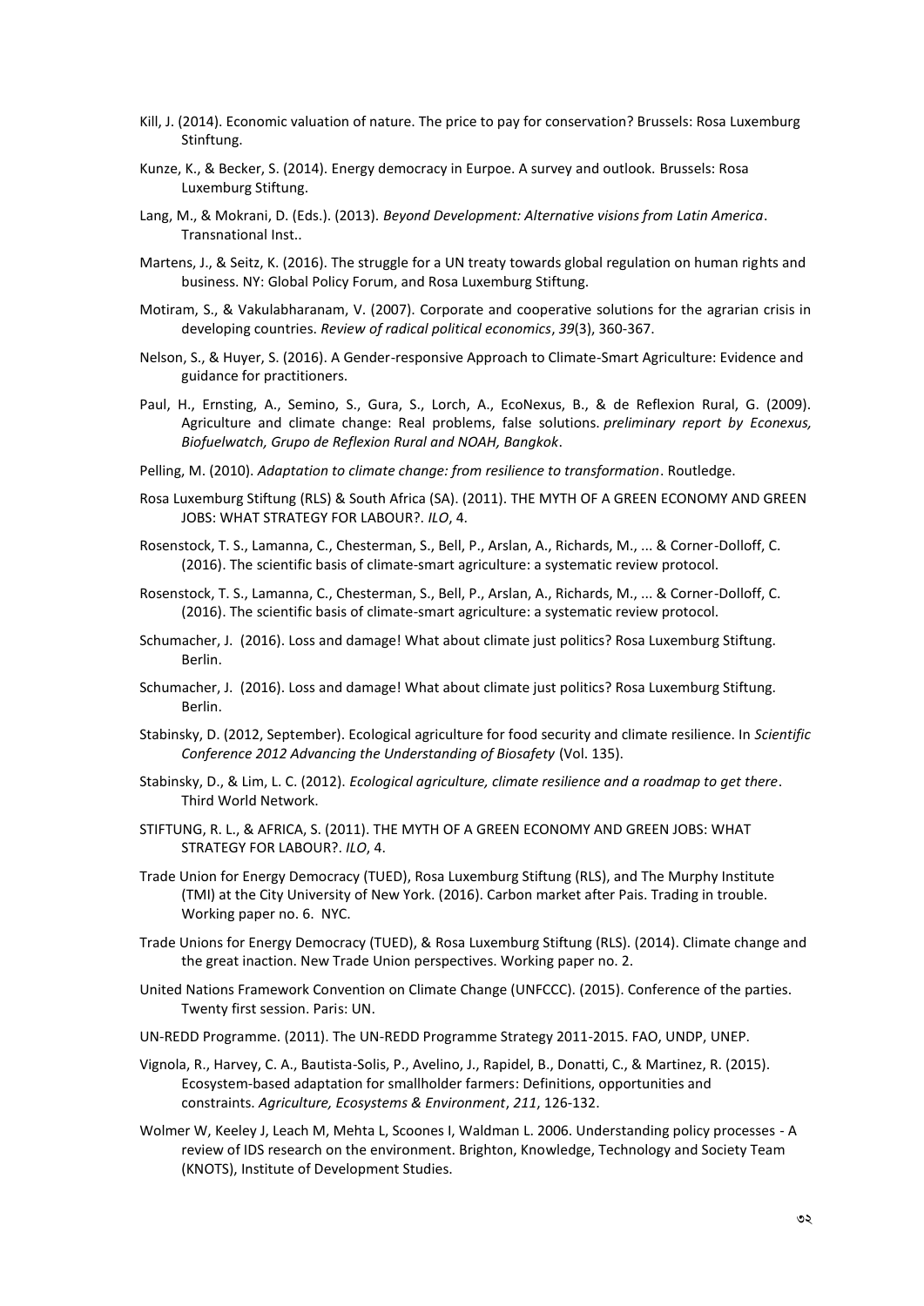Kill, J. (2014). Economic valuation of nature. The price to pay for conservation? Brussels: Rosa Luxemburg Stinftung.

Kunze, K., & Becker, S. (2014). Energy democracy in Eurpoe. A survey and outlook. Brussels: Rosa Luxemburg Stiftung.

Lang, M., & Mokrani, D. (Eds.). (2013). *Beyond Development: Alternative visions from Latin America*. Transnational Inst..

Martens, J., & Seitz, K. (2016). The struggle for a UN treaty towards global regulation on human rights and business. NY: Global Policy Forum, and Rosa Luxemburg Stiftung.

Motiram, S., & Vakulabharanam, V. (2007). Corporate and cooperative solutions for the agrarian crisis in developing countries. *Review of radical political economics*, *39*(3), 360-367.

Nelson, S., & Huyer, S. (2016). A Gender-responsive Approach to Climate-Smart Agriculture: Evidence and guidance for practitioners.

Paul, H., Ernsting, A., Semino, S., Gura, S., Lorch, A., EcoNexus, B., & de Reflexion Rural, G. (2009). Agriculture and climate change: Real problems, false solutions. *preliminary report by Econexus, Biofuelwatch, Grupo de Reflexion Rural and NOAH, Bangkok*.

Pelling, M. (2010). *Adaptation to climate change: from resilience to transformation*. Routledge.

Rosa Luxemburg Stiftung (RLS) & South Africa (SA). (2011). THE MYTH OF A GREEN ECONOMY AND GREEN JOBS: WHAT STRATEGY FOR LABOUR?. *ILO*, 4.

Rosenstock, T. S., Lamanna, C., Chesterman, S., Bell, P., Arslan, A., Richards, M., ... & Corner-Dolloff, C. (2016). The scientific basis of climate-smart agriculture: a systematic review protocol.

Rosenstock, T. S., Lamanna, C., Chesterman, S., Bell, P., Arslan, A., Richards, M., ... & Corner-Dolloff, C. (2016). The scientific basis of climate-smart agriculture: a systematic review protocol.

Schumacher, J. (2016). Loss and damage! What about climate just politics? Rosa Luxemburg Stiftung. Berlin.

Schumacher, J. (2016). Loss and damage! What about climate just politics? Rosa Luxemburg Stiftung. Berlin.

Stabinsky, D. (2012, September). Ecological agriculture for food security and climate resilience. In *Scientific Conference 2012 Advancing the Understanding of Biosafety* (Vol. 135).

Stabinsky, D., & Lim, L. C. (2012). *Ecological agriculture, climate resilience and a roadmap to get there*. Third World Network.

STIFTUNG, R. L., & AFRICA, S. (2011). THE MYTH OF A GREEN ECONOMY AND GREEN JOBS: WHAT STRATEGY FOR LABOUR?. *ILO*, 4.

Trade Union for Energy Democracy (TUED), Rosa Luxemburg Stiftung (RLS), and The Murphy Institute (TMI) at the City University of New York. (2016). Carbon market after Pais. Trading in trouble. Working paper no. 6. NYC.

Trade Unions for Energy Democracy (TUED), & Rosa Luxemburg Stiftung (RLS). (2014). Climate change and the great inaction. New Trade Union perspectives. Working paper no. 2.

United Nations Framework Convention on Climate Change (UNFCCC). (2015). Conference of the parties. Twenty first session. Paris: UN.

UN-REDD Programme. (2011). The UN-REDD Programme Strategy 2011-2015. FAO, UNDP, UNEP.

Vignola, R., Harvey, C. A., Bautista-Solis, P., Avelino, J., Rapidel, B., Donatti, C., & Martinez, R. (2015). Ecosystem-based adaptation for smallholder farmers: Definitions, opportunities and constraints. *Agriculture, Ecosystems & Environment*, *211*, 126-132.

Wolmer W, Keeley J, Leach M, Mehta L, Scoones I, Waldman L. 2006. Understanding policy processes - A review of IDS research on the environment. Brighton, Knowledge, Technology and Society Team (KNOTS), Institute of Development Studies.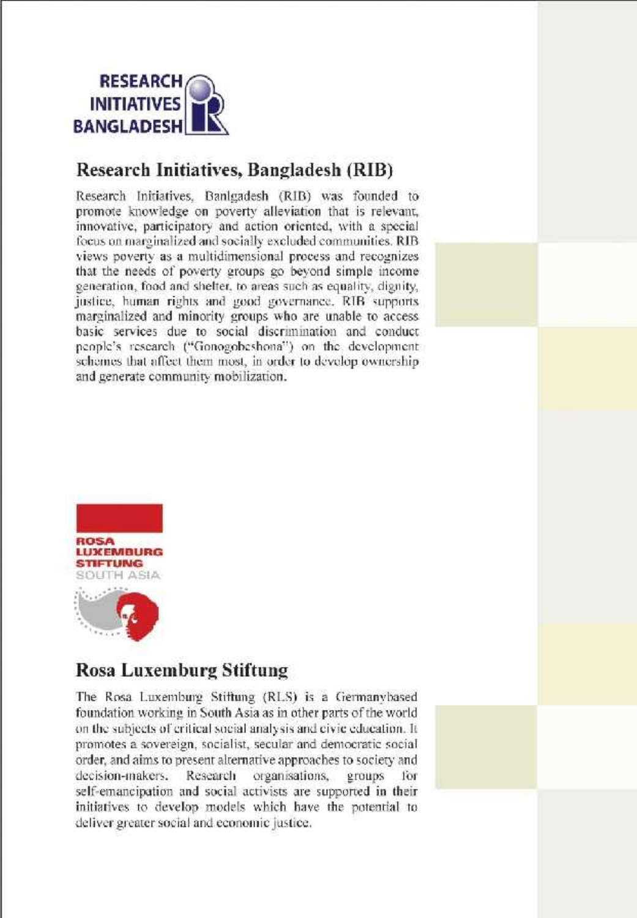RESEARCH INITIATIVES BANGLADESH

## Research Initiatives, Bangladesh (RIB)

Research Initiatives, Banlgadesh (RIB) was founded to promote knowledge on poverty alleviation that is relevant, innovative, participatory and action oriented, with a special focus on marginalized and socially excluded communities. RIB views poverty as a multidimensional process and recognizes that the needs of poverty groups go beyond simple income generation, food and shelter, to areas such as equality, dignity, justice, human rights and good governance. RIB supports marginalized and minority groups who are unable to access basic services due to social discrimination and conduct people's research ("Gonogobeshona") on the development schemes that affect them most, in order to develop ownership and generate community mobilization.

ROSA LUXEMBURG STIFTUNG SOUTH ASIA

## Rosa Luxemburg Stiftung

The Rosa Luxemburg Stiftung (RLS) is a Germanybased foundation working in South Asia as in other parts of the world on the subjects of critical social analysis and civic education. It promotes a sovereign, socialist, secular and democratic social order, and aims to present alternative approaches to society and decision-makers. Research organisations, groups for self-emancipation and social activists are supported in their initiatives to develop models which have the potential to deliver greater social and economic justice.